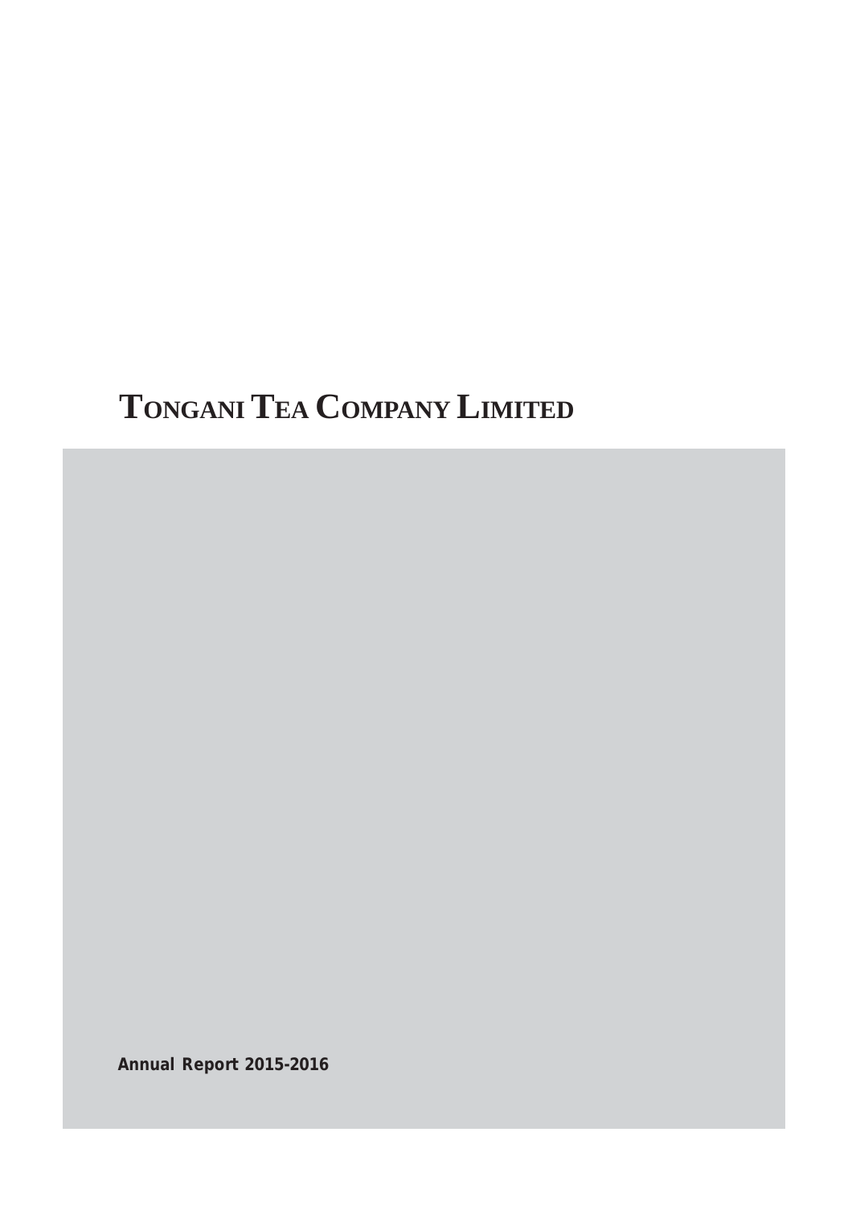# TONGANI TEA COMPANY LIMITED

**Annual Report 2015-2016**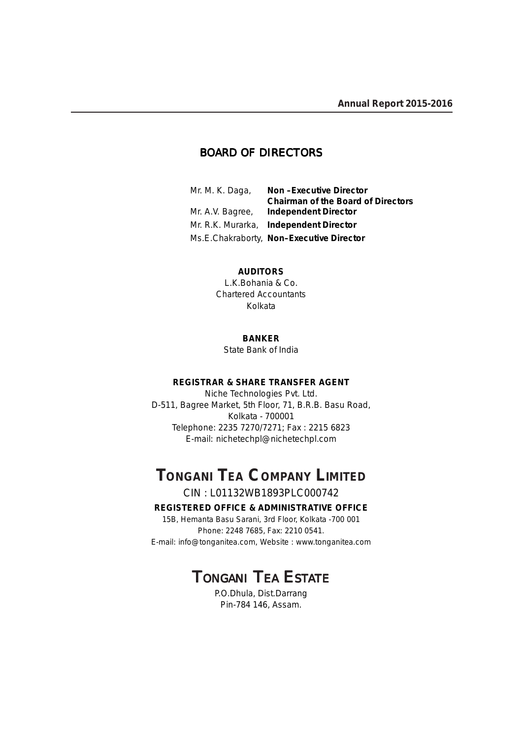## BOARD OF DIRECTORS

| | |
|---|---|
| Mr. M. K. Daga, | **Non –Executive Director**<br>**Chairman of the Board of Directors** |
| Mr. A.V. Bagree, | **Independent Director** |
| Mr. R.K. Murarka, | **Independent Director** |
| Ms.E.Chakraborty, | **Non–Executive Director** |

**AUDITORS**

L.K.Bohania & Co.
Chartered Accountants
Kolkata

**BANKER**

State Bank of India

**REGISTRAR & SHARE TRANSFER AGENT**

Niche Technologies Pvt. Ltd.
D-511, Bagree Market, 5th Floor, 71, B.R.B. Basu Road,
Kolkata - 700001
Telephone: 2235 7270/7271; Fax : 2215 6823
E-mail: nichetechpl@nichetechpl.com

# TONGANI TEA COMPANY LIMITED

CIN : L01132WB1893PLC000742

**REGISTERED OFFICE & ADMINISTRATIVE OFFICE**

15B, Hemanta Basu Sarani, 3rd Floor, Kolkata -700 001
Phone: 2248 7685, Fax: 2210 0541.
E-mail: info@tonganitea.com, Website : www.tonganitea.com

# TONGANI TEA ESTATE

P.O.Dhula, Dist.Darrang
Pin-784 146, Assam.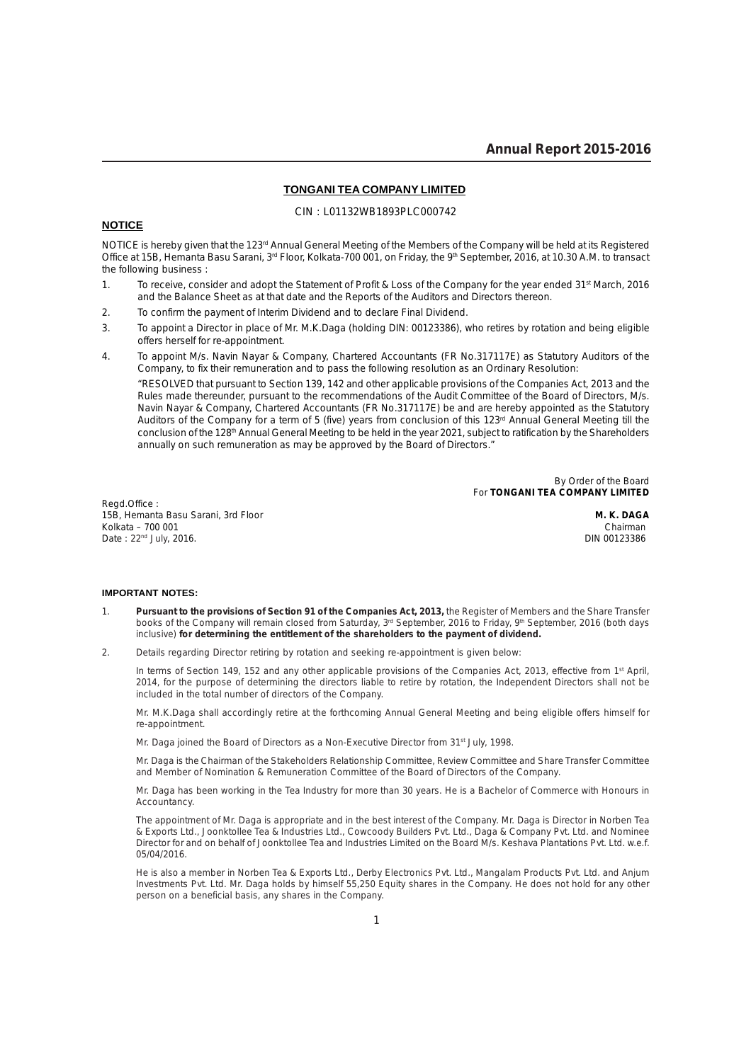**TONGANI TEA COMPANY LIMITED**

CIN : L01132WB1893PLC000742

## NOTICE

NOTICE is hereby given that the 123rd Annual General Meeting of the Members of the Company will be held at its Registered Office at 15B, Hemanta Basu Sarani, 3rd Floor, Kolkata-700 001, on Friday, the 9th September, 2016, at 10.30 A.M. to transact the following business :

1. To receive, consider and adopt the Statement of Profit & Loss of the Company for the year ended 31st March, 2016 and the Balance Sheet as at that date and the Reports of the Auditors and Directors thereon.
2. To confirm the payment of Interim Dividend and to declare Final Dividend.
3. To appoint a Director in place of Mr. M.K.Daga (holding DIN: 00123386), who retires by rotation and being eligible offers herself for re-appointment.
4. To appoint M/s. Navin Nayar & Company, Chartered Accountants (FR No.317117E) as Statutory Auditors of the Company, to fix their remuneration and to pass the following resolution as an Ordinary Resolution:

   "RESOLVED that pursuant to Section 139, 142 and other applicable provisions of the Companies Act, 2013 and the Rules made thereunder, pursuant to the recommendations of the Audit Committee of the Board of Directors, M/s. Navin Nayar & Company, Chartered Accountants (FR No.317117E) be and are hereby appointed as the Statutory Auditors of the Company for a term of 5 (five) years from conclusion of this 123rd Annual General Meeting till the conclusion of the 128th Annual General Meeting to be held in the year 2021, subject to ratification by the Shareholders annually on such remuneration as may be approved by the Board of Directors."

By Order of the Board
For **TONGANI TEA COMPANY LIMITED**

**M. K. DAGA**
Chairman
DIN 00123386

Regd.Office :
15B, Hemanta Basu Sarani, 3rd Floor
Kolkata – 700 001
Date : 22nd July, 2016.

### IMPORTANT NOTES:

1. **Pursuant to the provisions of Section 91 of the Companies Act, 2013,** the Register of Members and the Share Transfer books of the Company will remain closed from Saturday, 3rd September, 2016 to Friday, 9th September, 2016 (both days inclusive) **for determining the entitlement of the shareholders to the payment of dividend.**
2. Details regarding Director retiring by rotation and seeking re-appointment is given below:

   In terms of Section 149, 152 and any other applicable provisions of the Companies Act, 2013, effective from 1st April, 2014, for the purpose of determining the directors liable to retire by rotation, the Independent Directors shall not be included in the total number of directors of the Company.

   Mr. M.K.Daga shall accordingly retire at the forthcoming Annual General Meeting and being eligible offers himself for re-appointment.

   Mr. Daga joined the Board of Directors as a Non-Executive Director from 31st July, 1998.

   Mr. Daga is the Chairman of the Stakeholders Relationship Committee, Review Committee and Share Transfer Committee and Member of Nomination & Remuneration Committee of the Board of Directors of the Company.

   Mr. Daga has been working in the Tea Industry for more than 30 years. He is a Bachelor of Commerce with Honours in Accountancy.

   The appointment of Mr. Daga is appropriate and in the best interest of the Company. Mr. Daga is Director in Norben Tea & Exports Ltd., Joonktollee Tea & Industries Ltd., Cowcoody Builders Pvt. Ltd., Daga & Company Pvt. Ltd. and Nominee Director for and on behalf of Joonktollee Tea and Industries Limited on the Board M/s. Keshava Plantations Pvt. Ltd. w.e.f. 05/04/2016.

   He is also a member in Norben Tea & Exports Ltd., Derby Electronics Pvt. Ltd., Mangalam Products Pvt. Ltd. and Anjum Investments Pvt. Ltd. Mr. Daga holds by himself 55,250 Equity shares in the Company. He does not hold for any other person on a beneficial basis, any shares in the Company.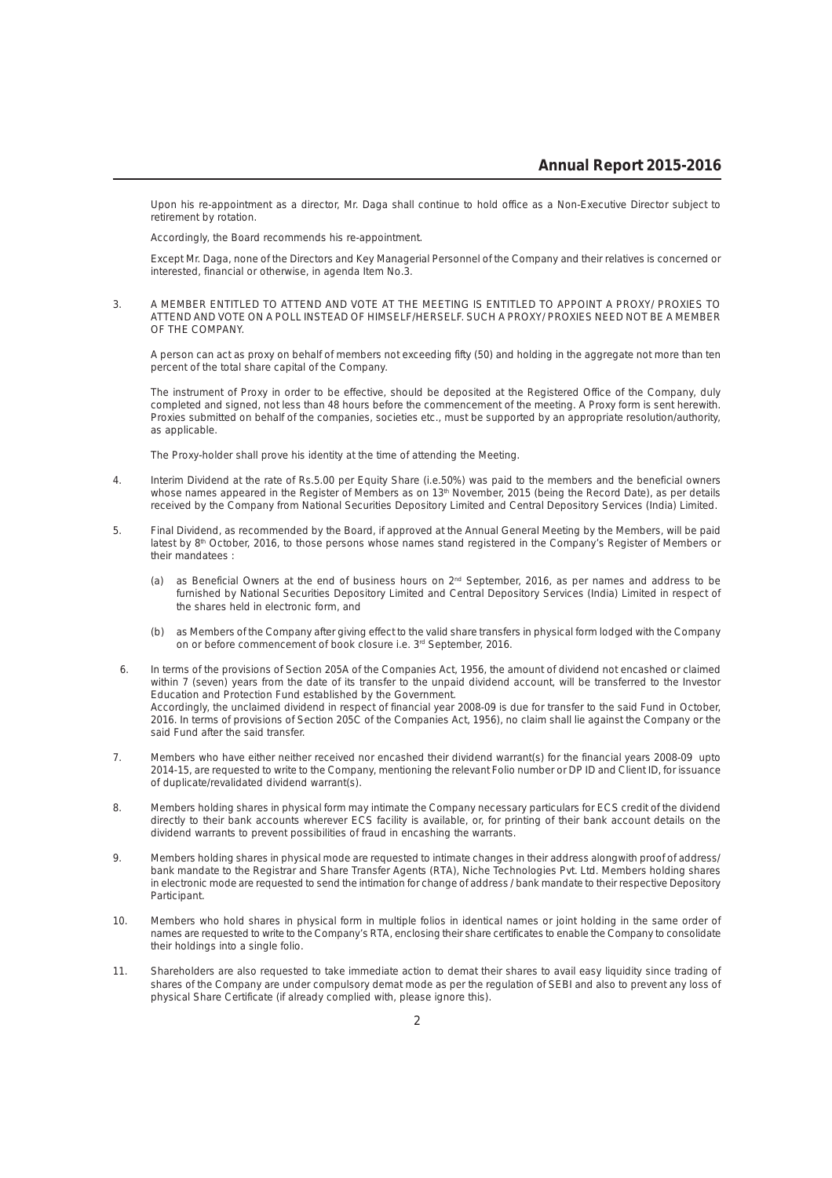Upon his re-appointment as a director, Mr. Daga shall continue to hold office as a Non-Executive Director subject to retirement by rotation.

Accordingly, the Board recommends his re-appointment.

Except Mr. Daga, none of the Directors and Key Managerial Personnel of the Company and their relatives is concerned or interested, financial or otherwise, in agenda Item No.3.

3. A MEMBER ENTITLED TO ATTEND AND VOTE AT THE MEETING IS ENTITLED TO APPOINT A PROXY/ PROXIES TO ATTEND AND VOTE ON A POLL INSTEAD OF HIMSELF/HERSELF. SUCH A PROXY/ PROXIES NEED NOT BE A MEMBER OF THE COMPANY.

   A person can act as proxy on behalf of members not exceeding fifty (50) and holding in the aggregate not more than ten percent of the total share capital of the Company.

   The instrument of Proxy in order to be effective, should be deposited at the Registered Office of the Company, duly completed and signed, not less than 48 hours before the commencement of the meeting. A Proxy form is sent herewith. Proxies submitted on behalf of the companies, societies etc., must be supported by an appropriate resolution/authority, as applicable.

   The Proxy-holder shall prove his identity at the time of attending the Meeting.

4. Interim Dividend at the rate of Rs.5.00 per Equity Share (i.e.50%) was paid to the members and the beneficial owners whose names appeared in the Register of Members as on 13th November, 2015 (being the Record Date), as per details received by the Company from National Securities Depository Limited and Central Depository Services (India) Limited.

5. Final Dividend, as recommended by the Board, if approved at the Annual General Meeting by the Members, will be paid latest by 8th October, 2016, to those persons whose names stand registered in the Company's Register of Members or their mandatees :

   (a) as Beneficial Owners at the end of business hours on 2nd September, 2016, as per names and address to be furnished by National Securities Depository Limited and Central Depository Services (India) Limited in respect of the shares held in electronic form, and

   (b) as Members of the Company after giving effect to the valid share transfers in physical form lodged with the Company on or before commencement of book closure i.e. 3rd September, 2016.

6. In terms of the provisions of Section 205A of the Companies Act, 1956, the amount of dividend not encashed or claimed within 7 (seven) years from the date of its transfer to the unpaid dividend account, will be transferred to the Investor Education and Protection Fund established by the Government.
   Accordingly, the unclaimed dividend in respect of financial year 2008-09 is due for transfer to the said Fund in October, 2016. In terms of provisions of Section 205C of the Companies Act, 1956), no claim shall lie against the Company or the said Fund after the said transfer.

7. Members who have either neither received nor encashed their dividend warrant(s) for the financial years 2008-09 upto 2014-15, are requested to write to the Company, mentioning the relevant Folio number or DP ID and Client ID, for issuance of duplicate/revalidated dividend warrant(s).

8. Members holding shares in physical form may intimate the Company necessary particulars for ECS credit of the dividend directly to their bank accounts wherever ECS facility is available, or, for printing of their bank account details on the dividend warrants to prevent possibilities of fraud in encashing the warrants.

9. Members holding shares in physical mode are requested to intimate changes in their address alongwith proof of address/ bank mandate to the Registrar and Share Transfer Agents (RTA), Niche Technologies Pvt. Ltd. Members holding shares in electronic mode are requested to send the intimation for change of address / bank mandate to their respective Depository Participant.

10. Members who hold shares in physical form in multiple folios in identical names or joint holding in the same order of names are requested to write to the Company's RTA, enclosing their share certificates to enable the Company to consolidate their holdings into a single folio.

11. Shareholders are also requested to take immediate action to demat their shares to avail easy liquidity since trading of shares of the Company are under compulsory demat mode as per the regulation of SEBI and also to prevent any loss of physical Share Certificate (if already complied with, please ignore this).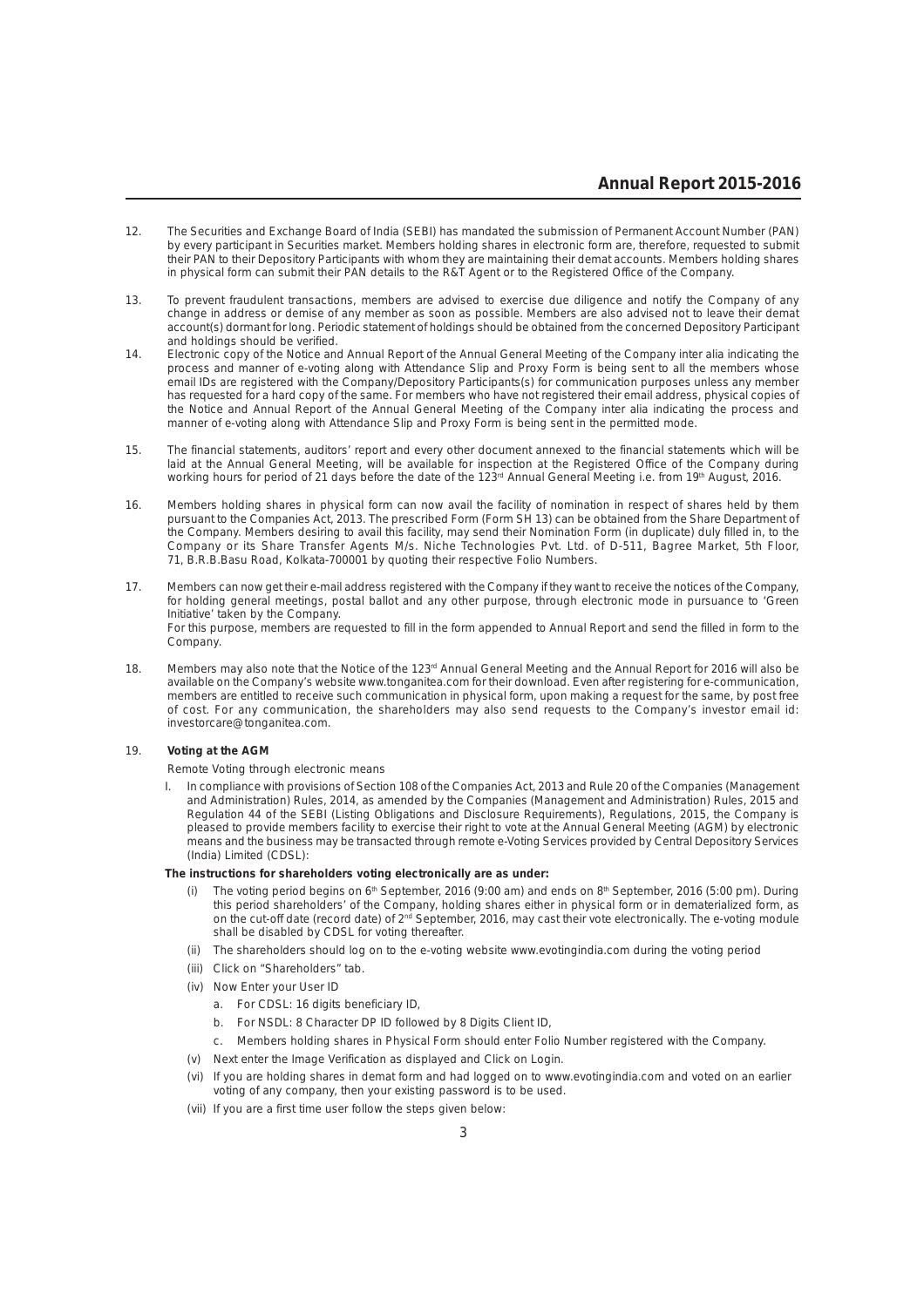12. The Securities and Exchange Board of India (SEBI) has mandated the submission of Permanent Account Number (PAN) by every participant in Securities market. Members holding shares in electronic form are, therefore, requested to submit their PAN to their Depository Participants with whom they are maintaining their demat accounts. Members holding shares in physical form can submit their PAN details to the R&T Agent or to the Registered Office of the Company.

13. To prevent fraudulent transactions, members are advised to exercise due diligence and notify the Company of any change in address or demise of any member as soon as possible. Members are also advised not to leave their demat account(s) dormant for long. Periodic statement of holdings should be obtained from the concerned Depository Participant and holdings should be verified.

14. Electronic copy of the Notice and Annual Report of the Annual General Meeting of the Company inter alia indicating the process and manner of e-voting along with Attendance Slip and Proxy Form is being sent to all the members whose email IDs are registered with the Company/Depository Participants(s) for communication purposes unless any member has requested for a hard copy of the same. For members who have not registered their email address, physical copies of the Notice and Annual Report of the Annual General Meeting of the Company inter alia indicating the process and manner of e-voting along with Attendance Slip and Proxy Form is being sent in the permitted mode.

15. The financial statements, auditors' report and every other document annexed to the financial statements which will be laid at the Annual General Meeting, will be available for inspection at the Registered Office of the Company during working hours for period of 21 days before the date of the 123rd Annual General Meeting i.e. from 19th August, 2016.

16. Members holding shares in physical form can now avail the facility of nomination in respect of shares held by them pursuant to the Companies Act, 2013. The prescribed Form (Form SH 13) can be obtained from the Share Department of the Company. Members desiring to avail this facility, may send their Nomination Form (in duplicate) duly filled in, to the Company or its Share Transfer Agents M/s. Niche Technologies Pvt. Ltd. of D-511, Bagree Market, 5th Floor, 71, B.R.B.Basu Road, Kolkata-700001 by quoting their respective Folio Numbers.

17. Members can now get their e-mail address registered with the Company if they want to receive the notices of the Company, for holding general meetings, postal ballot and any other purpose, through electronic mode in pursuance to 'Green Initiative' taken by the Company.
For this purpose, members are requested to fill in the form appended to Annual Report and send the filled in form to the Company.

18. Members may also note that the Notice of the 123rd Annual General Meeting and the Annual Report for 2016 will also be available on the Company's website www.tonganitea.com for their download. Even after registering for e-communication, members are entitled to receive such communication in physical form, upon making a request for the same, by post free of cost. For any communication, the shareholders may also send requests to the Company's investor email id: investorcare@tonganitea.com.

19. **Voting at the AGM**

Remote Voting through electronic means

I. In compliance with provisions of Section 108 of the Companies Act, 2013 and Rule 20 of the Companies (Management and Administration) Rules, 2014, as amended by the Companies (Management and Administration) Rules, 2015 and Regulation 44 of the SEBI (Listing Obligations and Disclosure Requirements), Regulations, 2015, the Company is pleased to provide members facility to exercise their right to vote at the Annual General Meeting (AGM) by electronic means and the business may be transacted through remote e-Voting Services provided by Central Depository Services (India) Limited (CDSL):

**The instructions for shareholders voting electronically are as under:**

(i) The voting period begins on 6th September, 2016 (9:00 am) and ends on 8th September, 2016 (5:00 pm). During this period shareholders' of the Company, holding shares either in physical form or in dematerialized form, as on the cut-off date (record date) of 2nd September, 2016, may cast their vote electronically. The e-voting module shall be disabled by CDSL for voting thereafter.

(ii) The shareholders should log on to the e-voting website www.evotingindia.com during the voting period

(iii) Click on "Shareholders" tab.

(iv) Now Enter your User ID

a. For CDSL: 16 digits beneficiary ID,

b. For NSDL: 8 Character DP ID followed by 8 Digits Client ID,

c. Members holding shares in Physical Form should enter Folio Number registered with the Company.

(v) Next enter the Image Verification as displayed and Click on Login.

(vi) If you are holding shares in demat form and had logged on to www.evotingindia.com and voted on an earlier voting of any company, then your existing password is to be used.

(vii) If you are a first time user follow the steps given below: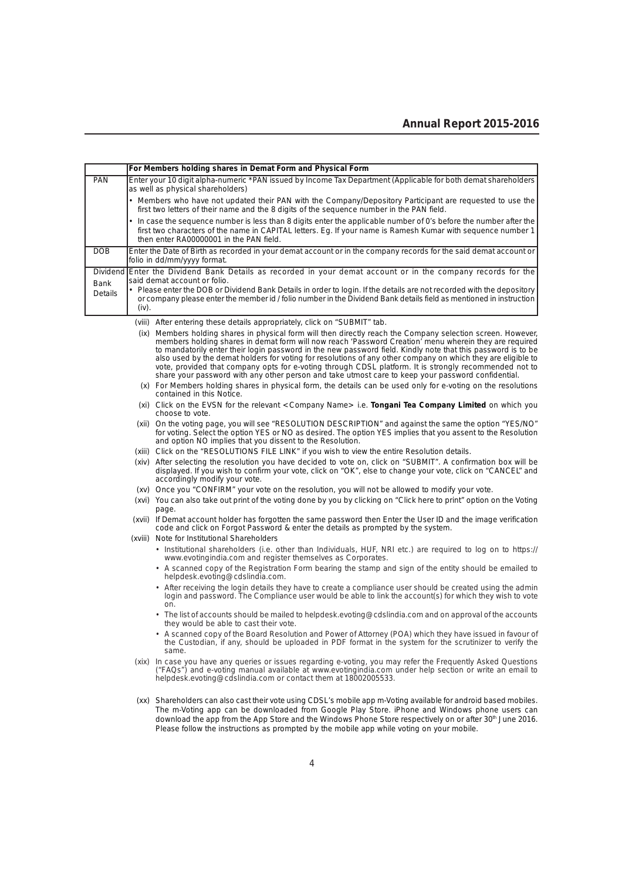| | For Members holding shares in Demat Form and Physical Form |
|---|---|
| PAN | Enter your 10 digit alpha-numeric *PAN issued by Income Tax Department (Applicable for both demat shareholders as well as physical shareholders)<br>• Members who have not updated their PAN with the Company/Depository Participant are requested to use the first two letters of their name and the 8 digits of the sequence number in the PAN field.<br>• In case the sequence number is less than 8 digits enter the applicable number of 0's before the number after the first two characters of the name in CAPITAL letters. Eg. If your name is Ramesh Kumar with sequence number 1 then enter RA00000001 in the PAN field. |
| DOB | Enter the Date of Birth as recorded in your demat account or in the company records for the said demat account or folio in dd/mm/yyyy format. |
| Dividend Bank Details | Enter the Dividend Bank Details as recorded in your demat account or in the company records for the said demat account or folio.<br>• Please enter the DOB or Dividend Bank Details in order to login. If the details are not recorded with the depository or company please enter the member id / folio number in the Dividend Bank details field as mentioned in instruction (iv). |

(viii) After entering these details appropriately, click on "SUBMIT" tab.

(ix) Members holding shares in physical form will then directly reach the Company selection screen. However, members holding shares in demat form will now reach 'Password Creation' menu wherein they are required to mandatorily enter their login password in the new password field. Kindly note that this password is to be also used by the demat holders for voting for resolutions of any other company on which they are eligible to vote, provided that company opts for e-voting through CDSL platform. It is strongly recommended not to share your password with any other person and take utmost care to keep your password confidential.

(x) For Members holding shares in physical form, the details can be used only for e-voting on the resolutions contained in this Notice.

(xi) Click on the EVSN for the relevant <Company Name> i.e. **Tongani Tea Company Limited** on which you choose to vote.

(xii) On the voting page, you will see "RESOLUTION DESCRIPTION" and against the same the option "YES/NO" for voting. Select the option YES or NO as desired. The option YES implies that you assent to the Resolution and option NO implies that you dissent to the Resolution.

(xiii) Click on the "RESOLUTIONS FILE LINK" if you wish to view the entire Resolution details.

(xiv) After selecting the resolution you have decided to vote on, click on "SUBMIT". A confirmation box will be displayed. If you wish to confirm your vote, click on "OK", else to change your vote, click on "CANCEL" and accordingly modify your vote.

(xv) Once you "CONFIRM" your vote on the resolution, you will not be allowed to modify your vote.

(xvi) You can also take out print of the voting done by you by clicking on "Click here to print" option on the Voting page.

(xvii) If Demat account holder has forgotten the same password then Enter the User ID and the image verification code and click on Forgot Password & enter the details as prompted by the system.

(xviii) Note for Institutional Shareholders

- Institutional shareholders (i.e. other than Individuals, HUF, NRI etc.) are required to log on to https://www.evotingindia.com and register themselves as Corporates.
- A scanned copy of the Registration Form bearing the stamp and sign of the entity should be emailed to helpdesk.evoting@cdslindia.com.
- After receiving the login details they have to create a compliance user should be created using the admin login and password. The Compliance user would be able to link the account(s) for which they wish to vote on.
- The list of accounts should be mailed to helpdesk.evoting@cdslindia.com and on approval of the accounts they would be able to cast their vote.
- A scanned copy of the Board Resolution and Power of Attorney (POA) which they have issued in favour of the Custodian, if any, should be uploaded in PDF format in the system for the scrutinizer to verify the same.

(xix) In case you have any queries or issues regarding e-voting, you may refer the Frequently Asked Questions ("FAQs") and e-voting manual available at www.evotingindia.com under help section or write an email to helpdesk.evoting@cdslindia.com or contact them at 18002005533.

(xx) Shareholders can also cast their vote using CDSL's mobile app m-Voting available for android based mobiles. The m-Voting app can be downloaded from Google Play Store. iPhone and Windows phone users can download the app from the App Store and the Windows Phone Store respectively on or after 30th June 2016. Please follow the instructions as prompted by the mobile app while voting on your mobile.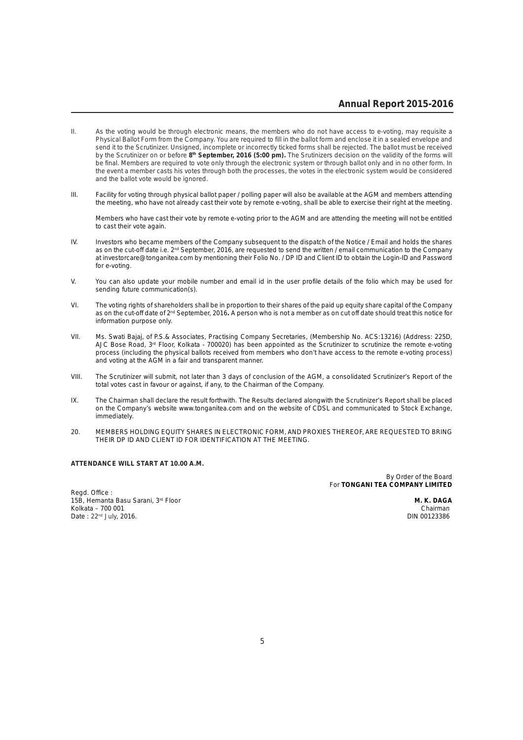II. As the voting would be through electronic means, the members who do not have access to e-voting, may requisite a Physical Ballot Form from the Company. You are required to fill in the ballot form and enclose it in a sealed envelope and send it to the Scrutinizer. Unsigned, incomplete or incorrectly ticked forms shall be rejected. The ballot must be received by the Scrutinizer on or before **8th September, 2016 (5:00 pm).** The Srutinizers decision on the validity of the forms will be final. Members are required to vote only through the electronic system or through ballot only and in no other form. In the event a member casts his votes through both the processes, the votes in the electronic system would be considered and the ballot vote would be ignored.

III. Facility for voting through physical ballot paper / polling paper will also be available at the AGM and members attending the meeting, who have not already cast their vote by remote e-voting, shall be able to exercise their right at the meeting.

Members who have cast their vote by remote e-voting prior to the AGM and are attending the meeting will not be entitled to cast their vote again.

IV. Investors who became members of the Company subsequent to the dispatch of the Notice / Email and holds the shares as on the cut-off date i.e. 2nd September, 2016, are requested to send the written / email communication to the Company at investorcare@tonganitea.com by mentioning their Folio No. / DP ID and Client ID to obtain the Login-ID and Password for e-voting.

V. You can also update your mobile number and email id in the user profile details of the folio which may be used for sending future communication(s).

VI. The voting rights of shareholders shall be in proportion to their shares of the paid up equity share capital of the Company as on the cut-off date of 2nd September, 2016**.** A person who is not a member as on cut off date should treat this notice for information purpose only.

VII. Ms. Swati Bajaj, of P.S.& Associates, Practising Company Secretaries, (Membership No. ACS:13216) (Address: 225D, AJC Bose Road, 3rd Floor, Kolkata - 700020) has been appointed as the Scrutinizer to scrutinize the remote e-voting process (including the physical ballots received from members who don't have access to the remote e-voting process) and voting at the AGM in a fair and transparent manner.

VIII. The Scrutinizer will submit, not later than 3 days of conclusion of the AGM, a consolidated Scrutinizer's Report of the total votes cast in favour or against, if any, to the Chairman of the Company.

IX. The Chairman shall declare the result forthwith. The Results declared alongwith the Scrutinizer's Report shall be placed on the Company's website www.tonganitea.com and on the website of CDSL and communicated to Stock Exchange, immediately.

20. MEMBERS HOLDING EQUITY SHARES IN ELECTRONIC FORM, AND PROXIES THEREOF, ARE REQUESTED TO BRING THEIR DP ID AND CLIENT ID FOR IDENTIFICATION AT THE MEETING.

**ATTENDANCE WILL START AT 10.00 A.M.**

By Order of the Board
For **TONGANI TEA COMPANY LIMITED**

Regd. Office :
15B, Hemanta Basu Sarani, 3rd Floor
Kolkata – 700 001
Date : 22nd July, 2016.

**M. K. DAGA**
Chairman
DIN 00123386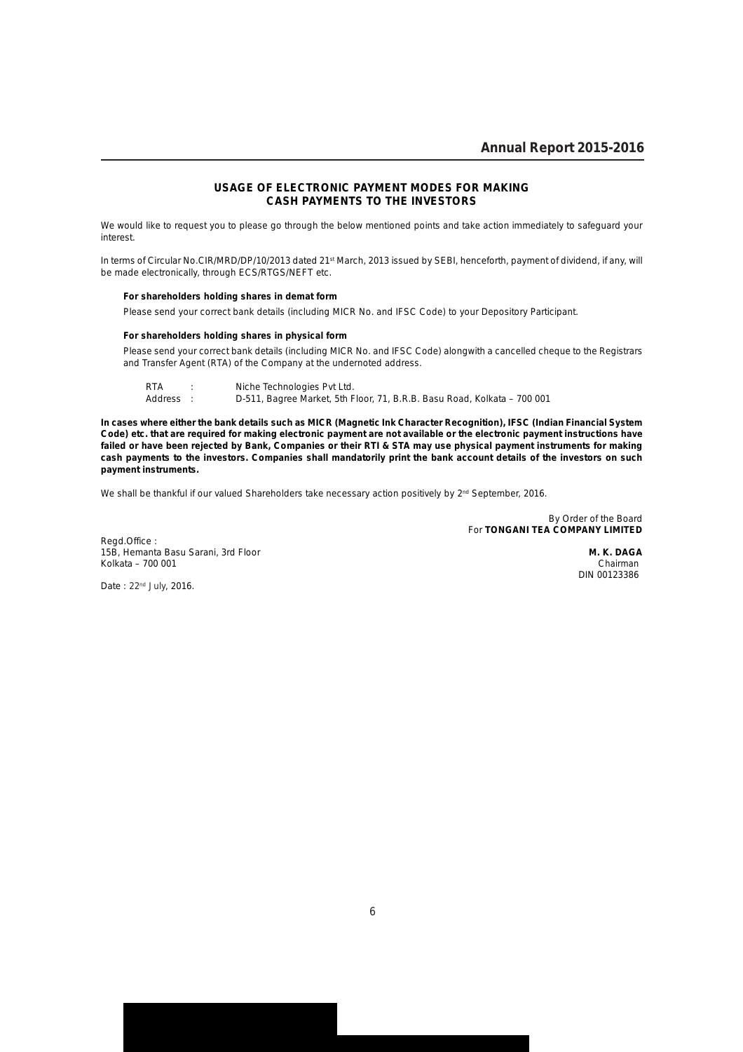## USAGE OF ELECTRONIC PAYMENT MODES FOR MAKING CASH PAYMENTS TO THE INVESTORS

We would like to request you to please go through the below mentioned points and take action immediately to safeguard your interest.

In terms of Circular No.CIR/MRD/DP/10/2013 dated 21st March, 2013 issued by SEBI, henceforth, payment of dividend, if any, will be made electronically, through ECS/RTGS/NEFT etc.

**For shareholders holding shares in demat form**

Please send your correct bank details (including MICR No. and IFSC Code) to your Depository Participant.

**For shareholders holding shares in physical form**

Please send your correct bank details (including MICR No. and IFSC Code) alongwith a cancelled cheque to the Registrars and Transfer Agent (RTA) of the Company at the undernoted address.

RTA : Niche Technologies Pvt Ltd.
Address : D-511, Bagree Market, 5th Floor, 71, B.R.B. Basu Road, Kolkata – 700 001

**In cases where either the bank details such as MICR (Magnetic Ink Character Recognition), IFSC (Indian Financial System Code) etc. that are required for making electronic payment are not available or the electronic payment instructions have failed or have been rejected by Bank, Companies or their RTI & STA may use physical payment instruments for making cash payments to the investors. Companies shall mandatorily print the bank account details of the investors on such payment instruments.**

We shall be thankful if our valued Shareholders take necessary action positively by 2nd September, 2016.

By Order of the Board
For **TONGANI TEA COMPANY LIMITED**

Regd.Office :
15B, Hemanta Basu Sarani, 3rd Floor
Kolkata – 700 001

**M. K. DAGA**
Chairman
DIN 00123386

Date : 22nd July, 2016.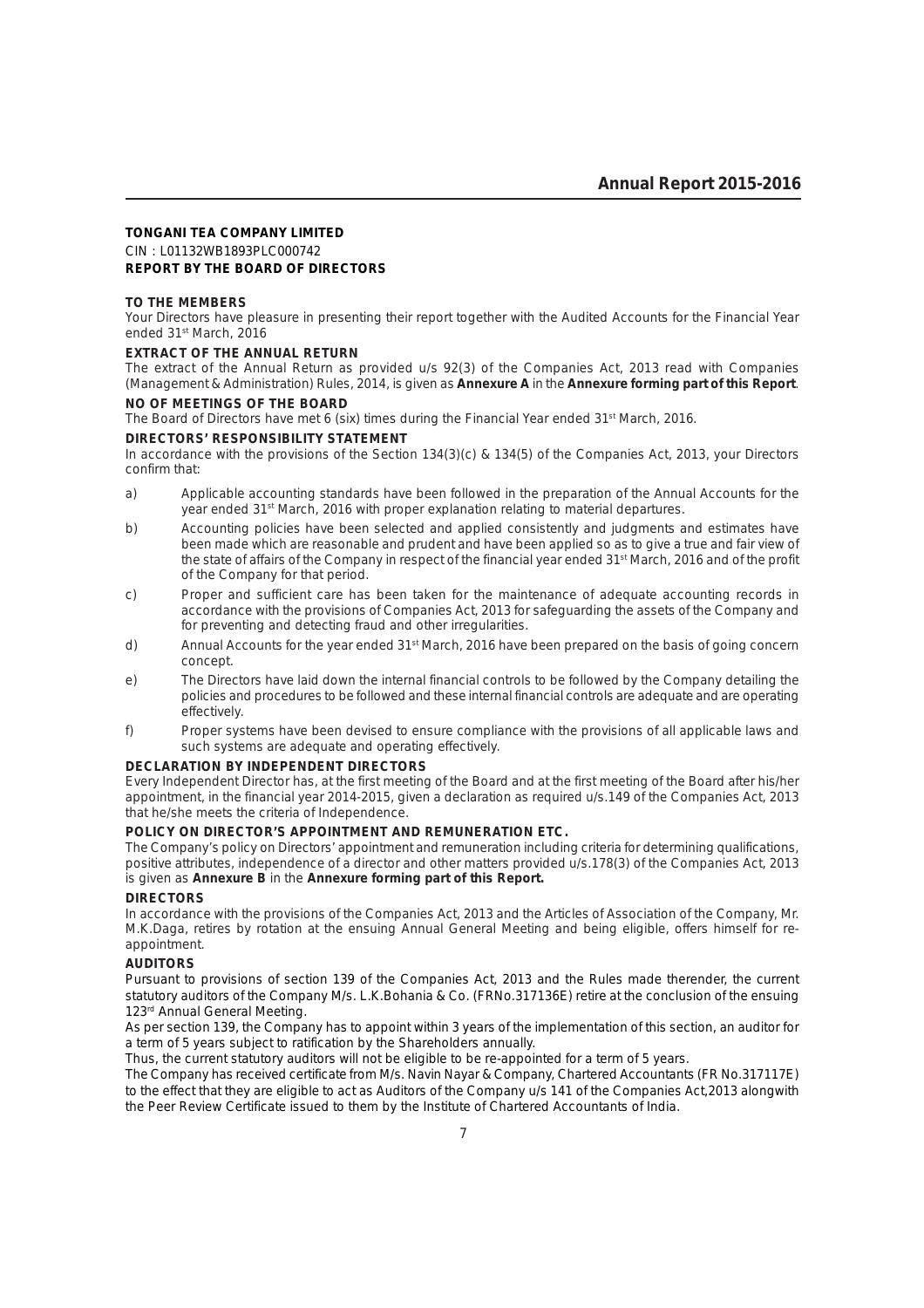**TONGANI TEA COMPANY LIMITED**

CIN : L01132WB1893PLC000742

**REPORT BY THE BOARD OF DIRECTORS**

**TO THE MEMBERS**

Your Directors have pleasure in presenting their report together with the Audited Accounts for the Financial Year ended 31st March, 2016

**EXTRACT OF THE ANNUAL RETURN**

The extract of the Annual Return as provided u/s 92(3) of the Companies Act, 2013 read with Companies (Management & Administration) Rules, 2014, is given as **Annexure A** in the **Annexure forming part of this Report**.

**NO OF MEETINGS OF THE BOARD**

The Board of Directors have met 6 (six) times during the Financial Year ended 31st March, 2016.

**DIRECTORS' RESPONSIBILITY STATEMENT**

In accordance with the provisions of the Section 134(3)(c) & 134(5) of the Companies Act, 2013, your Directors confirm that:

a) Applicable accounting standards have been followed in the preparation of the Annual Accounts for the year ended 31st March, 2016 with proper explanation relating to material departures.

b) Accounting policies have been selected and applied consistently and judgments and estimates have been made which are reasonable and prudent and have been applied so as to give a true and fair view of the state of affairs of the Company in respect of the financial year ended 31st March, 2016 and of the profit of the Company for that period.

c) Proper and sufficient care has been taken for the maintenance of adequate accounting records in accordance with the provisions of Companies Act, 2013 for safeguarding the assets of the Company and for preventing and detecting fraud and other irregularities.

d) Annual Accounts for the year ended 31st March, 2016 have been prepared on the basis of going concern concept.

e) The Directors have laid down the internal financial controls to be followed by the Company detailing the policies and procedures to be followed and these internal financial controls are adequate and are operating effectively.

f) Proper systems have been devised to ensure compliance with the provisions of all applicable laws and such systems are adequate and operating effectively.

**DECLARATION BY INDEPENDENT DIRECTORS**

Every Independent Director has, at the first meeting of the Board and at the first meeting of the Board after his/her appointment, in the financial year 2014-2015, given a declaration as required u/s.149 of the Companies Act, 2013 that he/she meets the criteria of Independence.

**POLICY ON DIRECTOR'S APPOINTMENT AND REMUNERATION ETC.**

The Company's policy on Directors' appointment and remuneration including criteria for determining qualifications, positive attributes, independence of a director and other matters provided u/s.178(3) of the Companies Act, 2013 is given as **Annexure B** in the **Annexure forming part of this Report.**

**DIRECTORS**

In accordance with the provisions of the Companies Act, 2013 and the Articles of Association of the Company, Mr. M.K.Daga, retires by rotation at the ensuing Annual General Meeting and being eligible, offers himself for re-appointment.

**AUDITORS**

Pursuant to provisions of section 139 of the Companies Act, 2013 and the Rules made therender, the current statutory auditors of the Company M/s. L.K.Bohania & Co. (FRNo.317136E) retire at the conclusion of the ensuing 123rd Annual General Meeting.

As per section 139, the Company has to appoint within 3 years of the implementation of this section, an auditor for a term of 5 years subject to ratification by the Shareholders annually.

Thus, the current statutory auditors will not be eligible to be re-appointed for a term of 5 years.

The Company has received certificate from M/s. Navin Nayar & Company, Chartered Accountants (FR No.317117E) to the effect that they are eligible to act as Auditors of the Company u/s 141 of the Companies Act,2013 alongwith the Peer Review Certificate issued to them by the Institute of Chartered Accountants of India.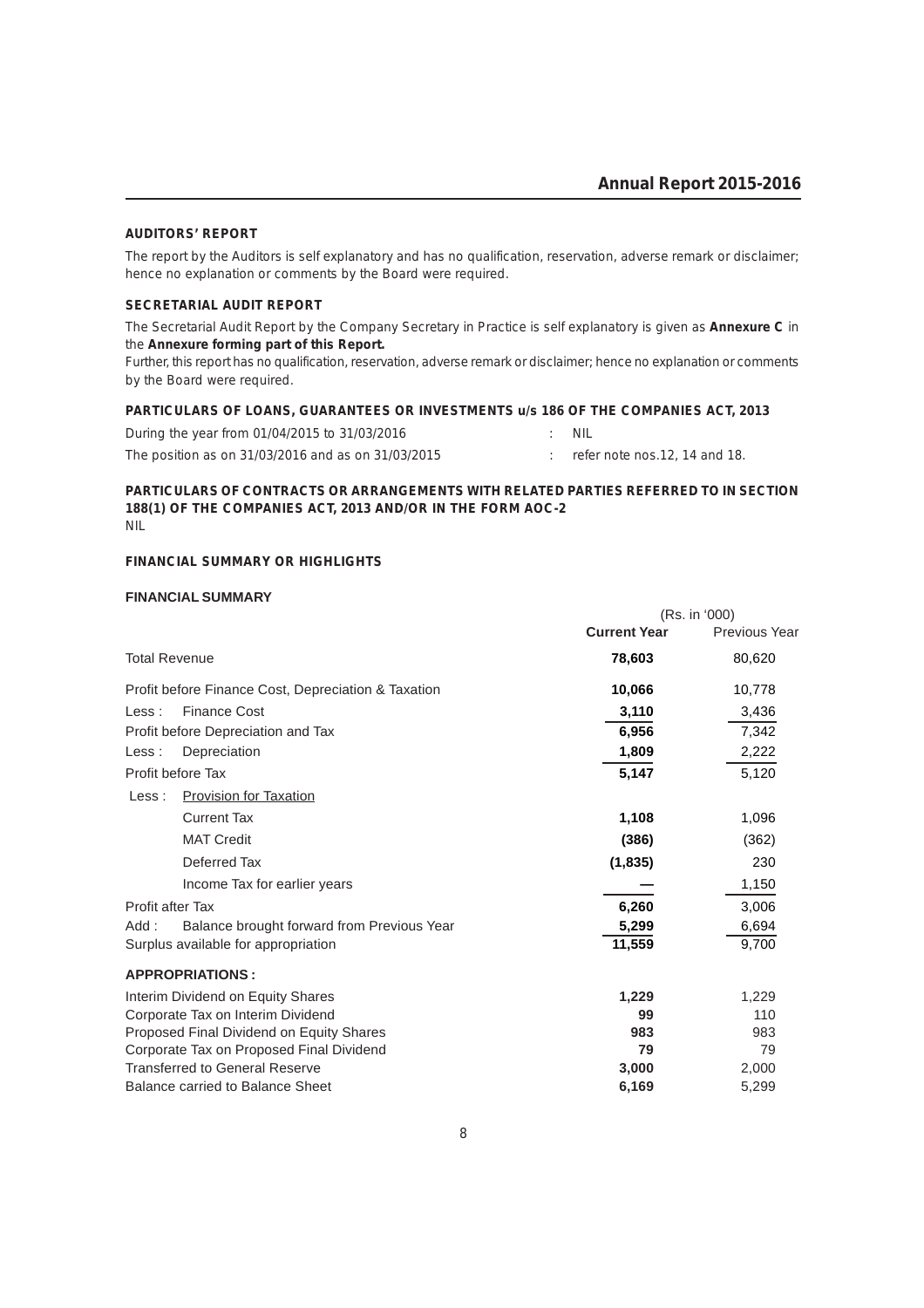### AUDITORS' REPORT

The report by the Auditors is self explanatory and has no qualification, reservation, adverse remark or disclaimer; hence no explanation or comments by the Board were required.

### SECRETARIAL AUDIT REPORT

The Secretarial Audit Report by the Company Secretary in Practice is self explanatory is given as **Annexure C** in the **Annexure forming part of this Report.**

Further, this report has no qualification, reservation, adverse remark or disclaimer; hence no explanation or comments by the Board were required.

### PARTICULARS OF LOANS, GUARANTEES OR INVESTMENTS u/s 186 OF THE COMPANIES ACT, 2013

During the year from 01/04/2015 to 31/03/2016 : NIL

The position as on 31/03/2016 and as on 31/03/2015 : refer note nos.12, 14 and 18.

### PARTICULARS OF CONTRACTS OR ARRANGEMENTS WITH RELATED PARTIES REFERRED TO IN SECTION 188(1) OF THE COMPANIES ACT, 2013 AND/OR IN THE FORM AOC-2

NIL

### FINANCIAL SUMMARY OR HIGHLIGHTS

### FINANCIAL SUMMARY

| | (Rs. in '000) | |
|---|---|---|
| | **Current Year** | Previous Year |
| Total Revenue | **78,603** | 80,620 |
| Profit before Finance Cost, Depreciation & Taxation | **10,066** | 10,778 |
| Less : Finance Cost | **3,110** | 3,436 |
| Profit before Depreciation and Tax | **6,956** | 7,342 |
| Less : Depreciation | **1,809** | 2,222 |
| Profit before Tax | **5,147** | 5,120 |
| Less : Provision for Taxation | | |
| Current Tax | **1,108** | 1,096 |
| MAT Credit | **(386)** | (362) |
| Deferred Tax | **(1,835)** | 230 |
| Income Tax for earlier years | **—** | 1,150 |
| Profit after Tax | **6,260** | 3,006 |
| Add : Balance brought forward from Previous Year | **5,299** | 6,694 |
| Surplus available for appropriation | **11,559** | 9,700 |
| **APPROPRIATIONS :** | | |
| Interim Dividend on Equity Shares | **1,229** | 1,229 |
| Corporate Tax on Interim Dividend | **99** | 110 |
| Proposed Final Dividend on Equity Shares | **983** | 983 |
| Corporate Tax on Proposed Final Dividend | **79** | 79 |
| Transferred to General Reserve | **3,000** | 2,000 |
| Balance carried to Balance Sheet | **6,169** | 5,299 |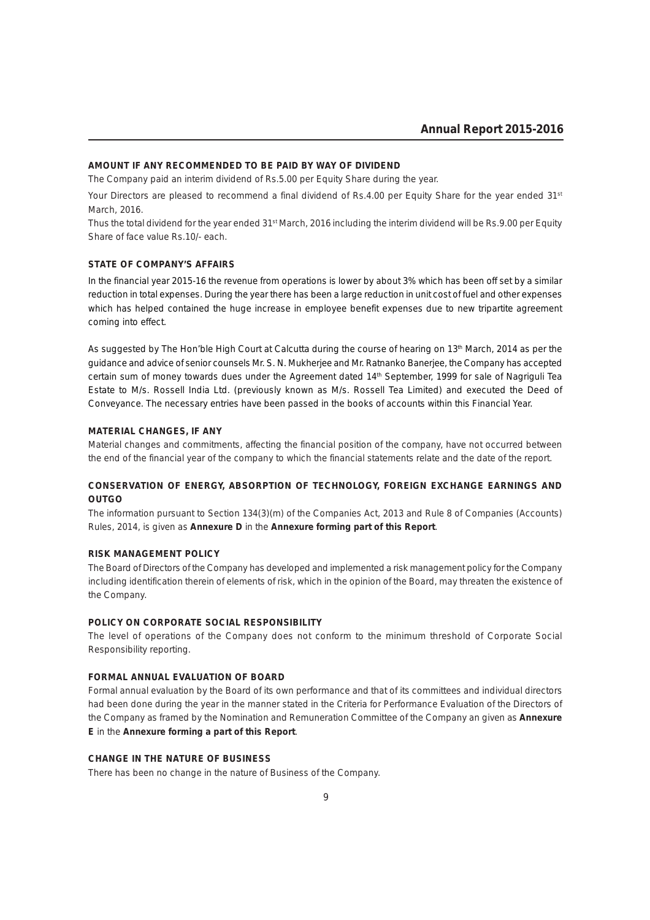### AMOUNT IF ANY RECOMMENDED TO BE PAID BY WAY OF DIVIDEND

The Company paid an interim dividend of Rs.5.00 per Equity Share during the year.

Your Directors are pleased to recommend a final dividend of Rs.4.00 per Equity Share for the year ended 31st March, 2016.

Thus the total dividend for the year ended 31st March, 2016 including the interim dividend will be Rs.9.00 per Equity Share of face value Rs.10/- each.

### STATE OF COMPANY'S AFFAIRS

In the financial year 2015-16 the revenue from operations is lower by about 3% which has been off set by a similar reduction in total expenses. During the year there has been a large reduction in unit cost of fuel and other expenses which has helped contained the huge increase in employee benefit expenses due to new tripartite agreement coming into effect.

As suggested by The Hon'ble High Court at Calcutta during the course of hearing on 13th March, 2014 as per the guidance and advice of senior counsels Mr. S. N. Mukherjee and Mr. Ratnanko Banerjee, the Company has accepted certain sum of money towards dues under the Agreement dated 14th September, 1999 for sale of Nagriguli Tea Estate to M/s. Rossell India Ltd. (previously known as M/s. Rossell Tea Limited) and executed the Deed of Conveyance. The necessary entries have been passed in the books of accounts within this Financial Year.

### MATERIAL CHANGES, IF ANY

Material changes and commitments, affecting the financial position of the company, have not occurred between the end of the financial year of the company to which the financial statements relate and the date of the report.

### CONSERVATION OF ENERGY, ABSORPTION OF TECHNOLOGY, FOREIGN EXCHANGE EARNINGS AND OUTGO

The information pursuant to Section 134(3)(m) of the Companies Act, 2013 and Rule 8 of Companies (Accounts) Rules, 2014, is given as **Annexure D** in the **Annexure forming part of this Report**.

### RISK MANAGEMENT POLICY

The Board of Directors of the Company has developed and implemented a risk management policy for the Company including identification therein of elements of risk, which in the opinion of the Board, may threaten the existence of the Company.

### POLICY ON CORPORATE SOCIAL RESPONSIBILITY

The level of operations of the Company does not conform to the minimum threshold of Corporate Social Responsibility reporting.

### FORMAL ANNUAL EVALUATION OF BOARD

Formal annual evaluation by the Board of its own performance and that of its committees and individual directors had been done during the year in the manner stated in the Criteria for Performance Evaluation of the Directors of the Company as framed by the Nomination and Remuneration Committee of the Company an given as **Annexure E** in the **Annexure forming a part of this Report**.

### CHANGE IN THE NATURE OF BUSINESS

There has been no change in the nature of Business of the Company.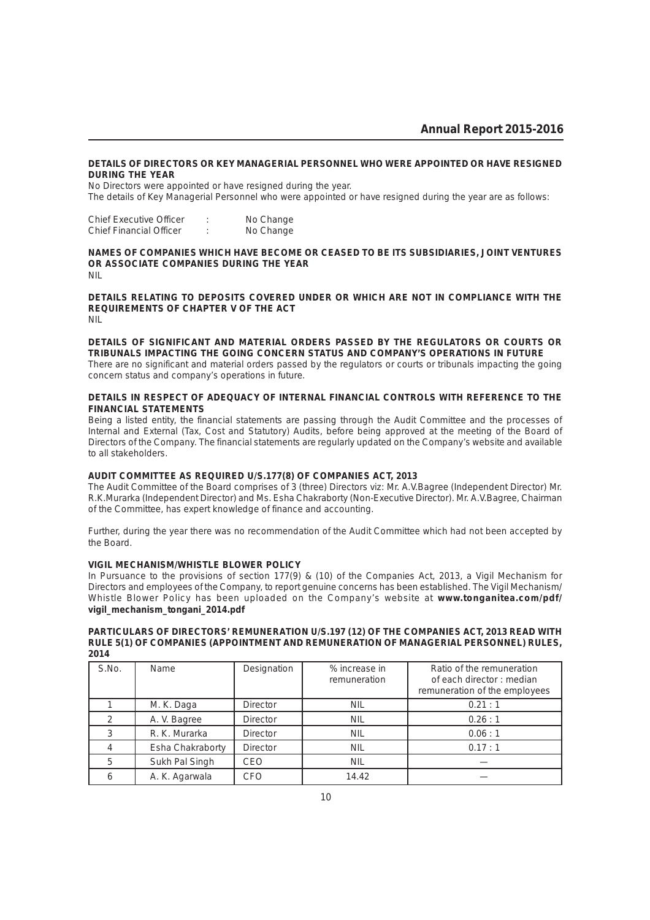**DETAILS OF DIRECTORS OR KEY MANAGERIAL PERSONNEL WHO WERE APPOINTED OR HAVE RESIGNED DURING THE YEAR**

No Directors were appointed or have resigned during the year.

The details of Key Managerial Personnel who were appointed or have resigned during the year are as follows:

Chief Executive Officer : No Change
Chief Financial Officer : No Change

**NAMES OF COMPANIES WHICH HAVE BECOME OR CEASED TO BE ITS SUBSIDIARIES, JOINT VENTURES OR ASSOCIATE COMPANIES DURING THE YEAR**

NIL

**DETAILS RELATING TO DEPOSITS COVERED UNDER OR WHICH ARE NOT IN COMPLIANCE WITH THE REQUIREMENTS OF CHAPTER V OF THE ACT**

NIL

**DETAILS OF SIGNIFICANT AND MATERIAL ORDERS PASSED BY THE REGULATORS OR COURTS OR TRIBUNALS IMPACTING THE GOING CONCERN STATUS AND COMPANY'S OPERATIONS IN FUTURE**

There are no significant and material orders passed by the regulators or courts or tribunals impacting the going concern status and company's operations in future.

**DETAILS IN RESPECT OF ADEQUACY OF INTERNAL FINANCIAL CONTROLS WITH REFERENCE TO THE FINANCIAL STATEMENTS**

Being a listed entity, the financial statements are passing through the Audit Committee and the processes of Internal and External (Tax, Cost and Statutory) Audits, before being approved at the meeting of the Board of Directors of the Company. The financial statements are regularly updated on the Company's website and available to all stakeholders.

**AUDIT COMMITTEE AS REQUIRED U/S.177(8) OF COMPANIES ACT, 2013**

The Audit Committee of the Board comprises of 3 (three) Directors viz: Mr. A.V.Bagree (Independent Director) Mr. R.K.Murarka (Independent Director) and Ms. Esha Chakraborty (Non-Executive Director). Mr. A.V.Bagree, Chairman of the Committee, has expert knowledge of finance and accounting.

Further, during the year there was no recommendation of the Audit Committee which had not been accepted by the Board.

**VIGIL MECHANISM/WHISTLE BLOWER POLICY**

In Pursuance to the provisions of section 177(9) & (10) of the Companies Act, 2013, a Vigil Mechanism for Directors and employees of the Company, to report genuine concerns has been established. The Vigil Mechanism/ Whistle Blower Policy has been uploaded on the Company's website at **www.tonganitea.com/pdf/vigil_mechanism_tongani_2014.pdf**

**PARTICULARS OF DIRECTORS' REMUNERATION U/S.197 (12) OF THE COMPANIES ACT, 2013 READ WITH RULE 5(1) OF COMPANIES (APPOINTMENT AND REMUNERATION OF MANAGERIAL PERSONNEL) RULES, 2014**

| S.No. | Name | Designation | % increase in remuneration | Ratio of the remuneration of each director : median remuneration of the employees |
|---|---|---|---|---|
| 1 | M. K. Daga | Director | NIL | 0.21 : 1 |
| 2 | A. V. Bagree | Director | NIL | 0.26 : 1 |
| 3 | R. K. Murarka | Director | NIL | 0.06 : 1 |
| 4 | Esha Chakraborty | Director | NIL | 0.17 : 1 |
| 5 | Sukh Pal Singh | CEO | NIL | — |
| 6 | A. K. Agarwala | CFO | 14.42 | — |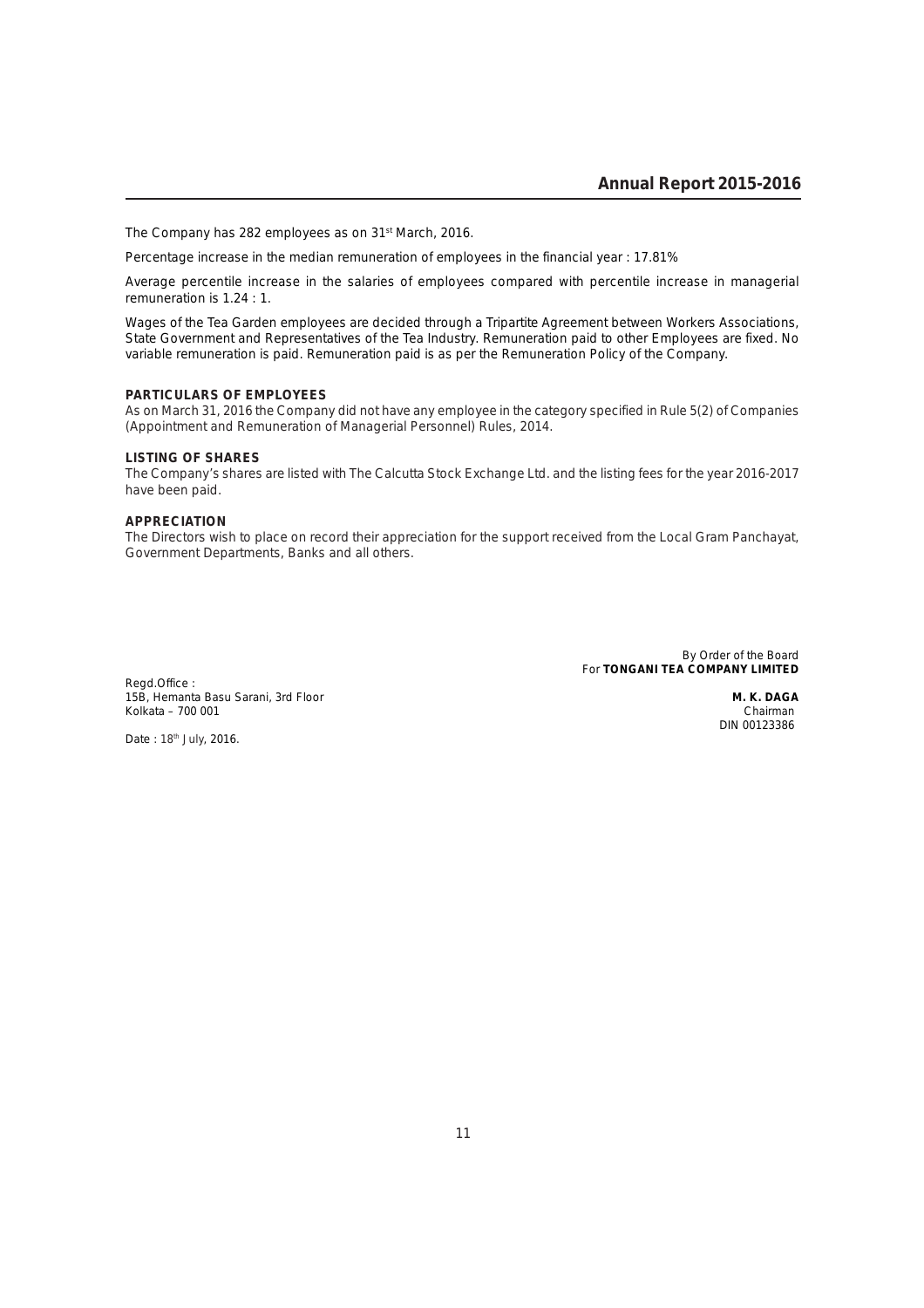The Company has 282 employees as on 31st March, 2016.

Percentage increase in the median remuneration of employees in the financial year : 17.81%

Average percentile increase in the salaries of employees compared with percentile increase in managerial remuneration is 1.24 : 1.

Wages of the Tea Garden employees are decided through a Tripartite Agreement between Workers Associations, State Government and Representatives of the Tea Industry. Remuneration paid to other Employees are fixed. No variable remuneration is paid. Remuneration paid is as per the Remuneration Policy of the Company.

**PARTICULARS OF EMPLOYEES**

As on March 31, 2016 the Company did not have any employee in the category specified in Rule 5(2) of Companies (Appointment and Remuneration of Managerial Personnel) Rules, 2014.

**LISTING OF SHARES**

The Company's shares are listed with The Calcutta Stock Exchange Ltd. and the listing fees for the year 2016-2017 have been paid.

**APPRECIATION**

The Directors wish to place on record their appreciation for the support received from the Local Gram Panchayat, Government Departments, Banks and all others.

By Order of the Board
For **TONGANI TEA COMPANY LIMITED**

Regd.Office :
15B, Hemanta Basu Sarani, 3rd Floor
Kolkata – 700 001

**M. K. DAGA**
Chairman
DIN 00123386

Date : 18th July, 2016.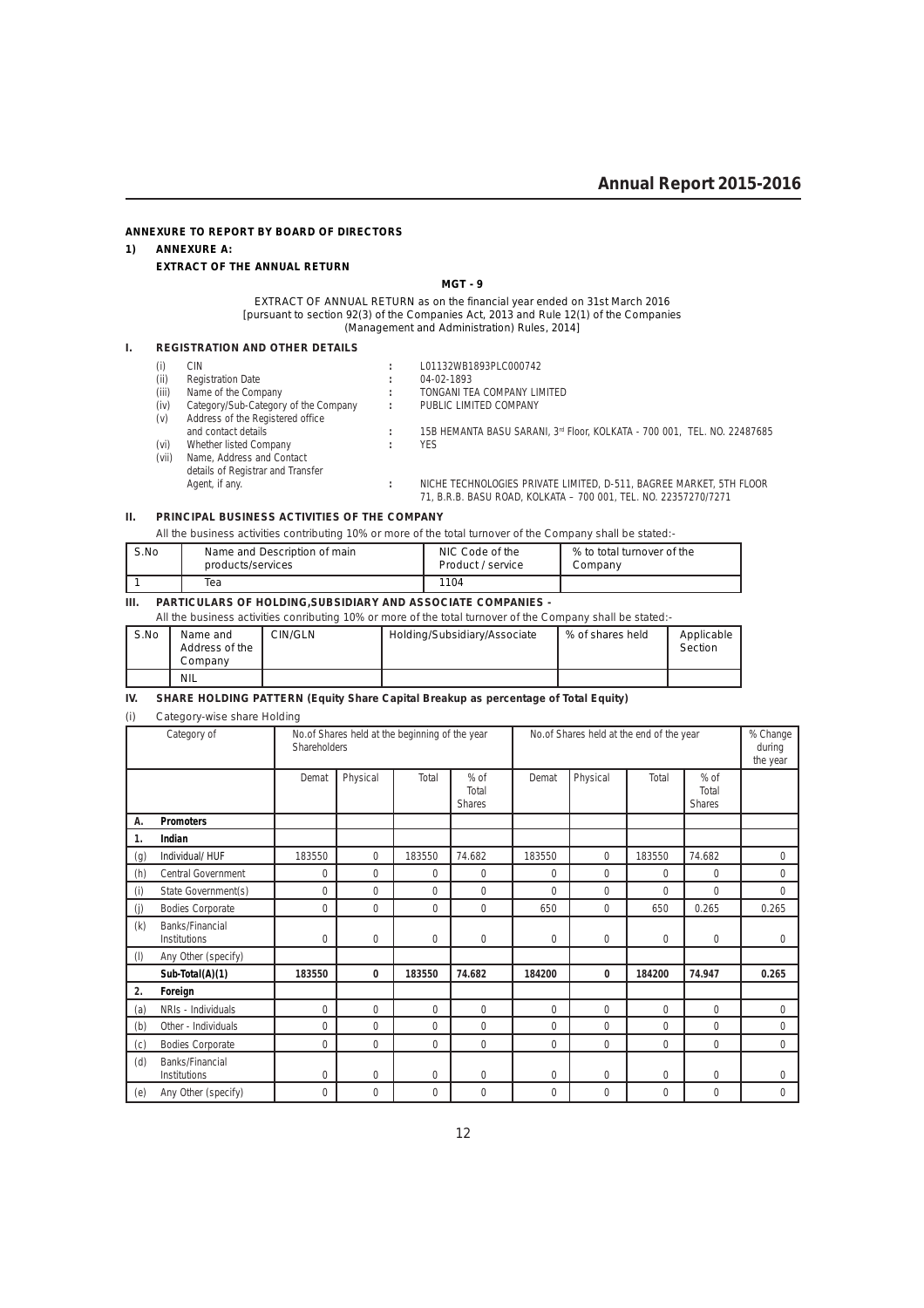**ANNEXURE TO REPORT BY BOARD OF DIRECTORS**

**1) ANNEXURE A:**

**EXTRACT OF THE ANNUAL RETURN**

**MGT - 9**

EXTRACT OF ANNUAL RETURN as on the financial year ended on 31st March 2016
[pursuant to section 92(3) of the Companies Act, 2013 and Rule 12(1) of the Companies (Management and Administration) Rules, 2014]

## I. REGISTRATION AND OTHER DETAILS

| | | | |
|---|---|---|---|
| (i) | CIN | : | L01132WB1893PLC000742 |
| (ii) | Registration Date | : | 04-02-1893 |
| (iii) | Name of the Company | : | TONGANI TEA COMPANY LIMITED |
| (iv) | Category/Sub-Category of the Company | : | PUBLIC LIMITED COMPANY |
| (v) | Address of the Registered office and contact details | : | 15B HEMANTA BASU SARANI, 3rd Floor, KOLKATA - 700 001, TEL. NO. 22487685 |
| (vi) | Whether listed Company | : | YES |
| (vii) | Name, Address and Contact details of Registrar and Transfer Agent, if any. | : | NICHE TECHNOLOGIES PRIVATE LIMITED, D-511, BAGREE MARKET, 5TH FLOOR 71, B.R.B. BASU ROAD, KOLKATA – 700 001, TEL. NO. 22357270/7271 |

## II. PRINCIPAL BUSINESS ACTIVITIES OF THE COMPANY

All the business activities contributing 10% or more of the total turnover of the Company shall be stated:-

| S.No | Name and Description of main products/services | NIC Code of the Product / service | % to total turnover of the Company |
|---|---|---|---|
| 1 | Tea | 1104 | |

## III. PARTICULARS OF HOLDING,SUBSIDIARY AND ASSOCIATE COMPANIES -

All the business activities conributing 10% or more of the total turnover of the Company shall be stated:-

| S.No | Name and Address of the Company | CIN/GLN | Holding/Subsidiary/Associate | % of shares held | Applicable Section |
|---|---|---|---|---|---|
| | NIL | | | | |

## IV. SHARE HOLDING PATTERN (Equity Share Capital Breakup as percentage of Total Equity)

(i) Category-wise share Holding

| Category of Shareholders | | No.of Shares held at the beginning of the year | | | | No.of Shares held at the end of the year | | | | % Change during the year |
|---|---|---|---|---|---|---|---|---|---|---|
| | | Demat | Physical | Total | % of Total Shares | Demat | Physical | Total | % of Total Shares | |
| **A.** | **Promoters** | | | | | | | | | |
| **1.** | **Indian** | | | | | | | | | |
| (g) | Individual/ HUF | 183550 | 0 | 183550 | 74.682 | 183550 | 0 | 183550 | 74.682 | 0 |
| (h) | Central Government | 0 | 0 | 0 | 0 | 0 | 0 | 0 | 0 | 0 |
| (i) | State Government(s) | 0 | 0 | 0 | 0 | 0 | 0 | 0 | 0 | 0 |
| (j) | Bodies Corporate | 0 | 0 | 0 | 0 | 650 | 0 | 650 | 0.265 | 0.265 |
| (k) | Banks/Financial Institutions | 0 | 0 | 0 | 0 | 0 | 0 | 0 | 0 | 0 |
| (l) | Any Other (specify) | | | | | | | | | |
| | **Sub-Total(A)(1)** | **183550** | **0** | **183550** | **74.682** | **184200** | **0** | **184200** | **74.947** | **0.265** |
| **2.** | **Foreign** | | | | | | | | | |
| (a) | NRIs - Individuals | 0 | 0 | 0 | 0 | 0 | 0 | 0 | 0 | 0 |
| (b) | Other - Individuals | 0 | 0 | 0 | 0 | 0 | 0 | 0 | 0 | 0 |
| (c) | Bodies Corporate | 0 | 0 | 0 | 0 | 0 | 0 | 0 | 0 | 0 |
| (d) | Banks/Financial Institutions | 0 | 0 | 0 | 0 | 0 | 0 | 0 | 0 | 0 |
| (e) | Any Other (specify) | 0 | 0 | 0 | 0 | 0 | 0 | 0 | 0 | 0 |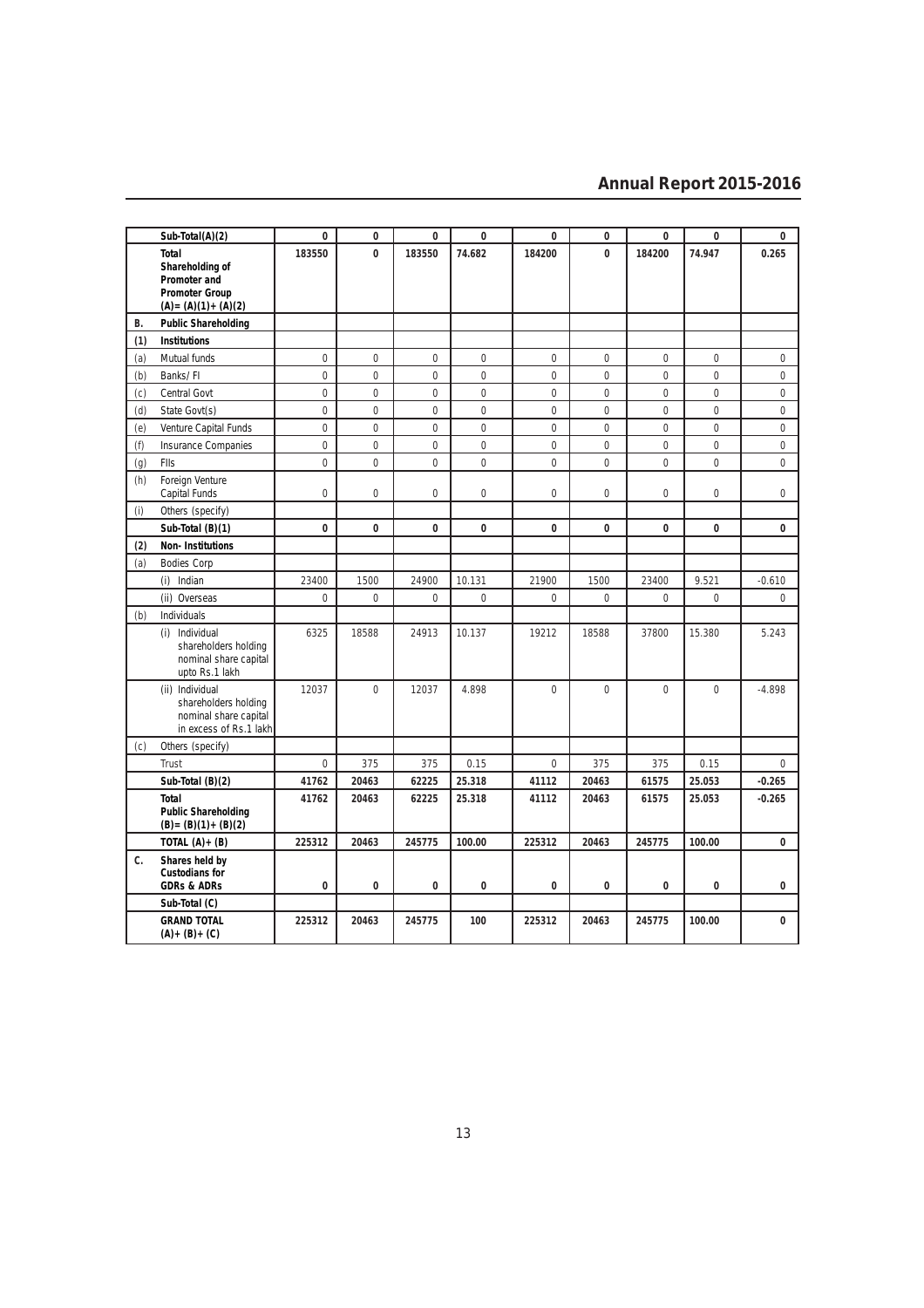| | | | | | | | | | | |
|---|---|---|---|---|---|---|---|---|---|---|
| | **Sub-Total(A)(2)** | **0** | **0** | **0** | **0** | **0** | **0** | **0** | **0** | **0** |
| | **Total Shareholding of Promoter and Promoter Group (A)= (A)(1)+ (A)(2)** | **183550** | **0** | **183550** | **74.682** | **184200** | **0** | **184200** | **74.947** | **0.265** |
| **B.** | **Public Shareholding** | | | | | | | | | |
| **(1)** | **Institutions** | | | | | | | | | |
| (a) | Mutual funds | 0 | 0 | 0 | 0 | 0 | 0 | 0 | 0 | 0 |
| (b) | Banks/ FI | 0 | 0 | 0 | 0 | 0 | 0 | 0 | 0 | 0 |
| (c) | Central Govt | 0 | 0 | 0 | 0 | 0 | 0 | 0 | 0 | 0 |
| (d) | State Govt(s) | 0 | 0 | 0 | 0 | 0 | 0 | 0 | 0 | 0 |
| (e) | Venture Capital Funds | 0 | 0 | 0 | 0 | 0 | 0 | 0 | 0 | 0 |
| (f) | Insurance Companies | 0 | 0 | 0 | 0 | 0 | 0 | 0 | 0 | 0 |
| (g) | FIIs | 0 | 0 | 0 | 0 | 0 | 0 | 0 | 0 | 0 |
| (h) | Foreign Venture Capital Funds | 0 | 0 | 0 | 0 | 0 | 0 | 0 | 0 | 0 |
| (i) | Others (specify) | | | | | | | | | |
| | **Sub-Total (B)(1)** | **0** | **0** | **0** | **0** | **0** | **0** | **0** | **0** | **0** |
| **(2)** | **Non- Institutions** | | | | | | | | | |
| (a) | Bodies Corp | | | | | | | | | |
| | (i) Indian | 23400 | 1500 | 24900 | 10.131 | 21900 | 1500 | 23400 | 9.521 | -0.610 |
| | (ii) Overseas | 0 | 0 | 0 | 0 | 0 | 0 | 0 | 0 | 0 |
| (b) | Individuals | | | | | | | | | |
| | (i) Individual shareholders holding nominal share capital upto Rs.1 lakh | 6325 | 18588 | 24913 | 10.137 | 19212 | 18588 | 37800 | 15.380 | 5.243 |
| | (ii) Individual shareholders holding nominal share capital in excess of Rs.1 lakh | 12037 | 0 | 12037 | 4.898 | 0 | 0 | 0 | 0 | -4.898 |
| (c) | Others (specify) | | | | | | | | | |
| | Trust | 0 | 375 | 375 | 0.15 | 0 | 375 | 375 | 0.15 | 0 |
| | **Sub-Total (B)(2)** | **41762** | **20463** | **62225** | **25.318** | **41112** | **20463** | **61575** | **25.053** | **-0.265** |
| | **Total Public Shareholding (B)= (B)(1)+ (B)(2)** | **41762** | **20463** | **62225** | **25.318** | **41112** | **20463** | **61575** | **25.053** | **-0.265** |
| | **TOTAL (A)+ (B)** | **225312** | **20463** | **245775** | **100.00** | **225312** | **20463** | **245775** | **100.00** | **0** |
| **C.** | **Shares held by Custodians for GDRs & ADRs** | **0** | **0** | **0** | **0** | **0** | **0** | **0** | **0** | **0** |
| | **Sub-Total (C)** | | | | | | | | | |
| | **GRAND TOTAL (A)+ (B)+ (C)** | **225312** | **20463** | **245775** | **100** | **225312** | **20463** | **245775** | **100.00** | **0** |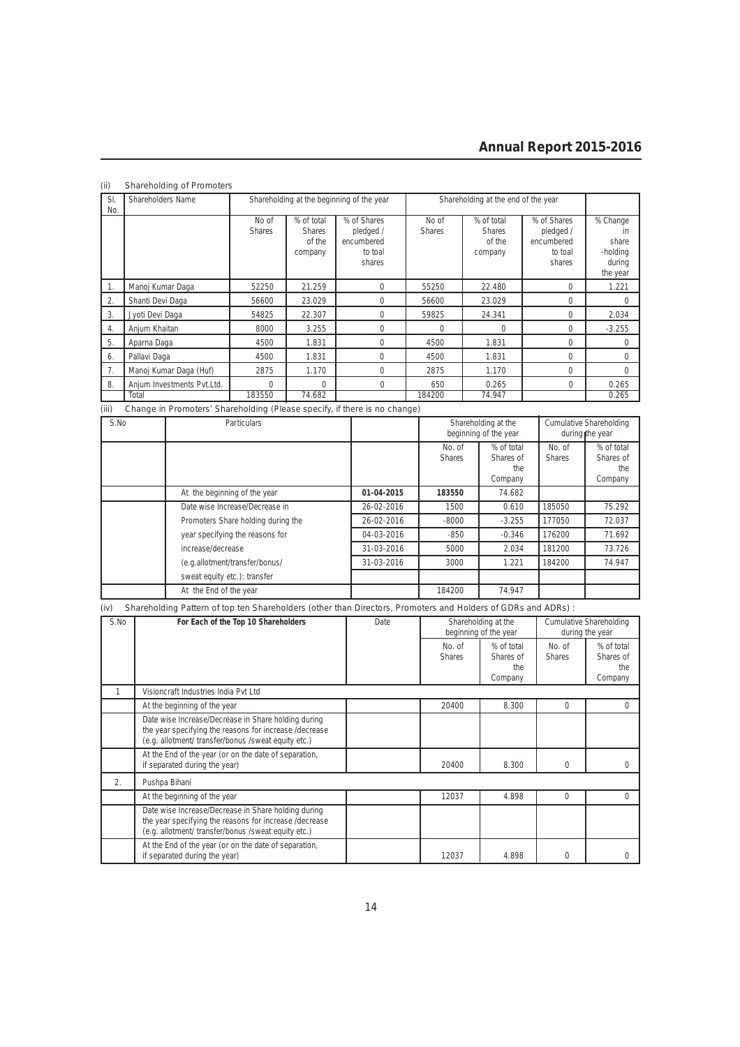(ii) Shareholding of Promoters

| Sl. No. | Shareholders Name | Shareholding at the beginning of the year | | | Shareholding at the end of the year | | | |
|---|---|---|---|---|---|---|---|---|
| | | No of Shares | % of total Shares of the company | % of Shares pledged / encumbered to toal shares | No of Shares | % of total Shares of the company | % of Shares pledged / encumbered to toal shares | % Change in share -holding during the year |
| 1. | Manoj Kumar Daga | 52250 | 21.259 | 0 | 55250 | 22.480 | 0 | 1.221 |
| 2. | Shanti Devi Daga | 56600 | 23.029 | 0 | 56600 | 23.029 | 0 | 0 |
| 3. | Jyoti Devi Daga | 54825 | 22.307 | 0 | 59825 | 24.341 | 0 | 2.034 |
| 4. | Anjum Khaitan | 8000 | 3.255 | 0 | 0 | 0 | 0 | -3.255 |
| 5. | Aparna Daga | 4500 | 1.831 | 0 | 4500 | 1.831 | 0 | 0 |
| 6. | Pallavi Daga | 4500 | 1.831 | 0 | 4500 | 1.831 | 0 | 0 |
| 7. | Manoj Kumar Daga (Huf) | 2875 | 1.170 | 0 | 2875 | 1.170 | 0 | 0 |
| 8. | Anjum Investments Pvt.Ltd. | 0 | 0 | 0 | 650 | 0.265 | 0 | 0.265 |
| | Total | 183550 | 74.682 | | 184200 | 74.947 | | 0.265 |

(iii) Change in Promoters' Shareholding (Please specify, if there is no change)

| S.No | Particulars | | Shareholding at the beginning of the year | | Cumulative Shareholding during the year | |
|---|---|---|---|---|---|---|
| | | | No. of Shares | % of total Shares of the Company | No. of Shares | % of total Shares of the Company |
| | At the beginning of the year | **01-04-2015** | **183550** | 74.682 | | |
| | Date wise Increase/Decrease in | 26-02-2016 | 1500 | 0.610 | 185050 | 75.292 |
| | Promoters Share holding during the | 26-02-2016 | -8000 | -3.255 | 177050 | 72.037 |
| | year specifying the reasons for | 04-03-2016 | -850 | -0.346 | 176200 | 71.692 |
| | increase/decrease | 31-03-2016 | 5000 | 2.034 | 181200 | 73.726 |
| | (e.g.allotment/transfer/bonus/ | 31-03-2016 | 3000 | 1.221 | 184200 | 74.947 |
| | sweat equity etc.): transfer | | | | | |
| | At the End of the year | | 184200 | 74.947 | | |

(iv) Shareholding Pattern of top ten Shareholders (other than Directors, Promoters and Holders of GDRs and ADRs) :

| S.No | For Each of the Top 10 Shareholders | Date | Shareholding at the beginning of the year | | Cumulative Shareholding during the year | |
|---|---|---|---|---|---|---|
| | | | No. of Shares | % of total Shares of the Company | No. of Shares | % of total Shares of the Company |
| 1 | Visioncraft Industries India Pvt Ltd | | | | | |
| | At the beginning of the year | | 20400 | 8.300 | 0 | 0 |
| | Date wise Increase/Decrease in Share holding during the year specifying the reasons for increase /decrease (e.g. allotment/ transfer/bonus /sweat equity etc.) | | | | | |
| | At the End of the year (or on the date of separation, if separated during the year) | | 20400 | 8.300 | 0 | 0 |
| 2. | Pushpa Bihani | | | | | |
| | At the beginning of the year | | 12037 | 4.898 | 0 | 0 |
| | Date wise Increase/Decrease in Share holding during the year specifying the reasons for increase /decrease (e.g. allotment/ transfer/bonus /sweat equity etc.) | | | | | |
| | At the End of the year (or on the date of separation, if separated during the year) | | 12037 | 4.898 | 0 | 0 |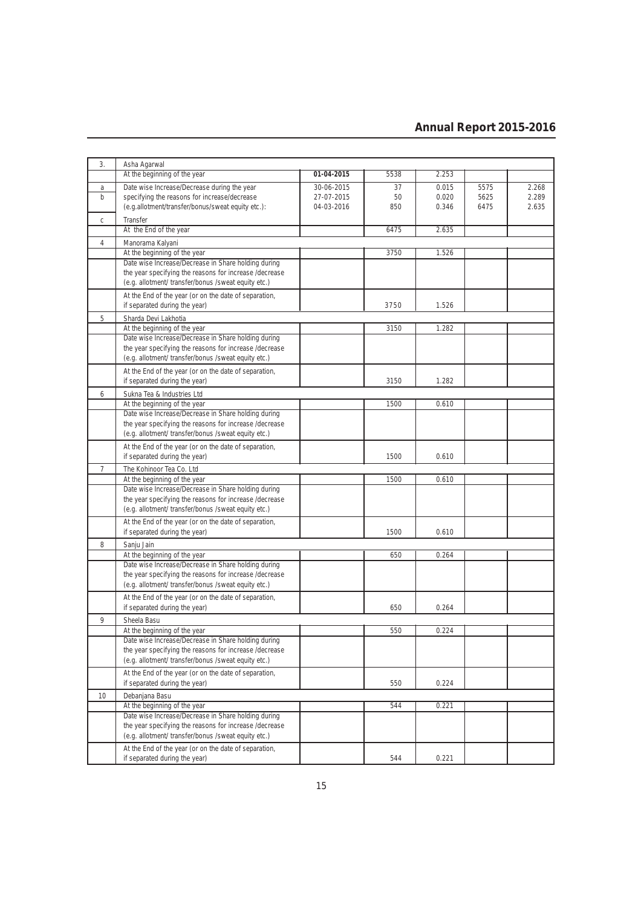| | | | | | | |
|---|---|---|---|---|---|---|
| 3. | Asha Agarwal | | | | | |
| | At the beginning of the year | **01-04-2015** | 5538 | 2.253 | | |
| a | Date wise Increase/Decrease during the year | 30-06-2015 | 37 | 0.015 | 5575 | 2.268 |
| b | specifying the reasons for increase/decrease | 27-07-2015 | 50 | 0.020 | 5625 | 2.289 |
| | (e.g.allotment/transfer/bonus/sweat equity etc.): | 04-03-2016 | 850 | 0.346 | 6475 | 2.635 |
| c | Transfer | | | | | |
| | At the End of the year | | 6475 | 2.635 | | |
| 4 | Manorama Kalyani | | | | | |
| | At the beginning of the year | | 3750 | 1.526 | | |
| | Date wise Increase/Decrease in Share holding during the year specifying the reasons for increase /decrease (e.g. allotment/ transfer/bonus /sweat equity etc.) | | | | | |
| | At the End of the year (or on the date of separation, if separated during the year) | | 3750 | 1.526 | | |
| 5 | Sharda Devi Lakhotia | | | | | |
| | At the beginning of the year | | 3150 | 1.282 | | |
| | Date wise Increase/Decrease in Share holding during the year specifying the reasons for increase /decrease (e.g. allotment/ transfer/bonus /sweat equity etc.) | | | | | |
| | At the End of the year (or on the date of separation, if separated during the year) | | 3150 | 1.282 | | |
| 6 | Sukna Tea & Industries Ltd | | | | | |
| | At the beginning of the year | | 1500 | 0.610 | | |
| | Date wise Increase/Decrease in Share holding during the year specifying the reasons for increase /decrease (e.g. allotment/ transfer/bonus /sweat equity etc.) | | | | | |
| | At the End of the year (or on the date of separation, if separated during the year) | | 1500 | 0.610 | | |
| 7 | The Kohinoor Tea Co. Ltd | | | | | |
| | At the beginning of the year | | 1500 | 0.610 | | |
| | Date wise Increase/Decrease in Share holding during the year specifying the reasons for increase /decrease (e.g. allotment/ transfer/bonus /sweat equity etc.) | | | | | |
| | At the End of the year (or on the date of separation, if separated during the year) | | 1500 | 0.610 | | |
| 8 | Sanju Jain | | | | | |
| | At the beginning of the year | | 650 | 0.264 | | |
| | Date wise Increase/Decrease in Share holding during the year specifying the reasons for increase /decrease (e.g. allotment/ transfer/bonus /sweat equity etc.) | | | | | |
| | At the End of the year (or on the date of separation, if separated during the year) | | 650 | 0.264 | | |
| 9 | Sheela Basu | | | | | |
| | At the beginning of the year | | 550 | 0.224 | | |
| | Date wise Increase/Decrease in Share holding during the year specifying the reasons for increase /decrease (e.g. allotment/ transfer/bonus /sweat equity etc.) | | | | | |
| | At the End of the year (or on the date of separation, if separated during the year) | | 550 | 0.224 | | |
| 10 | Debanjana Basu | | | | | |
| | At the beginning of the year | | 544 | 0.221 | | |
| | Date wise Increase/Decrease in Share holding during the year specifying the reasons for increase /decrease (e.g. allotment/ transfer/bonus /sweat equity etc.) | | | | | |
| | At the End of the year (or on the date of separation, if separated during the year) | | 544 | 0.221 | | |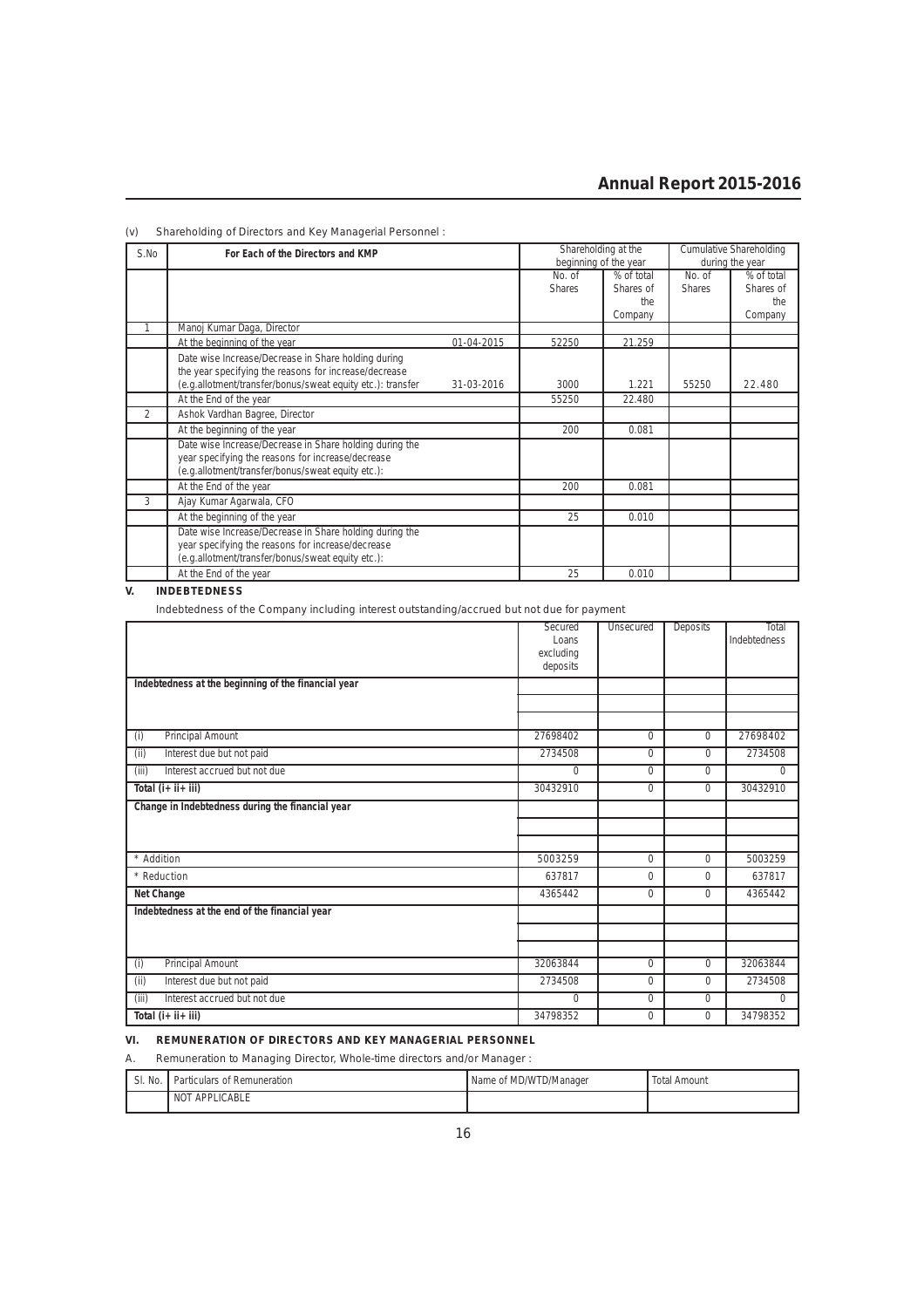(v) Shareholding of Directors and Key Managerial Personnel :

| S.No | For Each of the Directors and KMP | | Shareholding at the beginning of the year | | Cumulative Shareholding during the year | |
|---|---|---|---|---|---|---|
| | | | No. of Shares | % of total Shares of the Company | No. of Shares | % of total Shares of the Company |
| 1 | Manoj Kumar Daga, Director | | | | | |
| | At the beginning of the year | 01-04-2015 | 52250 | 21.259 | | |
| | Date wise Increase/Decrease in Share holding during the year specifying the reasons for increase/decrease (e.g.allotment/transfer/bonus/sweat equity etc.): transfer | 31-03-2016 | 3000 | 1.221 | 55250 | 22.480 |
| | At the End of the year | | 55250 | 22.480 | | |
| 2 | Ashok Vardhan Bagree, Director | | | | | |
| | At the beginning of the year | | 200 | 0.081 | | |
| | Date wise Increase/Decrease in Share holding during the year specifying the reasons for increase/decrease (e.g.allotment/transfer/bonus/sweat equity etc.): | | | | | |
| | At the End of the year | | 200 | 0.081 | | |
| 3 | Ajay Kumar Agarwala, CFO | | | | | |
| | At the beginning of the year | | 25 | 0.010 | | |
| | Date wise Increase/Decrease in Share holding during the year specifying the reasons for increase/decrease (e.g.allotment/transfer/bonus/sweat equity etc.): | | | | | |
| | At the End of the year | | 25 | 0.010 | | |

## V. INDEBTEDNESS

Indebtedness of the Company including interest outstanding/accrued but not due for payment

| | Secured Loans excluding deposits | Unsecured | Deposits | Total Indebtedness |
|---|---|---|---|---|
| **Indebtedness at the beginning of the financial year** | | | | |
| (i) Principal Amount | 27698402 | 0 | 0 | 27698402 |
| (ii) Interest due but not paid | 2734508 | 0 | 0 | 2734508 |
| (iii) Interest accrued but not due | 0 | 0 | 0 | 0 |
| **Total (i+ ii+ iii)** | 30432910 | 0 | 0 | 30432910 |
| **Change in Indebtedness during the financial year** | | | | |
| * Addition | 5003259 | 0 | 0 | 5003259 |
| * Reduction | 637817 | 0 | 0 | 637817 |
| **Net Change** | 4365442 | 0 | 0 | 4365442 |
| **Indebtedness at the end of the financial year** | | | | |
| (i) Principal Amount | 32063844 | 0 | 0 | 32063844 |
| (ii) Interest due but not paid | 2734508 | 0 | 0 | 2734508 |
| (iii) Interest accrued but not due | 0 | 0 | 0 | 0 |
| **Total (i+ ii+ iii)** | 34798352 | 0 | 0 | 34798352 |

## VI. REMUNERATION OF DIRECTORS AND KEY MANAGERIAL PERSONNEL

A. Remuneration to Managing Director, Whole-time directors and/or Manager :

| Sl. No. | Particulars of Remuneration | Name of MD/WTD/Manager | Total Amount |
|---|---|---|---|
| | NOT APPLICABLE | | |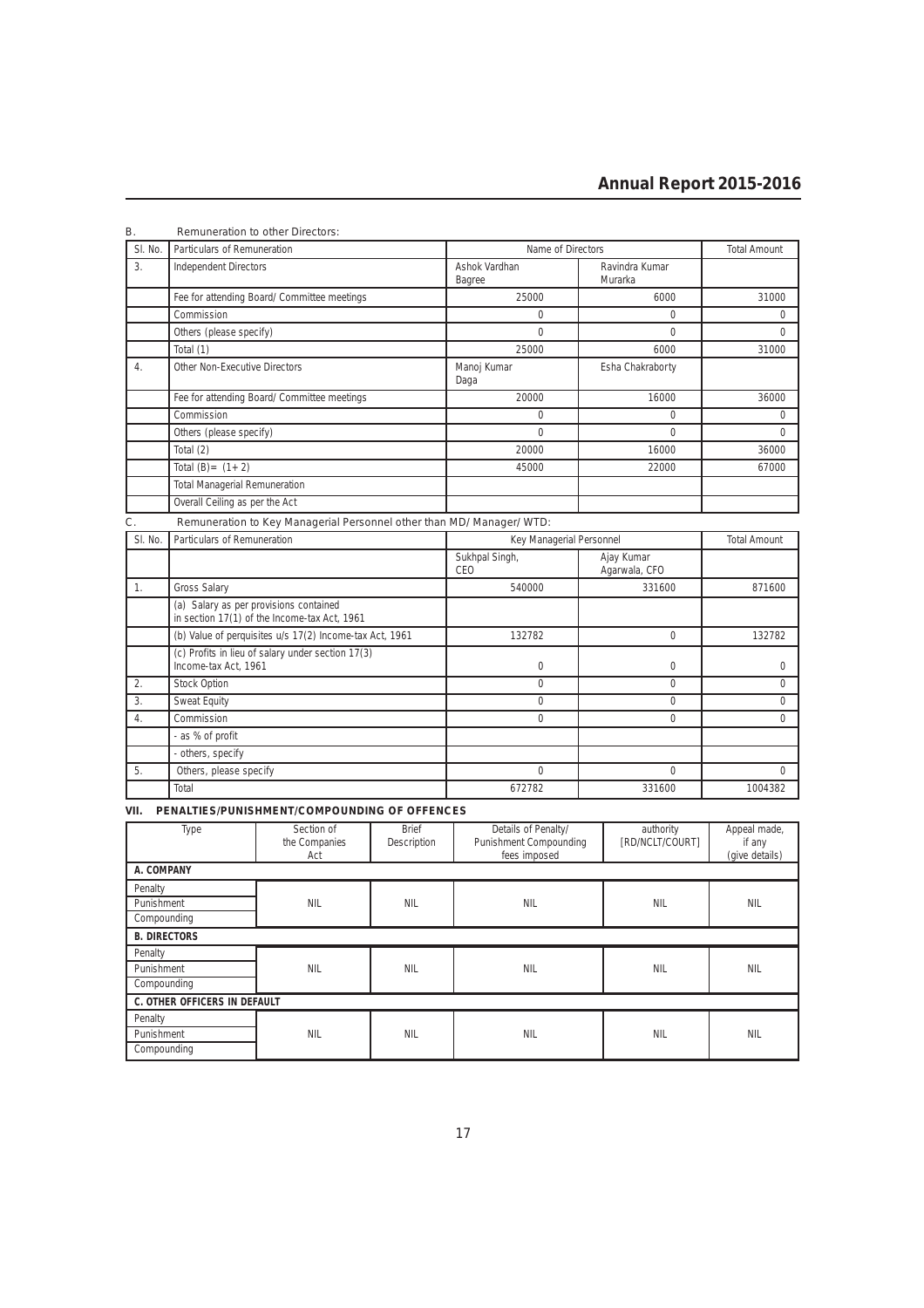B. Remuneration to other Directors:

| Sl. No. | Particulars of Remuneration | Name of Directors | | Total Amount |
|---|---|---|---|---|
| 3. | Independent Directors | Ashok Vardhan Bagree | Ravindra Kumar Murarka | |
| | Fee for attending Board/ Committee meetings | 25000 | 6000 | 31000 |
| | Commission | 0 | 0 | 0 |
| | Others (please specify) | 0 | 0 | 0 |
| | Total (1) | 25000 | 6000 | 31000 |
| 4. | Other Non-Executive Directors | Manoj Kumar Daga | Esha Chakraborty | |
| | Fee for attending Board/ Committee meetings | 20000 | 16000 | 36000 |
| | Commission | 0 | 0 | 0 |
| | Others (please specify) | 0 | 0 | 0 |
| | Total (2) | 20000 | 16000 | 36000 |
| | Total (B)= (1+2) | 45000 | 22000 | 67000 |
| | Total Managerial Remuneration | | | |
| | Overall Ceiling as per the Act | | | |

C. Remuneration to Key Managerial Personnel other than MD/ Manager/ WTD:

| Sl. No. | Particulars of Remuneration | Key Managerial Personnel | | Total Amount |
|---|---|---|---|---|
| | | Sukhpal Singh, CEO | Ajay Kumar Agarwala, CFO | |
| 1. | Gross Salary | 540000 | 331600 | 871600 |
| | (a) Salary as per provisions contained in section 17(1) of the Income-tax Act, 1961 | | | |
| | (b) Value of perquisites u/s 17(2) Income-tax Act, 1961 | 132782 | 0 | 132782 |
| | (c) Profits in lieu of salary under section 17(3) Income-tax Act, 1961 | 0 | 0 | 0 |
| 2. | Stock Option | 0 | 0 | 0 |
| 3. | Sweat Equity | 0 | 0 | 0 |
| 4. | Commission | 0 | 0 | 0 |
| | - as % of profit | | | |
| | - others, specify | | | |
| 5. | Others, please specify | 0 | 0 | 0 |
| | Total | 672782 | 331600 | 1004382 |

## VII. PENALTIES/PUNISHMENT/COMPOUNDING OF OFFENCES

| Type | Section of the Companies Act | Brief Description | Details of Penalty/ Punishment Compounding fees imposed | authority [RD/NCLT/COURT] | Appeal made, if any (give details) |
|---|---|---|---|---|---|
| **A. COMPANY** | | | | | |
| Penalty | NIL | NIL | NIL | NIL | NIL |
| Punishment | | | | | |
| Compounding | | | | | |
| **B. DIRECTORS** | | | | | |
| Penalty | NIL | NIL | NIL | NIL | NIL |
| Punishment | | | | | |
| Compounding | | | | | |
| **C. OTHER OFFICERS IN DEFAULT** | | | | | |
| Penalty | NIL | NIL | NIL | NIL | NIL |
| Punishment | | | | | |
| Compounding | | | | | |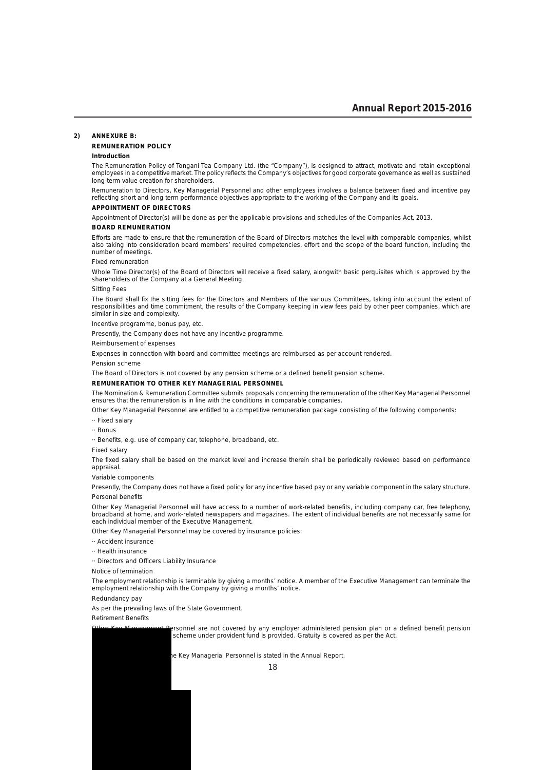## 2) ANNEXURE B:

### REMUNERATION POLICY

**Introduction**

The Remuneration Policy of Tongani Tea Company Ltd. (the "Company"), is designed to attract, motivate and retain exceptional employees in a competitive market. The policy reflects the Company's objectives for good corporate governance as well as sustained long-term value creation for shareholders.

Remuneration to Directors, Key Managerial Personnel and other employees involves a balance between fixed and incentive pay reflecting short and long term performance objectives appropriate to the working of the Company and its goals.

### APPOINTMENT OF DIRECTORS

Appointment of Director(s) will be done as per the applicable provisions and schedules of the Companies Act, 2013.

### BOARD REMUNERATION

Efforts are made to ensure that the remuneration of the Board of Directors matches the level with comparable companies, whilst also taking into consideration board members' required competencies, effort and the scope of the board function, including the number of meetings.

Fixed remuneration

Whole Time Director(s) of the Board of Directors will receive a fixed salary, alongwith basic perquisites which is approved by the shareholders of the Company at a General Meeting.

Sitting Fees

The Board shall fix the sitting fees for the Directors and Members of the various Committees, taking into account the extent of responsibilities and time commitment, the results of the Company keeping in view fees paid by other peer companies, which are similar in size and complexity.

Incentive programme, bonus pay, etc.

Presently, the Company does not have any incentive programme.

Reimbursement of expenses

Expenses in connection with board and committee meetings are reimbursed as per account rendered.

Pension scheme

The Board of Directors is not covered by any pension scheme or a defined benefit pension scheme.

### REMUNERATION TO OTHER KEY MANAGERIAL PERSONNEL

The Nomination & Remuneration Committee submits proposals concerning the remuneration of the other Key Managerial Personnel ensures that the remuneration is in line with the conditions in comparable companies.

Other Key Managerial Personnel are entitled to a competitive remuneration package consisting of the following components:

- Fixed salary
- Bonus
- Benefits, e.g. use of company car, telephone, broadband, etc.

Fixed salary

The fixed salary shall be based on the market level and increase therein shall be periodically reviewed based on performance appraisal.

Variable components

Presently, the Company does not have a fixed policy for any incentive based pay or any variable component in the salary structure.

Personal benefits

Other Key Managerial Personnel will have access to a number of work-related benefits, including company car, free telephony, broadband at home, and work-related newspapers and magazines. The extent of individual benefits are not necessarily same for each individual member of the Executive Management.

Other Key Managerial Personnel may be covered by insurance policies:

- Accident insurance
- Health insurance
- Directors and Officers Liability Insurance

Notice of termination

The employment relationship is terminable by giving a months' notice. A member of the Executive Management can terminate the employment relationship with the Company by giving a months' notice.

Redundancy pay

As per the prevailing laws of the State Government.

Retirement Benefits

Other Key Management Personnel are not covered by any employer administered pension plan or a defined benefit pension scheme under provident fund is provided. Gratuity is covered as per the Act.

he Key Managerial Personnel is stated in the Annual Report.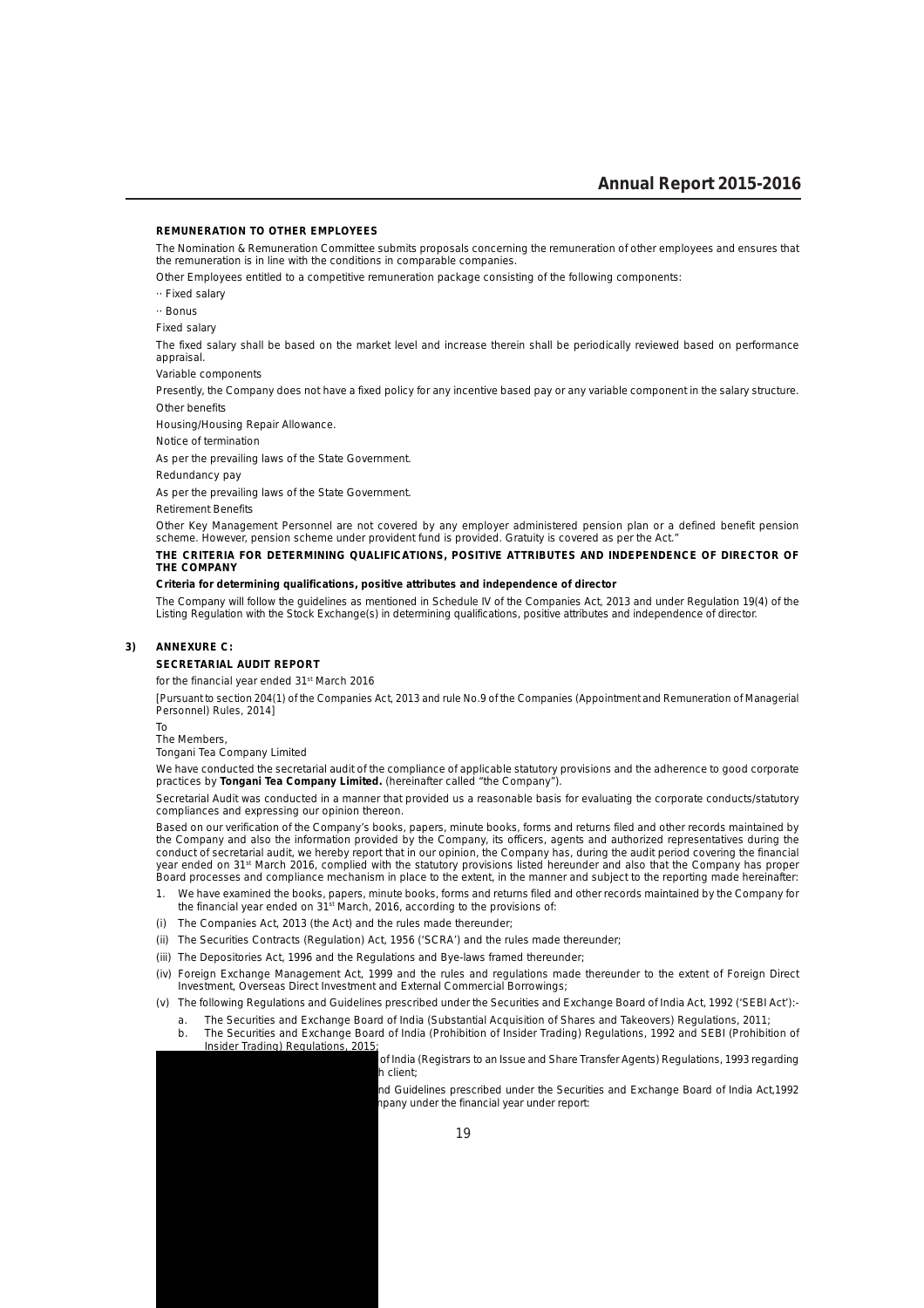**REMUNERATION TO OTHER EMPLOYEES**

The Nomination & Remuneration Committee submits proposals concerning the remuneration of other employees and ensures that the remuneration is in line with the conditions in comparable companies.

Other Employees entitled to a competitive remuneration package consisting of the following components:

·· Fixed salary

·· Bonus

Fixed salary

The fixed salary shall be based on the market level and increase therein shall be periodically reviewed based on performance appraisal.

Variable components

Presently, the Company does not have a fixed policy for any incentive based pay or any variable component in the salary structure.

Other benefits

Housing/Housing Repair Allowance.

Notice of termination

As per the prevailing laws of the State Government.

Redundancy pay

As per the prevailing laws of the State Government.

Retirement Benefits

Other Key Management Personnel are not covered by any employer administered pension plan or a defined benefit pension scheme. However, pension scheme under provident fund is provided. Gratuity is covered as per the Act."

**THE CRITERIA FOR DETERMINING QUALIFICATIONS, POSITIVE ATTRIBUTES AND INDEPENDENCE OF DIRECTOR OF THE COMPANY**

**Criteria for determining qualifications, positive attributes and independence of director**

The Company will follow the guidelines as mentioned in Schedule IV of the Companies Act, 2013 and under Regulation 19(4) of the Listing Regulation with the Stock Exchange(s) in determining qualifications, positive attributes and independence of director.

**3) ANNEXURE C:**

**SECRETARIAL AUDIT REPORT**

for the financial year ended 31st March 2016

[Pursuant to section 204(1) of the Companies Act, 2013 and rule No.9 of the Companies (Appointment and Remuneration of Managerial Personnel) Rules, 2014]

To
The Members,
Tongani Tea Company Limited

We have conducted the secretarial audit of the compliance of applicable statutory provisions and the adherence to good corporate practices by **Tongani Tea Company Limited.** (hereinafter called "the Company").

Secretarial Audit was conducted in a manner that provided us a reasonable basis for evaluating the corporate conducts/statutory compliances and expressing our opinion thereon.

Based on our verification of the Company's books, papers, minute books, forms and returns filed and other records maintained by the Company and also the information provided by the Company, its officers, agents and authorized representatives during the conduct of secretarial audit, we hereby report that in our opinion, the Company has, during the audit period covering the financial year ended on 31st March 2016, complied with the statutory provisions listed hereunder and also that the Company has proper Board processes and compliance mechanism in place to the extent, in the manner and subject to the reporting made hereinafter:

1. We have examined the books, papers, minute books, forms and returns filed and other records maintained by the Company for the financial year ended on 31st March, 2016, according to the provisions of:

(i) The Companies Act, 2013 (the Act) and the rules made thereunder;

(ii) The Securities Contracts (Regulation) Act, 1956 ('SCRA') and the rules made thereunder;

(iii) The Depositories Act, 1996 and the Regulations and Bye-laws framed thereunder;

(iv) Foreign Exchange Management Act, 1999 and the rules and regulations made thereunder to the extent of Foreign Direct Investment, Overseas Direct Investment and External Commercial Borrowings;

(v) The following Regulations and Guidelines prescribed under the Securities and Exchange Board of India Act, 1992 ('SEBI Act'):-

   a. The Securities and Exchange Board of India (Substantial Acquisition of Shares and Takeovers) Regulations, 2011;

   b. The Securities and Exchange Board of India (Prohibition of Insider Trading) Regulations, 1992 and SEBI (Prohibition of Insider Trading) Regulations, 2015;

of India (Registrars to an Issue and Share Transfer Agents) Regulations, 1993 regarding h client;

nd Guidelines prescribed under the Securities and Exchange Board of India Act,1992 npany under the financial year under report: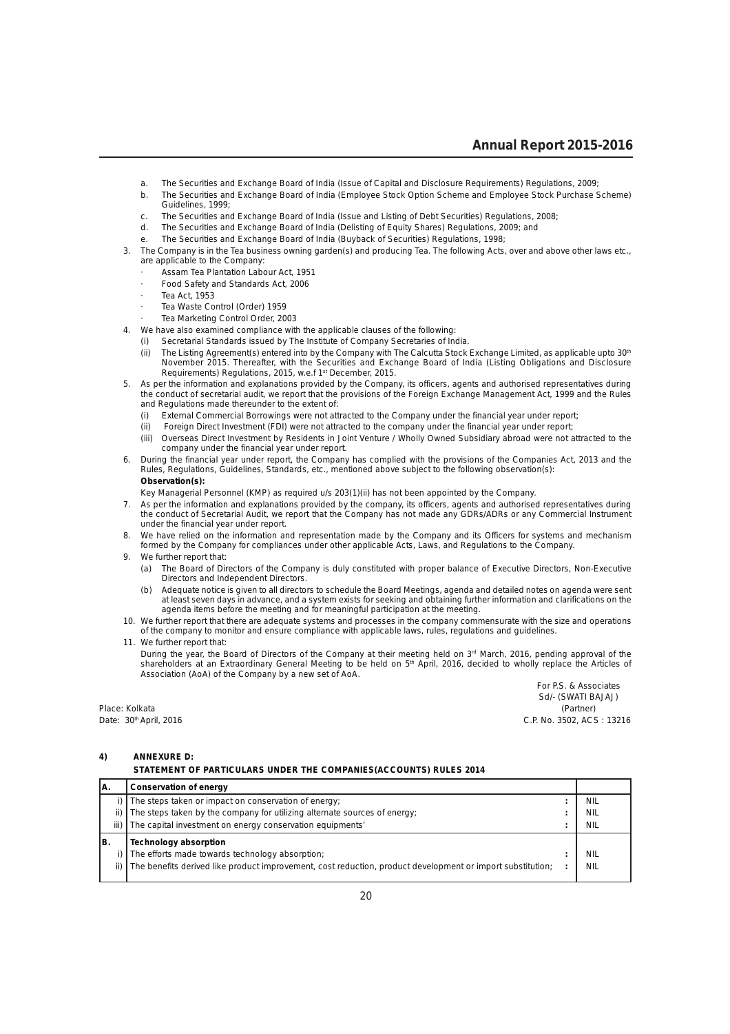a. The Securities and Exchange Board of India (Issue of Capital and Disclosure Requirements) Regulations, 2009;
b. The Securities and Exchange Board of India (Employee Stock Option Scheme and Employee Stock Purchase Scheme) Guidelines, 1999;
c. The Securities and Exchange Board of India (Issue and Listing of Debt Securities) Regulations, 2008;
d. The Securities and Exchange Board of India (Delisting of Equity Shares) Regulations, 2009; and
e. The Securities and Exchange Board of India (Buyback of Securities) Regulations, 1998;

3. The Company is in the Tea business owning garden(s) and producing Tea. The following Acts, over and above other laws etc., are applicable to the Company:
   - Assam Tea Plantation Labour Act, 1951
   - Food Safety and Standards Act, 2006
   - Tea Act, 1953
   - Tea Waste Control (Order) 1959
   - Tea Marketing Control Order, 2003

4. We have also examined compliance with the applicable clauses of the following:
   (i) Secretarial Standards issued by The Institute of Company Secretaries of India.
   (ii) The Listing Agreement(s) entered into by the Company with The Calcutta Stock Exchange Limited, as applicable upto 30th November 2015. Thereafter, with the Securities and Exchange Board of India (Listing Obligations and Disclosure Requirements) Regulations, 2015, w.e.f 1st December, 2015.

5. As per the information and explanations provided by the Company, its officers, agents and authorised representatives during the conduct of secretarial audit, we report that the provisions of the Foreign Exchange Management Act, 1999 and the Rules and Regulations made thereunder to the extent of:
   (i) External Commercial Borrowings were not attracted to the Company under the financial year under report;
   (ii) Foreign Direct Investment (FDI) were not attracted to the company under the financial year under report;
   (iii) Overseas Direct Investment by Residents in Joint Venture / Wholly Owned Subsidiary abroad were not attracted to the company under the financial year under report.

6. During the financial year under report, the Company has complied with the provisions of the Companies Act, 2013 and the Rules, Regulations, Guidelines, Standards, etc., mentioned above subject to the following observation(s):

   **Observation(s):**

   Key Managerial Personnel (KMP) as required u/s 203(1)(ii) has not been appointed by the Company.

7. As per the information and explanations provided by the company, its officers, agents and authorised representatives during the conduct of Secretarial Audit, we report that the Company has not made any GDRs/ADRs or any Commercial Instrument under the financial year under report.

8. We have relied on the information and representation made by the Company and its Officers for systems and mechanism formed by the Company for compliances under other applicable Acts, Laws, and Regulations to the Company.

9. We further report that:
   (a) The Board of Directors of the Company is duly constituted with proper balance of Executive Directors, Non-Executive Directors and Independent Directors.
   (b) Adequate notice is given to all directors to schedule the Board Meetings, agenda and detailed notes on agenda were sent at least seven days in advance, and a system exists for seeking and obtaining further information and clarifications on the agenda items before the meeting and for meaningful participation at the meeting.

10. We further report that there are adequate systems and processes in the company commensurate with the size and operations of the company to monitor and ensure compliance with applicable laws, rules, regulations and guidelines.

11. We further report that:

    During the year, the Board of Directors of the Company at their meeting held on 3rd March, 2016, pending approval of the shareholders at an Extraordinary General Meeting to be held on 5th April, 2016, decided to wholly replace the Articles of Association (AoA) of the Company by a new set of AoA.

For P.S. & Associates
Sd/- (SWATI BAJAJ)
(Partner)
C.P. No. 3502, ACS : 13216

Place: Kolkata
Date: 30th April, 2016

**4) ANNEXURE D:**

**STATEMENT OF PARTICULARS UNDER THE COMPANIES(ACCOUNTS) RULES 2014**

| | | | |
|---|---|---|---|
| **A.** | **Conservation of energy** | | |
| i) | The steps taken or impact on conservation of energy; | : | NIL |
| ii) | The steps taken by the company for utilizing alternate sources of energy; | : | NIL |
| iii) | The capital investment on energy conservation equipments' | : | NIL |
| **B.** | **Technology absorption** | | |
| i) | The efforts made towards technology absorption; | : | NIL |
| ii) | The benefits derived like product improvement, cost reduction, product development or import substitution; | : | NIL |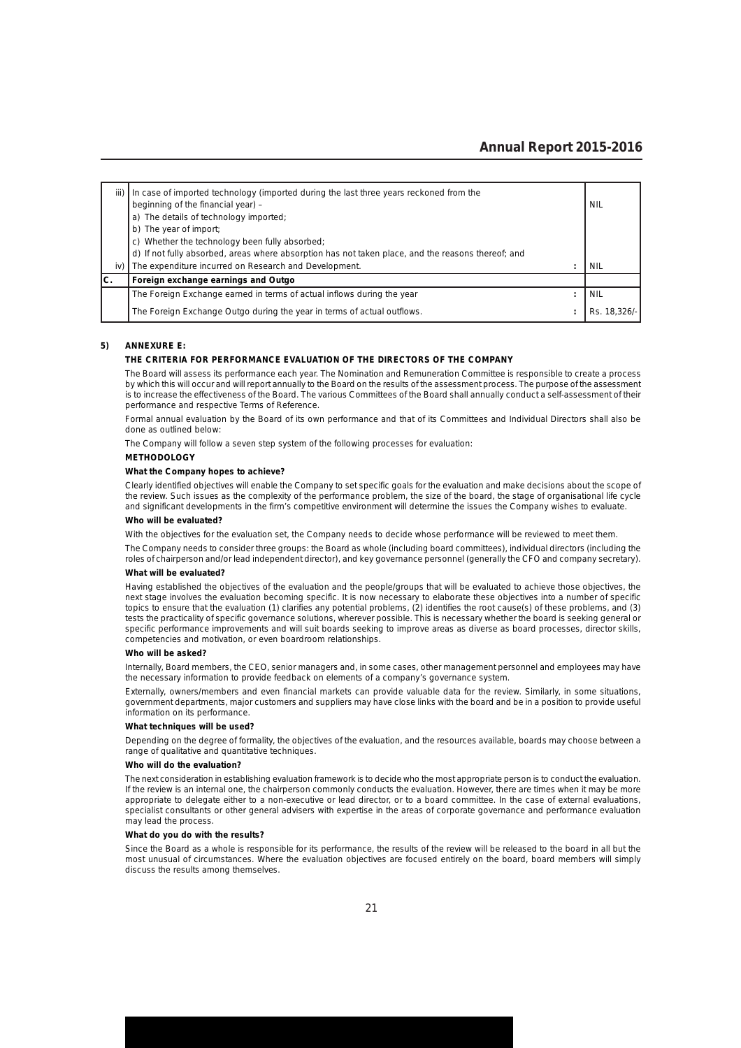| | | | |
|---|---|---|---|
| iii) | In case of imported technology (imported during the last three years reckoned from the beginning of the financial year) –<br>a) The details of technology imported;<br>b) The year of import;<br>c) Whether the technology been fully absorbed;<br>d) If not fully absorbed, areas where absorption has not taken place, and the reasons thereof; and | | NIL |
| iv) | The expenditure incurred on Research and Development. | : | NIL |
| **C.** | **Foreign exchange earnings and Outgo** | | |
| | The Foreign Exchange earned in terms of actual inflows during the year | : | NIL |
| | The Foreign Exchange Outgo during the year in terms of actual outflows. | : | Rs. 18,326/- |

## 5) ANNEXURE E:

### THE CRITERIA FOR PERFORMANCE EVALUATION OF THE DIRECTORS OF THE COMPANY

The Board will assess its performance each year. The Nomination and Remuneration Committee is responsible to create a process by which this will occur and will report annually to the Board on the results of the assessment process. The purpose of the assessment is to increase the effectiveness of the Board. The various Committees of the Board shall annually conduct a self-assessment of their performance and respective Terms of Reference.

Formal annual evaluation by the Board of its own performance and that of its Committees and Individual Directors shall also be done as outlined below:

The Company will follow a seven step system of the following processes for evaluation:

**METHODOLOGY**

**What the Company hopes to achieve?**

Clearly identified objectives will enable the Company to set specific goals for the evaluation and make decisions about the scope of the review. Such issues as the complexity of the performance problem, the size of the board, the stage of organisational life cycle and significant developments in the firm's competitive environment will determine the issues the Company wishes to evaluate.

**Who will be evaluated?**

With the objectives for the evaluation set, the Company needs to decide whose performance will be reviewed to meet them.

The Company needs to consider three groups: the Board as whole (including board committees), individual directors (including the roles of chairperson and/or lead independent director), and key governance personnel (generally the CFO and company secretary).

**What will be evaluated?**

Having established the objectives of the evaluation and the people/groups that will be evaluated to achieve those objectives, the next stage involves the evaluation becoming specific. It is now necessary to elaborate these objectives into a number of specific topics to ensure that the evaluation (1) clarifies any potential problems, (2) identifies the root cause(s) of these problems, and (3) tests the practicality of specific governance solutions, wherever possible. This is necessary whether the board is seeking general or specific performance improvements and will suit boards seeking to improve areas as diverse as board processes, director skills, competencies and motivation, or even boardroom relationships.

**Who will be asked?**

Internally, Board members, the CEO, senior managers and, in some cases, other management personnel and employees may have the necessary information to provide feedback on elements of a company's governance system.

Externally, owners/members and even financial markets can provide valuable data for the review. Similarly, in some situations, government departments, major customers and suppliers may have close links with the board and be in a position to provide useful information on its performance.

**What techniques will be used?**

Depending on the degree of formality, the objectives of the evaluation, and the resources available, boards may choose between a range of qualitative and quantitative techniques.

**Who will do the evaluation?**

The next consideration in establishing evaluation framework is to decide who the most appropriate person is to conduct the evaluation. If the review is an internal one, the chairperson commonly conducts the evaluation. However, there are times when it may be more appropriate to delegate either to a non-executive or lead director, or to a board committee. In the case of external evaluations, specialist consultants or other general advisers with expertise in the areas of corporate governance and performance evaluation may lead the process.

**What do you do with the results?**

Since the Board as a whole is responsible for its performance, the results of the review will be released to the board in all but the most unusual of circumstances. Where the evaluation objectives are focused entirely on the board, board members will simply discuss the results among themselves.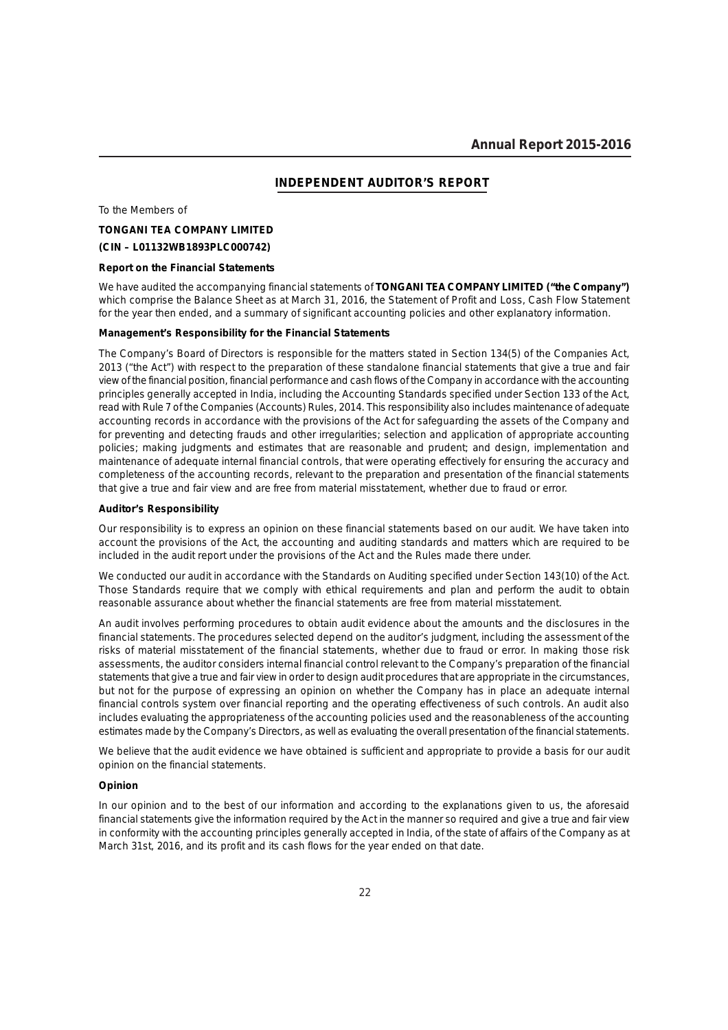## INDEPENDENT AUDITOR'S REPORT

To the Members of

**TONGANI TEA COMPANY LIMITED**

**(CIN – L01132WB1893PLC000742)**

**Report on the Financial Statements**

We have audited the accompanying financial statements of **TONGANI TEA COMPANY LIMITED ("the Company")** which comprise the Balance Sheet as at March 31, 2016, the Statement of Profit and Loss, Cash Flow Statement for the year then ended, and a summary of significant accounting policies and other explanatory information.

**Management's Responsibility for the Financial Statements**

The Company's Board of Directors is responsible for the matters stated in Section 134(5) of the Companies Act, 2013 ("the Act") with respect to the preparation of these standalone financial statements that give a true and fair view of the financial position, financial performance and cash flows of the Company in accordance with the accounting principles generally accepted in India, including the Accounting Standards specified under Section 133 of the Act, read with Rule 7 of the Companies (Accounts) Rules, 2014. This responsibility also includes maintenance of adequate accounting records in accordance with the provisions of the Act for safeguarding the assets of the Company and for preventing and detecting frauds and other irregularities; selection and application of appropriate accounting policies; making judgments and estimates that are reasonable and prudent; and design, implementation and maintenance of adequate internal financial controls, that were operating effectively for ensuring the accuracy and completeness of the accounting records, relevant to the preparation and presentation of the financial statements that give a true and fair view and are free from material misstatement, whether due to fraud or error.

**Auditor's Responsibility**

Our responsibility is to express an opinion on these financial statements based on our audit. We have taken into account the provisions of the Act, the accounting and auditing standards and matters which are required to be included in the audit report under the provisions of the Act and the Rules made there under.

We conducted our audit in accordance with the Standards on Auditing specified under Section 143(10) of the Act. Those Standards require that we comply with ethical requirements and plan and perform the audit to obtain reasonable assurance about whether the financial statements are free from material misstatement.

An audit involves performing procedures to obtain audit evidence about the amounts and the disclosures in the financial statements. The procedures selected depend on the auditor's judgment, including the assessment of the risks of material misstatement of the financial statements, whether due to fraud or error. In making those risk assessments, the auditor considers internal financial control relevant to the Company's preparation of the financial statements that give a true and fair view in order to design audit procedures that are appropriate in the circumstances, but not for the purpose of expressing an opinion on whether the Company has in place an adequate internal financial controls system over financial reporting and the operating effectiveness of such controls. An audit also includes evaluating the appropriateness of the accounting policies used and the reasonableness of the accounting estimates made by the Company's Directors, as well as evaluating the overall presentation of the financial statements.

We believe that the audit evidence we have obtained is sufficient and appropriate to provide a basis for our audit opinion on the financial statements.

**Opinion**

In our opinion and to the best of our information and according to the explanations given to us, the aforesaid financial statements give the information required by the Act in the manner so required and give a true and fair view in conformity with the accounting principles generally accepted in India, of the state of affairs of the Company as at March 31st, 2016, and its profit and its cash flows for the year ended on that date.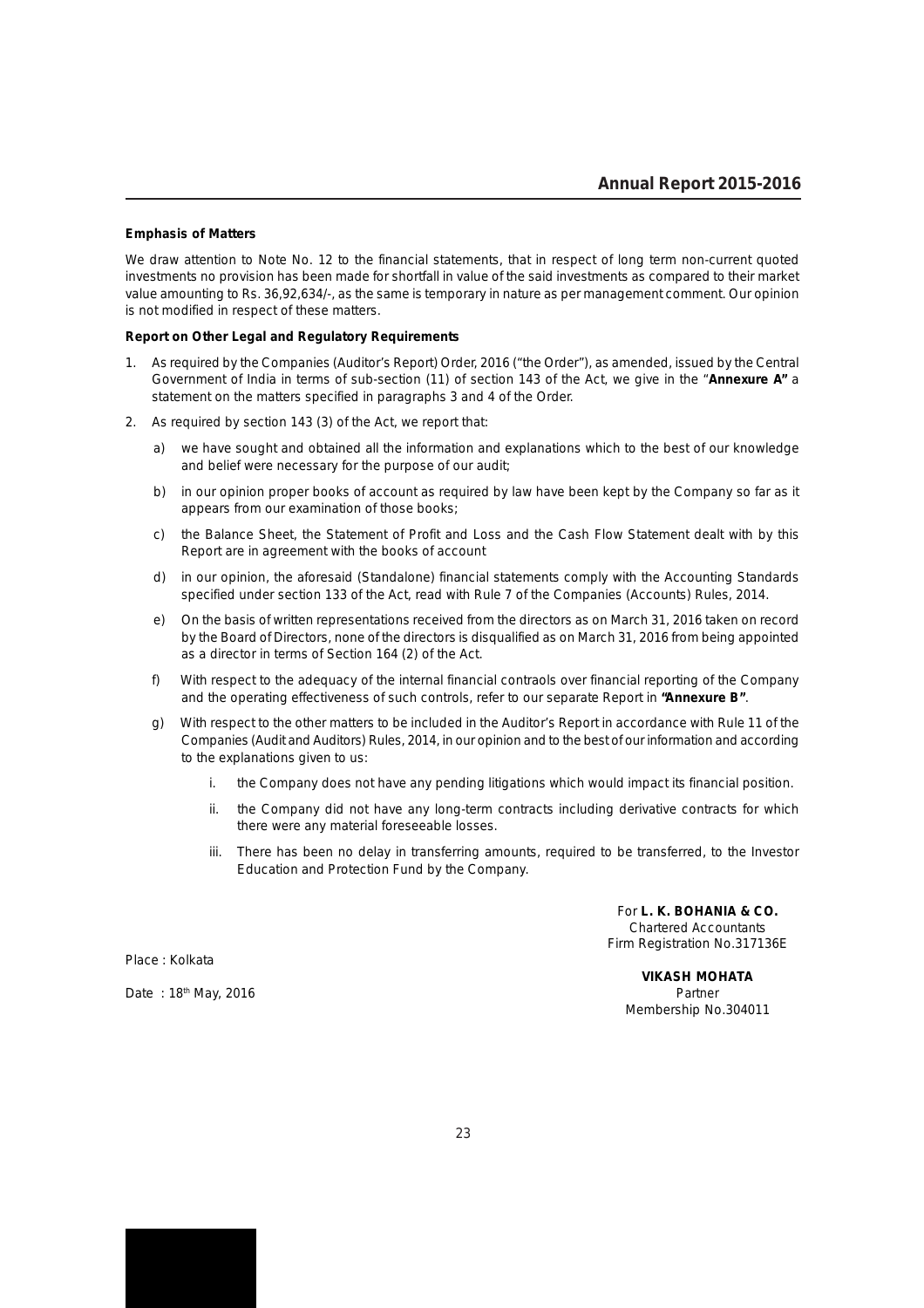**Emphasis of Matters**

We draw attention to Note No. 12 to the financial statements, that in respect of long term non-current quoted investments no provision has been made for shortfall in value of the said investments as compared to their market value amounting to Rs. 36,92,634/-, as the same is temporary in nature as per management comment. Our opinion is not modified in respect of these matters.

**Report on Other Legal and Regulatory Requirements**

1. As required by the Companies (Auditor's Report) Order, 2016 ("the Order"), as amended, issued by the Central Government of India in terms of sub-section (11) of section 143 of the Act, we give in the "**Annexure A"** a statement on the matters specified in paragraphs 3 and 4 of the Order.

2. As required by section 143 (3) of the Act, we report that:

   a) we have sought and obtained all the information and explanations which to the best of our knowledge and belief were necessary for the purpose of our audit;

   b) in our opinion proper books of account as required by law have been kept by the Company so far as it appears from our examination of those books;

   c) the Balance Sheet, the Statement of Profit and Loss and the Cash Flow Statement dealt with by this Report are in agreement with the books of account

   d) in our opinion, the aforesaid (Standalone) financial statements comply with the Accounting Standards specified under section 133 of the Act, read with Rule 7 of the Companies (Accounts) Rules, 2014.

   e) On the basis of written representations received from the directors as on March 31, 2016 taken on record by the Board of Directors, none of the directors is disqualified as on March 31, 2016 from being appointed as a director in terms of Section 164 (2) of the Act.

   f) With respect to the adequacy of the internal financial contraols over financial reporting of the Company and the operating effectiveness of such controls, refer to our separate Report in **"Annexure B"**.

   g) With respect to the other matters to be included in the Auditor's Report in accordance with Rule 11 of the Companies (Audit and Auditors) Rules, 2014, in our opinion and to the best of our information and according to the explanations given to us:

      i. the Company does not have any pending litigations which would impact its financial position.

      ii. the Company did not have any long-term contracts including derivative contracts for which there were any material foreseeable losses.

      iii. There has been no delay in transferring amounts, required to be transferred, to the Investor Education and Protection Fund by the Company.

For **L. K. BOHANIA & CO.**
Chartered Accountants
Firm Registration No.317136E

Place : Kolkata

**VIKASH MOHATA**
Partner
Membership No.304011

Date : 18th May, 2016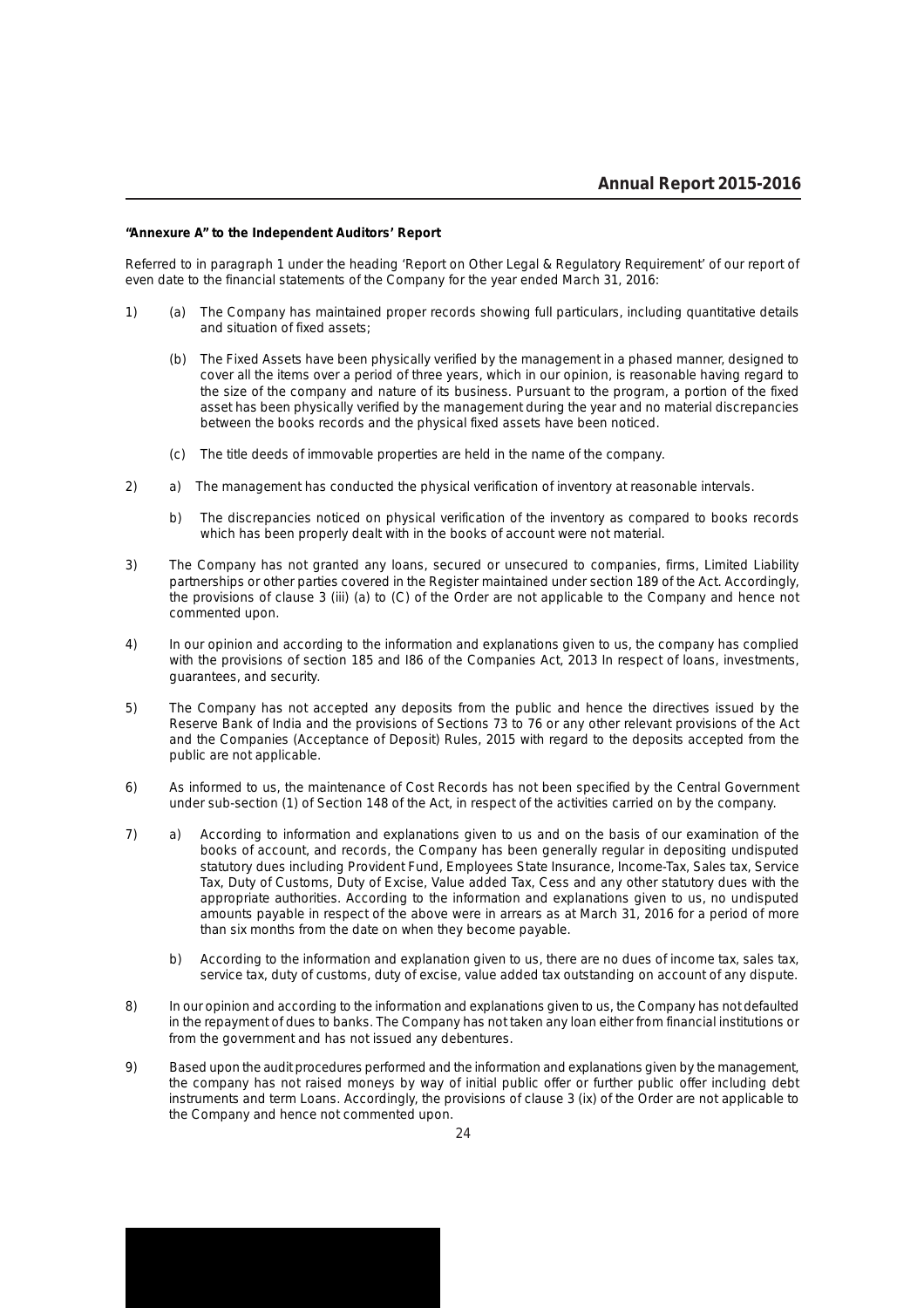**"Annexure A" to the Independent Auditors' Report**

Referred to in paragraph 1 under the heading 'Report on Other Legal & Regulatory Requirement' of our report of even date to the financial statements of the Company for the year ended March 31, 2016:

1) (a) The Company has maintained proper records showing full particulars, including quantitative details and situation of fixed assets;

   (b) The Fixed Assets have been physically verified by the management in a phased manner, designed to cover all the items over a period of three years, which in our opinion, is reasonable having regard to the size of the company and nature of its business. Pursuant to the program, a portion of the fixed asset has been physically verified by the management during the year and no material discrepancies between the books records and the physical fixed assets have been noticed.

   (c) The title deeds of immovable properties are held in the name of the company.

2) a) The management has conducted the physical verification of inventory at reasonable intervals.

   b) The discrepancies noticed on physical verification of the inventory as compared to books records which has been properly dealt with in the books of account were not material.

3) The Company has not granted any loans, secured or unsecured to companies, firms, Limited Liability partnerships or other parties covered in the Register maintained under section 189 of the Act. Accordingly, the provisions of clause 3 (iii) (a) to (C) of the Order are not applicable to the Company and hence not commented upon.

4) In our opinion and according to the information and explanations given to us, the company has complied with the provisions of section 185 and I86 of the Companies Act, 2013 In respect of loans, investments, guarantees, and security.

5) The Company has not accepted any deposits from the public and hence the directives issued by the Reserve Bank of India and the provisions of Sections 73 to 76 or any other relevant provisions of the Act and the Companies (Acceptance of Deposit) Rules, 2015 with regard to the deposits accepted from the public are not applicable.

6) As informed to us, the maintenance of Cost Records has not been specified by the Central Government under sub-section (1) of Section 148 of the Act, in respect of the activities carried on by the company.

7) a) According to information and explanations given to us and on the basis of our examination of the books of account, and records, the Company has been generally regular in depositing undisputed statutory dues including Provident Fund, Employees State Insurance, Income-Tax, Sales tax, Service Tax, Duty of Customs, Duty of Excise, Value added Tax, Cess and any other statutory dues with the appropriate authorities. According to the information and explanations given to us, no undisputed amounts payable in respect of the above were in arrears as at March 31, 2016 for a period of more than six months from the date on when they become payable.

   b) According to the information and explanation given to us, there are no dues of income tax, sales tax, service tax, duty of customs, duty of excise, value added tax outstanding on account of any dispute.

8) In our opinion and according to the information and explanations given to us, the Company has not defaulted in the repayment of dues to banks. The Company has not taken any loan either from financial institutions or from the government and has not issued any debentures.

9) Based upon the audit procedures performed and the information and explanations given by the management, the company has not raised moneys by way of initial public offer or further public offer including debt instruments and term Loans. Accordingly, the provisions of clause 3 (ix) of the Order are not applicable to the Company and hence not commented upon.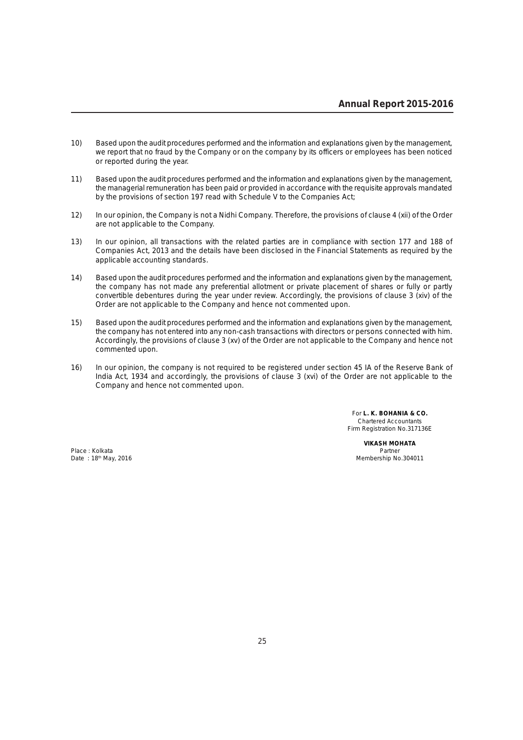10) Based upon the audit procedures performed and the information and explanations given by the management, we report that no fraud by the Company or on the company by its officers or employees has been noticed or reported during the year.

11) Based upon the audit procedures performed and the information and explanations given by the management, the managerial remuneration has been paid or provided in accordance with the requisite approvals mandated by the provisions of section 197 read with Schedule V to the Companies Act;

12) In our opinion, the Company is not a Nidhi Company. Therefore, the provisions of clause 4 (xii) of the Order are not applicable to the Company.

13) In our opinion, all transactions with the related parties are in compliance with section 177 and 188 of Companies Act, 2013 and the details have been disclosed in the Financial Statements as required by the applicable accounting standards.

14) Based upon the audit procedures performed and the information and explanations given by the management, the company has not made any preferential allotment or private placement of shares or fully or partly convertible debentures during the year under review. Accordingly, the provisions of clause 3 (xiv) of the Order are not applicable to the Company and hence not commented upon.

15) Based upon the audit procedures performed and the information and explanations given by the management, the company has not entered into any non-cash transactions with directors or persons connected with him. Accordingly, the provisions of clause 3 (xv) of the Order are not applicable to the Company and hence not commented upon.

16) In our opinion, the company is not required to be registered under section 45 IA of the Reserve Bank of India Act, 1934 and accordingly, the provisions of clause 3 (xvi) of the Order are not applicable to the Company and hence not commented upon.

For **L. K. BOHANIA & CO.**
Chartered Accountants
Firm Registration No.317136E

**VIKASH MOHATA**
Partner
Membership No.304011

Place : Kolkata
Date : 18th May, 2016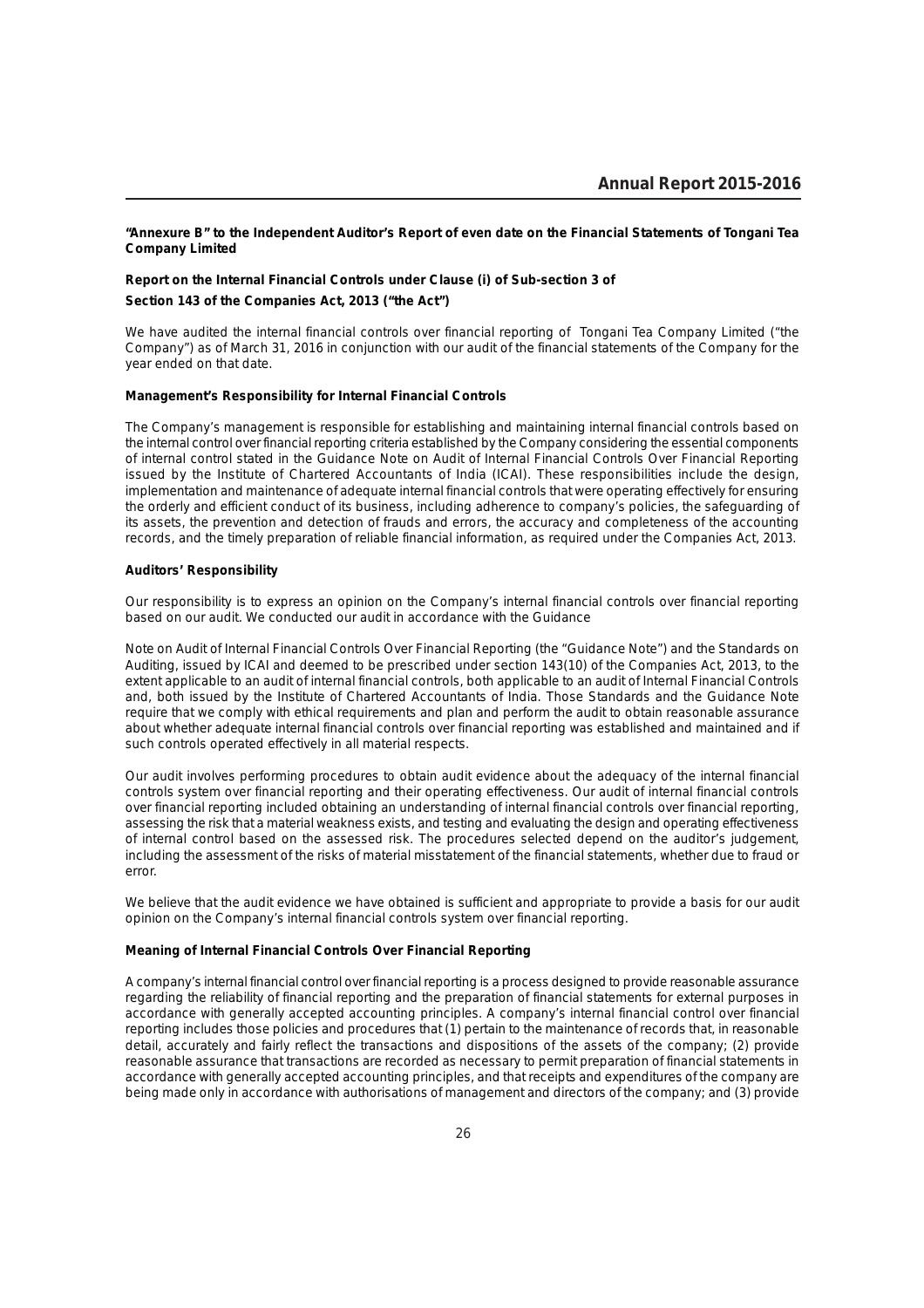**"Annexure B" to the Independent Auditor's Report of even date on the Financial Statements of Tongani Tea Company Limited**

**Report on the Internal Financial Controls under Clause (i) of Sub-section 3 of Section 143 of the Companies Act, 2013 ("the Act")**

We have audited the internal financial controls over financial reporting of Tongani Tea Company Limited ("the Company") as of March 31, 2016 in conjunction with our audit of the financial statements of the Company for the year ended on that date.

**Management's Responsibility for Internal Financial Controls**

The Company's management is responsible for establishing and maintaining internal financial controls based on the internal control over financial reporting criteria established by the Company considering the essential components of internal control stated in the Guidance Note on Audit of Internal Financial Controls Over Financial Reporting issued by the Institute of Chartered Accountants of India (ICAI). These responsibilities include the design, implementation and maintenance of adequate internal financial controls that were operating effectively for ensuring the orderly and efficient conduct of its business, including adherence to company's policies, the safeguarding of its assets, the prevention and detection of frauds and errors, the accuracy and completeness of the accounting records, and the timely preparation of reliable financial information, as required under the Companies Act, 2013.

**Auditors' Responsibility**

Our responsibility is to express an opinion on the Company's internal financial controls over financial reporting based on our audit. We conducted our audit in accordance with the Guidance

Note on Audit of Internal Financial Controls Over Financial Reporting (the "Guidance Note") and the Standards on Auditing, issued by ICAI and deemed to be prescribed under section 143(10) of the Companies Act, 2013, to the extent applicable to an audit of internal financial controls, both applicable to an audit of Internal Financial Controls and, both issued by the Institute of Chartered Accountants of India. Those Standards and the Guidance Note require that we comply with ethical requirements and plan and perform the audit to obtain reasonable assurance about whether adequate internal financial controls over financial reporting was established and maintained and if such controls operated effectively in all material respects.

Our audit involves performing procedures to obtain audit evidence about the adequacy of the internal financial controls system over financial reporting and their operating effectiveness. Our audit of internal financial controls over financial reporting included obtaining an understanding of internal financial controls over financial reporting, assessing the risk that a material weakness exists, and testing and evaluating the design and operating effectiveness of internal control based on the assessed risk. The procedures selected depend on the auditor's judgement, including the assessment of the risks of material misstatement of the financial statements, whether due to fraud or error.

We believe that the audit evidence we have obtained is sufficient and appropriate to provide a basis for our audit opinion on the Company's internal financial controls system over financial reporting.

**Meaning of Internal Financial Controls Over Financial Reporting**

A company's internal financial control over financial reporting is a process designed to provide reasonable assurance regarding the reliability of financial reporting and the preparation of financial statements for external purposes in accordance with generally accepted accounting principles. A company's internal financial control over financial reporting includes those policies and procedures that (1) pertain to the maintenance of records that, in reasonable detail, accurately and fairly reflect the transactions and dispositions of the assets of the company; (2) provide reasonable assurance that transactions are recorded as necessary to permit preparation of financial statements in accordance with generally accepted accounting principles, and that receipts and expenditures of the company are being made only in accordance with authorisations of management and directors of the company; and (3) provide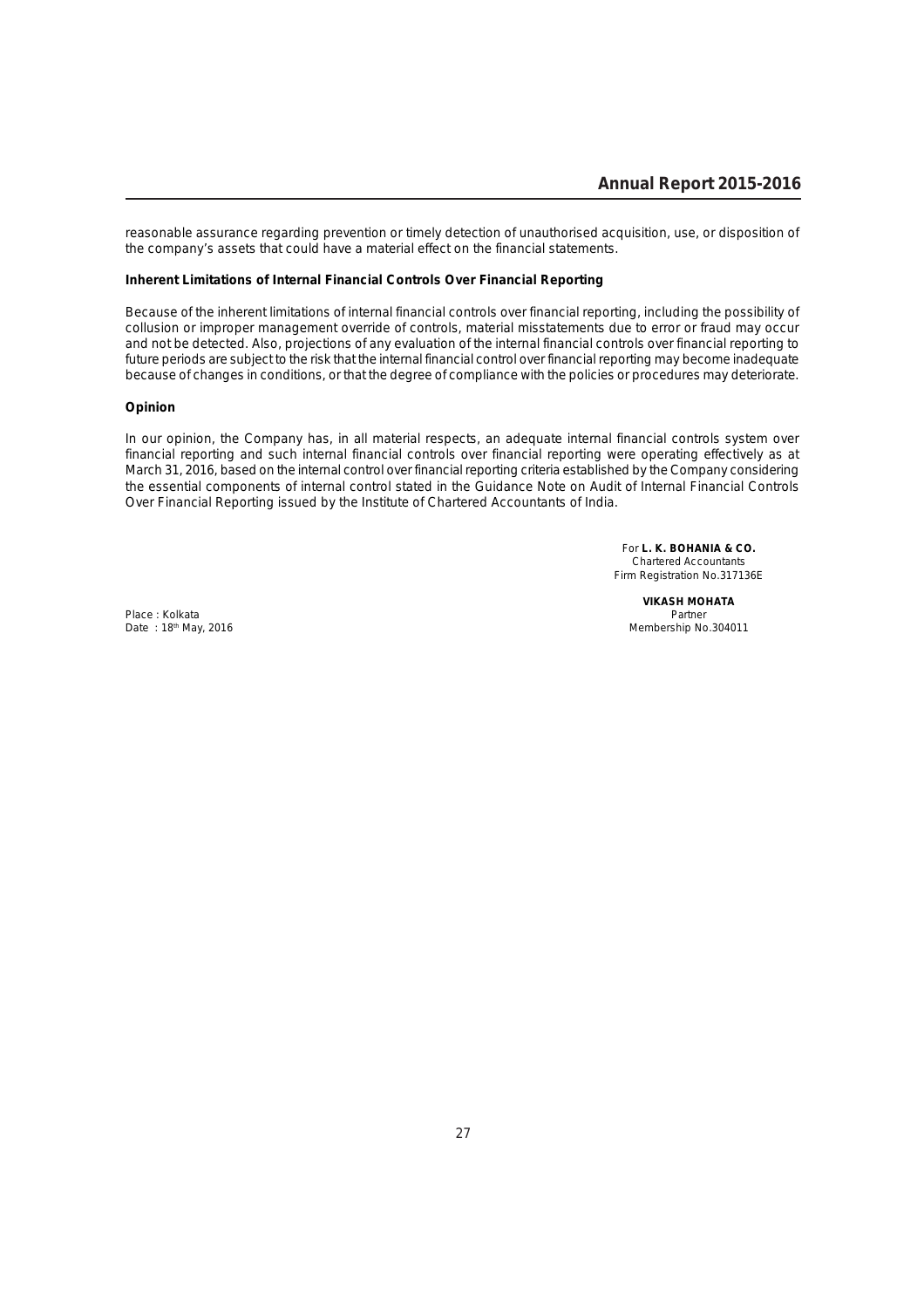reasonable assurance regarding prevention or timely detection of unauthorised acquisition, use, or disposition of the company's assets that could have a material effect on the financial statements.

**Inherent Limitations of Internal Financial Controls Over Financial Reporting**

Because of the inherent limitations of internal financial controls over financial reporting, including the possibility of collusion or improper management override of controls, material misstatements due to error or fraud may occur and not be detected. Also, projections of any evaluation of the internal financial controls over financial reporting to future periods are subject to the risk that the internal financial control over financial reporting may become inadequate because of changes in conditions, or that the degree of compliance with the policies or procedures may deteriorate.

**Opinion**

In our opinion, the Company has, in all material respects, an adequate internal financial controls system over financial reporting and such internal financial controls over financial reporting were operating effectively as at March 31, 2016, based on the internal control over financial reporting criteria established by the Company considering the essential components of internal control stated in the Guidance Note on Audit of Internal Financial Controls Over Financial Reporting issued by the Institute of Chartered Accountants of India.

For **L. K. BOHANIA & CO.**
Chartered Accountants
Firm Registration No.317136E

**VIKASH MOHATA**
Partner
Membership No.304011

Place : Kolkata
Date : 18th May, 2016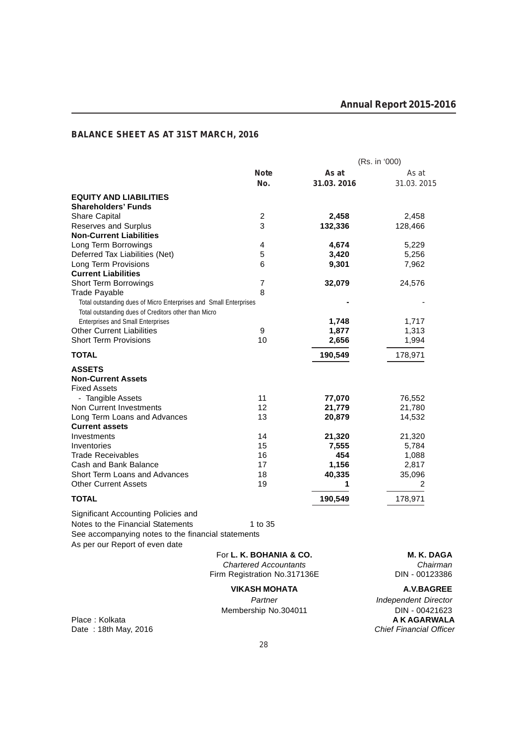## BALANCE SHEET AS AT 31ST MARCH, 2016

(Rs. in '000)

| | Note No. | As at 31.03. 2016 | As at 31.03. 2015 |
|---|---|---|---|
| **EQUITY AND LIABILITIES** | | | |
| **Shareholders' Funds** | | | |
| Share Capital | 2 | **2,458** | 2,458 |
| Reserves and Surplus | 3 | **132,336** | 128,466 |
| **Non-Current Liabilities** | | | |
| Long Term Borrowings | 4 | **4,674** | 5,229 |
| Deferred Tax Liabilities (Net) | 5 | **3,420** | 5,256 |
| Long Term Provisions | 6 | **9,301** | 7,962 |
| **Current Liabilities** | | | |
| Short Term Borrowings | 7 | **32,079** | 24,576 |
| Trade Payable | 8 | | |
| Total outstanding dues of Micro Enterprises and Small Enterprises | | **-** | - |
| Total outstanding dues of Creditors other than Micro Enterprises and Small Enterprises | | **1,748** | 1,717 |
| Other Current Liabilities | 9 | **1,877** | 1,313 |
| Short Term Provisions | 10 | **2,656** | 1,994 |
| **TOTAL** | | **190,549** | 178,971 |
| **ASSETS** | | | |
| **Non-Current Assets** | | | |
| Fixed Assets | | | |
| - Tangible Assets | 11 | **77,070** | 76,552 |
| Non Current Investments | 12 | **21,779** | 21,780 |
| Long Term Loans and Advances | 13 | **20,879** | 14,532 |
| **Current assets** | | | |
| Investments | 14 | **21,320** | 21,320 |
| Inventories | 15 | **7,555** | 5,784 |
| Trade Receivables | 16 | **454** | 1,088 |
| Cash and Bank Balance | 17 | **1,156** | 2,817 |
| Short Term Loans and Advances | 18 | **40,335** | 35,096 |
| Other Current Assets | 19 | **1** | 2 |
| **TOTAL** | | **190,549** | 178,971 |

Significant Accounting Policies and Notes to the Financial Statements 1 to 35

See accompanying notes to the financial statements

As per our Report of even date

For **L. K. BOHANIA & CO.**
*Chartered Accountants*
Firm Registration No.317136E

**VIKASH MOHATA**
*Partner*
Membership No.304011

**M. K. DAGA**
*Chairman*
DIN - 00123386

**A.V.BAGREE**
*Independent Director*
DIN - 00421623

**A K AGARWALA**
*Chief Financial Officer*

Place : Kolkata
Date : 18th May, 2016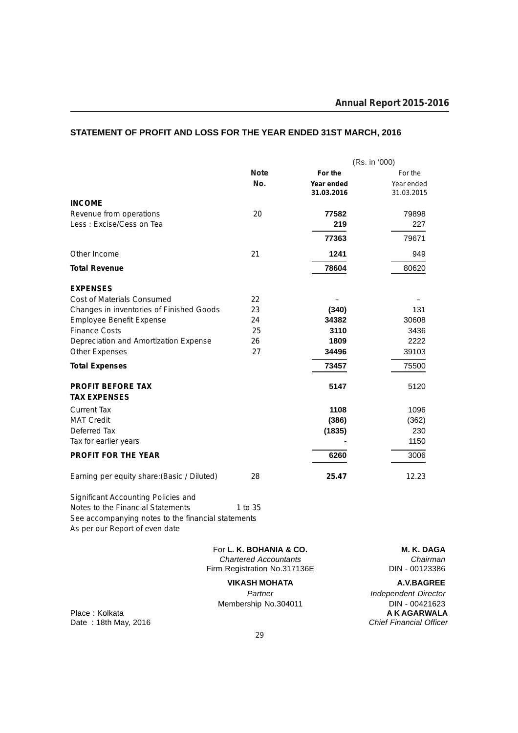## STATEMENT OF PROFIT AND LOSS FOR THE YEAR ENDED 31ST MARCH, 2016

(Rs. in '000)

| | Note No. | For the Year ended 31.03.2016 | For the Year ended 31.03.2015 |
|---|---|---|---|
| **INCOME** | | | |
| Revenue from operations | 20 | **77582** | 79898 |
| Less : Excise/Cess on Tea | | **219** | 227 |
| | | **77363** | 79671 |
| Other Income | 21 | **1241** | 949 |
| **Total Revenue** | | **78604** | 80620 |
| **EXPENSES** | | | |
| Cost of Materials Consumed | 22 | – | – |
| Changes in inventories of Finished Goods | 23 | **(340)** | 131 |
| Employee Benefit Expense | 24 | **34382** | 30608 |
| Finance Costs | 25 | **3110** | 3436 |
| Depreciation and Amortization Expense | 26 | **1809** | 2222 |
| Other Expenses | 27 | **34496** | 39103 |
| **Total Expenses** | | **73457** | 75500 |
| **PROFIT BEFORE TAX** | | **5147** | 5120 |
| **TAX EXPENSES** | | | |
| Current Tax | | **1108** | 1096 |
| MAT Credit | | **(386)** | (362) |
| Deferred Tax | | **(1835)** | 230 |
| Tax for earlier years | | **-** | 1150 |
| **PROFIT FOR THE YEAR** | | **6260** | 3006 |
| Earning per equity share:(Basic / Diluted) | 28 | **25.47** | 12.23 |

Significant Accounting Policies and
Notes to the Financial Statements 1 to 35
See accompanying notes to the financial statements
As per our Report of even date

For **L. K. BOHANIA & CO.**
*Chartered Accountants*
Firm Registration No.317136E

**VIKASH MOHATA**
*Partner*
Membership No.304011

**M. K. DAGA**
*Chairman*
DIN - 00123386

**A.V.BAGREE**
*Independent Director*
DIN - 00421623

**A K AGARWALA**
*Chief Financial Officer*

Place : Kolkata
Date : 18th May, 2016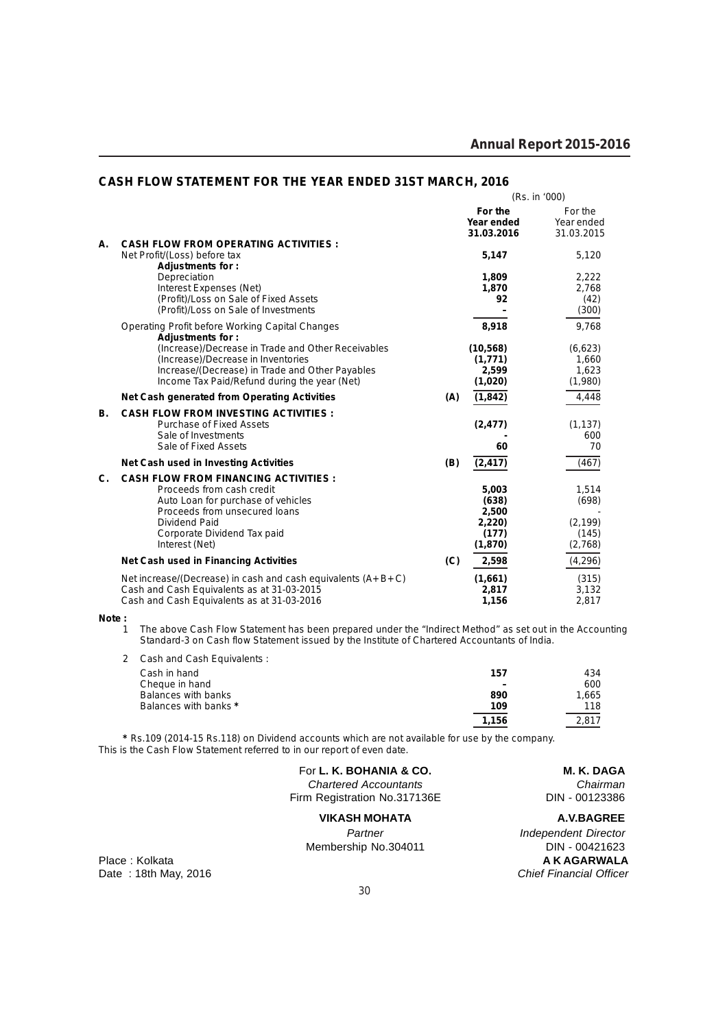## CASH FLOW STATEMENT FOR THE YEAR ENDED 31ST MARCH, 2016

(Rs. in '000)

| | | | For the Year ended 31.03.2016 | For the Year ended 31.03.2015 |
|---|---|---|---|---|
| **A.** | **CASH FLOW FROM OPERATING ACTIVITIES :** | | | |
| | Net Profit/(Loss) before tax | | **5,147** | 5,120 |
| | **Adjustments for :** | | | |
| | Depreciation | | **1,809** | 2,222 |
| | Interest Expenses (Net) | | **1,870** | 2,768 |
| | (Profit)/Loss on Sale of Fixed Assets | | **92** | (42) |
| | (Profit)/Loss on Sale of Investments | | **-** | (300) |
| | Operating Profit before Working Capital Changes | | **8,918** | 9,768 |
| | **Adjustments for :** | | | |
| | (Increase)/Decrease in Trade and Other Receivables | | **(10,568)** | (6,623) |
| | (Increase)/Decrease in Inventories | | **(1,771)** | 1,660 |
| | Increase/(Decrease) in Trade and Other Payables | | **2,599** | 1,623 |
| | Income Tax Paid/Refund during the year (Net) | | **(1,020)** | (1,980) |
| | **Net Cash generated from Operating Activities** | **(A)** | **(1,842)** | 4,448 |
| **B.** | **CASH FLOW FROM INVESTING ACTIVITIES :** | | | |
| | Purchase of Fixed Assets | | **(2,477)** | (1,137) |
| | Sale of Investments | | **-** | 600 |
| | Sale of Fixed Assets | | **60** | 70 |
| | **Net Cash used in Investing Activities** | **(B)** | **(2,417)** | (467) |
| **C.** | **CASH FLOW FROM FINANCING ACTIVITIES :** | | | |
| | Proceeds from cash credit | | **5,003** | 1,514 |
| | Auto Loan for purchase of vehicles | | **(638)** | (698) |
| | Proceeds from unsecured loans | | **2,500** | - |
| | Dividend Paid | | **2,220)** | (2,199) |
| | Corporate Dividend Tax paid | | **(177)** | (145) |
| | Interest (Net) | | **(1,870)** | (2,768) |
| | **Net Cash used in Financing Activities** | **(C)** | **2,598** | (4,296) |
| | Net increase/(Decrease) in cash and cash equivalents (A+B+C) | | **(1,661)** | (315) |
| | Cash and Cash Equivalents as at 31-03-2015 | | **2,817** | 3,132 |
| | Cash and Cash Equivalents as at 31-03-2016 | | **1,156** | 2,817 |

**Note :**

1. The above Cash Flow Statement has been prepared under the "Indirect Method" as set out in the Accounting Standard-3 on Cash flow Statement issued by the Institute of Chartered Accountants of India.

2. Cash and Cash Equivalents :

| | | |
|---|---|---|
| Cash in hand | **157** | 434 |
| Cheque in hand | **-** | 600 |
| Balances with banks | **890** | 1,665 |
| Balances with banks * | **109** | 118 |
| | **1,156** | 2,817 |

\* Rs.109 (2014-15 Rs.118) on Dividend accounts which are not available for use by the company.

This is the Cash Flow Statement referred to in our report of even date.

For **L. K. BOHANIA & CO.**
*Chartered Accountants*
Firm Registration No.317136E

**VIKASH MOHATA**
*Partner*
Membership No.304011

**M. K. DAGA**
*Chairman*
DIN - 00123386

**A.V.BAGREE**
*Independent Director*
DIN - 00421623

**A K AGARWALA**
*Chief Financial Officer*

Place : Kolkata
Date : 18th May, 2016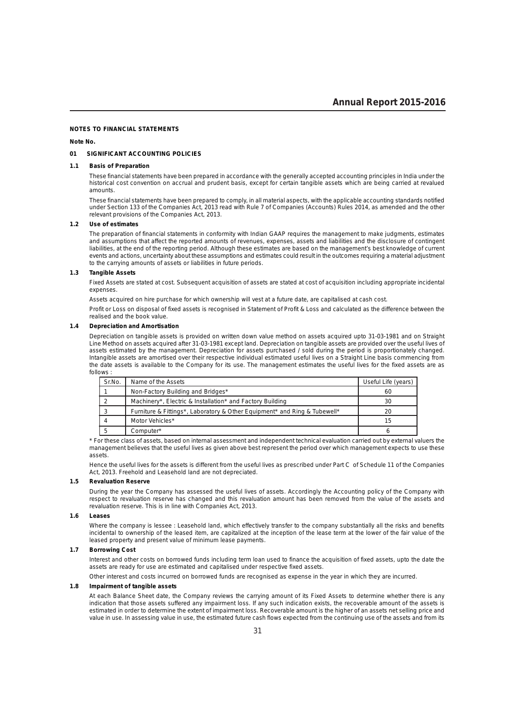**NOTES TO FINANCIAL STATEMENTS**

**Note No.**

**01 SIGNIFICANT ACCOUNTING POLICIES**

**1.1 Basis of Preparation**

These financial statements have been prepared in accordance with the generally accepted accounting principles in India under the historical cost convention on accrual and prudent basis, except for certain tangible assets which are being carried at revalued amounts.

These financial statements have been prepared to comply, in all material aspects, with the applicable accounting standards notified under Section 133 of the Companies Act, 2013 read with Rule 7 of Companies (Accounts) Rules 2014, as amended and the other relevant provisions of the Companies Act, 2013.

**1.2 Use of estimates**

The preparation of financial statements in conformity with Indian GAAP requires the management to make judgments, estimates and assumptions that affect the reported amounts of revenues, expenses, assets and liabilities and the disclosure of contingent liabilities, at the end of the reporting period. Although these estimates are based on the management's best knowledge of current events and actions, uncertainty about these assumptions and estimates could result in the outcomes requiring a material adjustment to the carrying amounts of assets or liabilities in future periods.

**1.3 Tangible Assets**

Fixed Assets are stated at cost. Subsequent acquisition of assets are stated at cost of acquisition including appropriate incidental expenses.

Assets acquired on hire purchase for which ownership will vest at a future date, are capitalised at cash cost.

Profit or Loss on disposal of fixed assets is recognised in Statement of Profit & Loss and calculated as the difference between the realised and the book value.

**1.4 Depreciation and Amortisation**

Depreciation on tangible assets is provided on written down value method on assets acquired upto 31-03-1981 and on Straight Line Method on assets acquired after 31-03-1981 except land. Depreciation on tangible assets are provided over the useful lives of assets estimated by the management. Depreciation for assets purchased / sold during the period is proportionately changed. Intangible assets are amortised over their respective individual estimated useful lives on a Straight Line basis commencing from the date assets is available to the Company for its use. The management estimates the useful lives for the fixed assets are as follows :

| Sr.No. | Name of the Assets | Useful Life (years) |
|---|---|---|
| 1 | Non-Factory Building and Bridges* | 60 |
| 2 | Machinery*, Electric & Installation* and Factory Building | 30 |
| 3 | Furniture & Fittings*, Laboratory & Other Equipment* and Ring & Tubewell* | 20 |
| 4 | Motor Vehicles* | 15 |
| 5 | Computer* | 6 |

* For these class of assets, based on internal assessment and independent technical evaluation carried out by external valuers the management believes that the useful lives as given above best represent the period over which management expects to use these assets.

Hence the useful lives for the assets is different from the useful lives as prescribed under Part C of Schedule 11 of the Companies Act, 2013. Freehold and Leasehold land are not depreciated.

**1.5 Revaluation Reserve**

During the year the Company has assessed the useful lives of assets. Accordingly the Accounting policy of the Company with respect to revaluation reserve has changed and this revaluation amount has been removed from the value of the assets and revaluation reserve. This is in line with Companies Act, 2013.

**1.6 Leases**

Where the company is lessee : Leasehold land, which effectively transfer to the company substantially all the risks and benefits incidental to ownership of the leased item, are capitalized at the inception of the lease term at the lower of the fair value of the leased property and present value of minimum lease payments.

**1.7 Borrowing Cost**

Interest and other costs on borrowed funds including term loan used to finance the acquisition of fixed assets, upto the date the assets are ready for use are estimated and capitalised under respective fixed assets.

Other interest and costs incurred on borrowed funds are recognised as expense in the year in which they are incurred.

**1.8 Impairment of tangible assets**

At each Balance Sheet date, the Company reviews the carrying amount of its Fixed Assets to determine whether there is any indication that those assets suffered any impairment loss. If any such indication exists, the recoverable amount of the assets is estimated in order to determine the extent of impairment loss. Recoverable amount is the higher of an assets net selling price and value in use. In assessing value in use, the estimated future cash flows expected from the continuing use of the assets and from its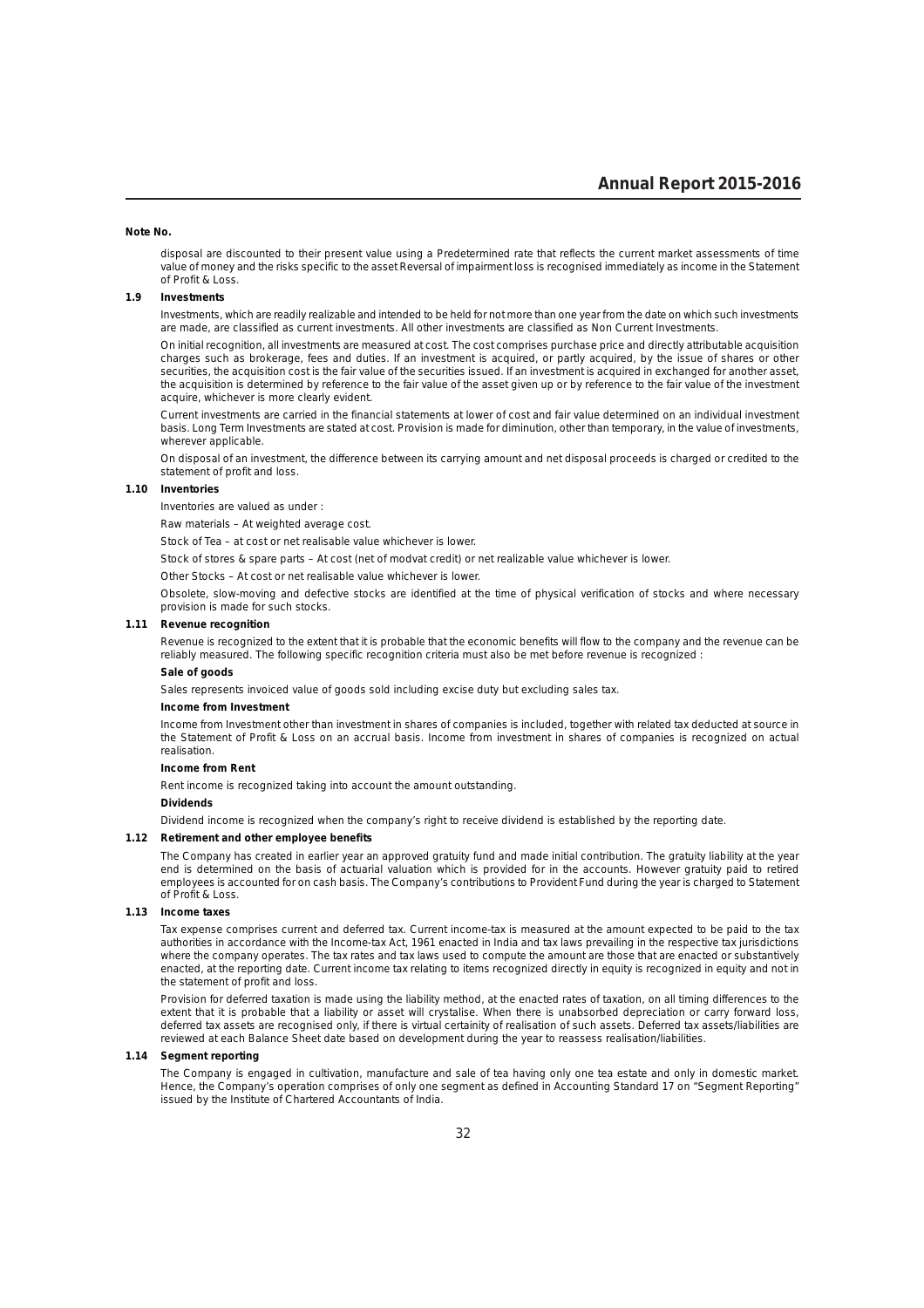**Note No.**

disposal are discounted to their present value using a Predetermined rate that reflects the current market assessments of time value of money and the risks specific to the asset Reversal of impairment loss is recognised immediately as income in the Statement of Profit & Loss.

**1.9 Investments**

Investments, which are readily realizable and intended to be held for not more than one year from the date on which such investments are made, are classified as current investments. All other investments are classified as Non Current Investments.

On initial recognition, all investments are measured at cost. The cost comprises purchase price and directly attributable acquisition charges such as brokerage, fees and duties. If an investment is acquired, or partly acquired, by the issue of shares or other securities, the acquisition cost is the fair value of the securities issued. If an investment is acquired in exchanged for another asset, the acquisition is determined by reference to the fair value of the asset given up or by reference to the fair value of the investment acquire, whichever is more clearly evident.

Current investments are carried in the financial statements at lower of cost and fair value determined on an individual investment basis. Long Term Investments are stated at cost. Provision is made for diminution, other than temporary, in the value of investments, wherever applicable.

On disposal of an investment, the difference between its carrying amount and net disposal proceeds is charged or credited to the statement of profit and loss.

**1.10 Inventories**

Inventories are valued as under :

Raw materials – At weighted average cost.

Stock of Tea – at cost or net realisable value whichever is lower.

Stock of stores & spare parts – At cost (net of modvat credit) or net realizable value whichever is lower.

Other Stocks – At cost or net realisable value whichever is lower.

Obsolete, slow-moving and defective stocks are identified at the time of physical verification of stocks and where necessary provision is made for such stocks.

**1.11 Revenue recognition**

Revenue is recognized to the extent that it is probable that the economic benefits will flow to the company and the revenue can be reliably measured. The following specific recognition criteria must also be met before revenue is recognized :

**Sale of goods**

Sales represents invoiced value of goods sold including excise duty but excluding sales tax.

**Income from Investment**

Income from Investment other than investment in shares of companies is included, together with related tax deducted at source in the Statement of Profit & Loss on an accrual basis. Income from investment in shares of companies is recognized on actual realisation.

**Income from Rent**

Rent income is recognized taking into account the amount outstanding.

**Dividends**

Dividend income is recognized when the company's right to receive dividend is established by the reporting date.

**1.12 Retirement and other employee benefits**

The Company has created in earlier year an approved gratuity fund and made initial contribution. The gratuity liability at the year end is determined on the basis of actuarial valuation which is provided for in the accounts. However gratuity paid to retired employees is accounted for on cash basis. The Company's contributions to Provident Fund during the year is charged to Statement of Profit & Loss.

**1.13 Income taxes**

Tax expense comprises current and deferred tax. Current income-tax is measured at the amount expected to be paid to the tax authorities in accordance with the Income-tax Act, 1961 enacted in India and tax laws prevailing in the respective tax jurisdictions where the company operates. The tax rates and tax laws used to compute the amount are those that are enacted or substantively enacted, at the reporting date. Current income tax relating to items recognized directly in equity is recognized in equity and not in the statement of profit and loss.

Provision for deferred taxation is made using the liability method, at the enacted rates of taxation, on all timing differences to the extent that it is probable that a liability or asset will crystalise. When there is unabsorbed depreciation or carry forward loss, deferred tax assets are recognised only, if there is virtual certainity of realisation of such assets. Deferred tax assets/liabilities are reviewed at each Balance Sheet date based on development during the year to reassess realisation/liabilities.

**1.14 Segment reporting**

The Company is engaged in cultivation, manufacture and sale of tea having only one tea estate and only in domestic market. Hence, the Company's operation comprises of only one segment as defined in Accounting Standard 17 on "Segment Reporting" issued by the Institute of Chartered Accountants of India.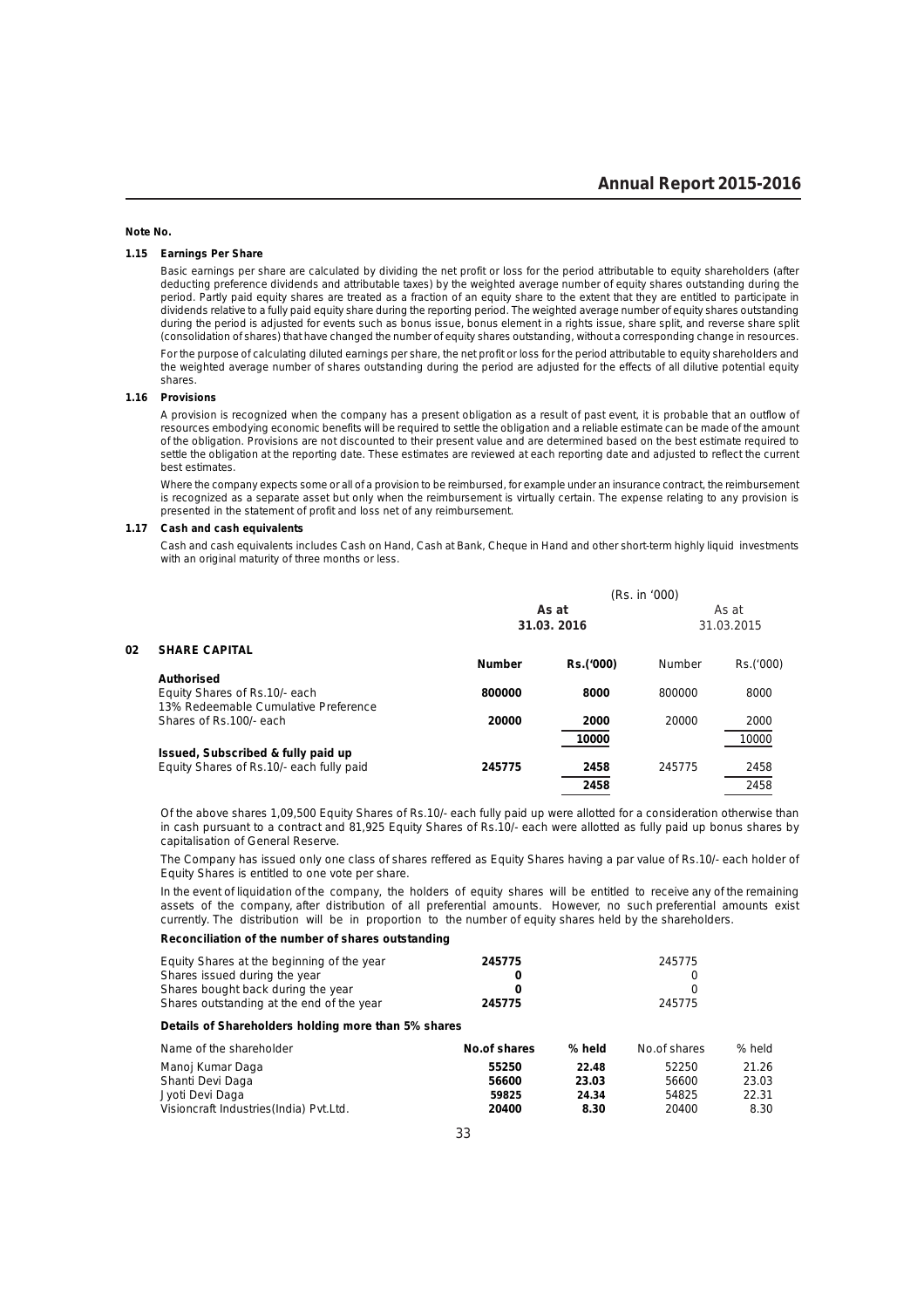**Note No.**

**1.15 Earnings Per Share**

Basic earnings per share are calculated by dividing the net profit or loss for the period attributable to equity shareholders (after deducting preference dividends and attributable taxes) by the weighted average number of equity shares outstanding during the period. Partly paid equity shares are treated as a fraction of an equity share to the extent that they are entitled to participate in dividends relative to a fully paid equity share during the reporting period. The weighted average number of equity shares outstanding during the period is adjusted for events such as bonus issue, bonus element in a rights issue, share split, and reverse share split (consolidation of shares) that have changed the number of equity shares outstanding, without a corresponding change in resources.

For the purpose of calculating diluted earnings per share, the net profit or loss for the period attributable to equity shareholders and the weighted average number of shares outstanding during the period are adjusted for the effects of all dilutive potential equity shares.

**1.16 Provisions**

A provision is recognized when the company has a present obligation as a result of past event, it is probable that an outflow of resources embodying economic benefits will be required to settle the obligation and a reliable estimate can be made of the amount of the obligation. Provisions are not discounted to their present value and are determined based on the best estimate required to settle the obligation at the reporting date. These estimates are reviewed at each reporting date and adjusted to reflect the current best estimates.

Where the company expects some or all of a provision to be reimbursed, for example under an insurance contract, the reimbursement is recognized as a separate asset but only when the reimbursement is virtually certain. The expense relating to any provision is presented in the statement of profit and loss net of any reimbursement.

**1.17 Cash and cash equivalents**

Cash and cash equivalents includes Cash on Hand, Cash at Bank, Cheque in Hand and other short-term highly liquid investments with an original maturity of three months or less.

(Rs. in '000)

| | | As at 31.03. 2016 | | As at 31.03.2015 | |
|---|---|---|---|---|---|
| **02** | **SHARE CAPITAL** | **Number** | **Rs.('000)** | Number | Rs.('000) |
| | **Authorised** | | | | |
| | Equity Shares of Rs.10/- each | **800000** | **8000** | 800000 | 8000 |
| | 13% Redeemable Cumulative Preference Shares of Rs.100/- each | **20000** | **2000** | 20000 | 2000 |
| | | | **10000** | | 10000 |
| | **Issued, Subscribed & fully paid up** | | | | |
| | Equity Shares of Rs.10/- each fully paid | **245775** | **2458** | 245775 | 2458 |
| | | | **2458** | | 2458 |

Of the above shares 1,09,500 Equity Shares of Rs.10/- each fully paid up were allotted for a consideration otherwise than in cash pursuant to a contract and 81,925 Equity Shares of Rs.10/- each were allotted as fully paid up bonus shares by capitalisation of General Reserve.

The Company has issued only one class of shares reffered as Equity Shares having a par value of Rs.10/- each holder of Equity Shares is entitled to one vote per share.

In the event of liquidation of the company, the holders of equity shares will be entitled to receive any of the remaining assets of the company, after distribution of all preferential amounts. However, no such preferential amounts exist currently. The distribution will be in proportion to the number of equity shares held by the shareholders.

**Reconciliation of the number of shares outstanding**

| | 31.03.2016 | 31.03.2015 |
|---|---|---|
| Equity Shares at the beginning of the year | **245775** | 245775 |
| Shares issued during the year | **0** | 0 |
| Shares bought back during the year | **0** | 0 |
| Shares outstanding at the end of the year | **245775** | 245775 |

**Details of Shareholders holding more than 5% shares**

| Name of the shareholder | **No.of shares** | **% held** | No.of shares | % held |
|---|---|---|---|---|
| Manoj Kumar Daga | **55250** | **22.48** | 52250 | 21.26 |
| Shanti Devi Daga | **56600** | **23.03** | 56600 | 23.03 |
| Jyoti Devi Daga | **59825** | **24.34** | 54825 | 22.31 |
| Visioncraft Industries(India) Pvt.Ltd. | **20400** | **8.30** | 20400 | 8.30 |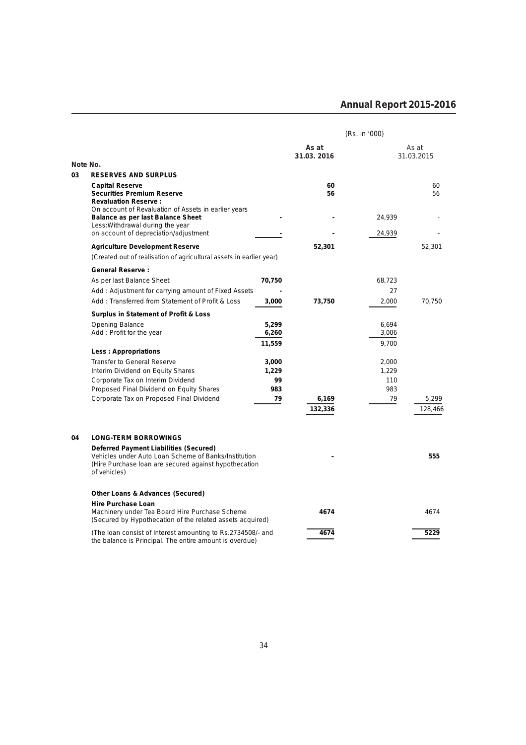(Rs. in '000)

| Note No. | | | As at 31.03. 2016 | | As at 31.03.2015 |
|---|---|---|---|---|---|
| **03** | **RESERVES AND SURPLUS** | | | | |
| | **Capital Reserve** | | **60** | | 60 |
| | **Securities Premium Reserve** | | **56** | | 56 |
| | **Revaluation Reserve :** | | | | |
| | On account of Revaluation of Assets in earlier years | | | | |
| | **Balance as per last Balance Sheet** | **-** | **-** | 24,939 | - |
| | Less:Withdrawal during the year on account of depreciation/adjustment | **-** | **-** | 24,939 | - |
| | **Agriculture Development Reserve** | | **52,301** | | 52,301 |
| | (Created out of realisation of agricultural assets in earlier year) | | | | |
| | **General Reserve :** | | | | |
| | As per last Balance Sheet | **70,750** | | 68,723 | |
| | Add : Adjustment for carrying amount of Fixed Assets | **-** | | 27 | |
| | Add : Transferred from Statement of Profit & Loss | **3,000** | **73,750** | 2,000 | 70,750 |
| | **Surplus in Statement of Profit & Loss** | | | | |
| | Opening Balance | **5,299** | | 6,694 | |
| | Add : Profit for the year | **6,260** | | 3,006 | |
| | | **11,559** | | 9,700 | |
| | **Less : Appropriations** | | | | |
| | Transfer to General Reserve | **3,000** | | 2,000 | |
| | Interim Dividend on Equity Shares | **1,229** | | 1,229 | |
| | Corporate Tax on Interim Dividend | **99** | | 110 | |
| | Proposed Final Dividend on Equity Shares | **983** | | 983 | |
| | Corporate Tax on Proposed Final Dividend | **79** | **6,169** | 79 | 5,299 |
| | | | **132,336** | | 128,466 |

| Note No. | | As at 31.03. 2016 | As at 31.03.2015 |
|---|---|---|---|
| **04** | **LONG-TERM BORROWINGS** | | |
| | **Deferred Payment Liabilities (Secured)** | | |
| | Vehicles under Auto Loan Scheme of Banks/Institution (Hire Purchase loan are secured against hypothecation of vehicles) | **-** | **555** |
| | **Other Loans & Advances (Secured)** | | |
| | **Hire Purchase Loan** | | |
| | Machinery under Tea Board Hire Purchase Scheme (Secured by Hypothecation of the related assets acquired) | **4674** | 4674 |
| | (The loan consist of Interest amounting to Rs.2734508/- and the balance is Principal. The entire amount is overdue) | **4674** | **5229** |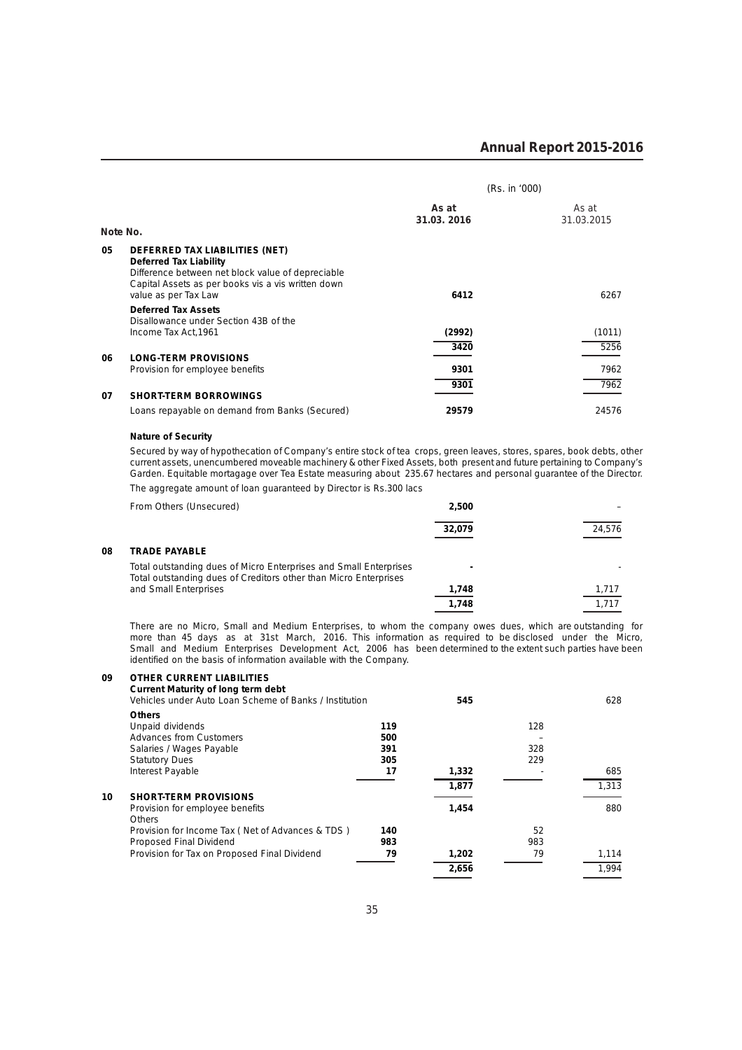(Rs. in '000)

| Note No. | | | As at 31.03. 2016 | | As at 31.03.2015 |
|---|---|---|---|---|---|
| **05** | **DEFERRED TAX LIABILITIES (NET)** | | | | |
| | **Deferred Tax Liability** | | | | |
| | Difference between net block value of depreciable Capital Assets as per books vis a vis written down value as per Tax Law | | **6412** | | 6267 |
| | **Deferred Tax Assets** | | | | |
| | Disallowance under Section 43B of the Income Tax Act,1961 | | **(2992)** | | (1011) |
| | | | **3420** | | 5256 |
| **06** | **LONG-TERM PROVISIONS** | | | | |
| | Provision for employee benefits | | **9301** | | 7962 |
| | | | **9301** | | 7962 |
| **07** | **SHORT-TERM BORROWINGS** | | | | |
| | Loans repayable on demand from Banks (Secured) | | **29579** | | 24576 |

**Nature of Security**

Secured by way of hypothecation of Company's entire stock of tea crops, green leaves, stores, spares, book debts, other current assets, unencumbered moveable machinery & other Fixed Assets, both present and future pertaining to Company's Garden. Equitable mortagage over Tea Estate measuring about 235.67 hectares and personal guarantee of the Director.

The aggregate amount of loan guaranteed by Director is Rs.300 lacs

| | | | | | |
|---|---|---|---|---|---|
| | From Others (Unsecured) | | **2,500** | | – |
| | | | **32,079** | | 24,576 |
| **08** | **TRADE PAYABLE** | | | | |
| | Total outstanding dues of Micro Enterprises and Small Enterprises | | **-** | | - |
| | Total outstanding dues of Creditors other than Micro Enterprises and Small Enterprises | | **1,748** | | 1,717 |
| | | | **1,748** | | 1,717 |

There are no Micro, Small and Medium Enterprises, to whom the company owes dues, which are outstanding for more than 45 days as at 31st March, 2016. This information as required to be disclosed under the Micro, Small and Medium Enterprises Development Act, 2006 has been determined to the extent such parties have been identified on the basis of information available with the Company.

| | | | | | |
|---|---|---|---|---|---|
| **09** | **OTHER CURRENT LIABILITIES** | | | | |
| | **Current Maturity of long term debt** | | | | |
| | Vehicles under Auto Loan Scheme of Banks / Institution | | **545** | | 628 |
| | **Others** | | | | |
| | Unpaid dividends | **119** | | 128 | |
| | Advances from Customers | **500** | | – | |
| | Salaries / Wages Payable | **391** | | 328 | |
| | Statutory Dues | **305** | | 229 | |
| | Interest Payable | **17** | **1,332** | - | 685 |
| | | | **1,877** | | 1,313 |
| **10** | **SHORT-TERM PROVISIONS** | | | | |
| | Provision for employee benefits | | **1,454** | | 880 |
| | Others | | | | |
| | Provision for Income Tax ( Net of Advances & TDS ) | **140** | | 52 | |
| | Proposed Final Dividend | **983** | | 983 | |
| | Provision for Tax on Proposed Final Dividend | **79** | **1,202** | 79 | 1,114 |
| | | | **2,656** | | 1,994 |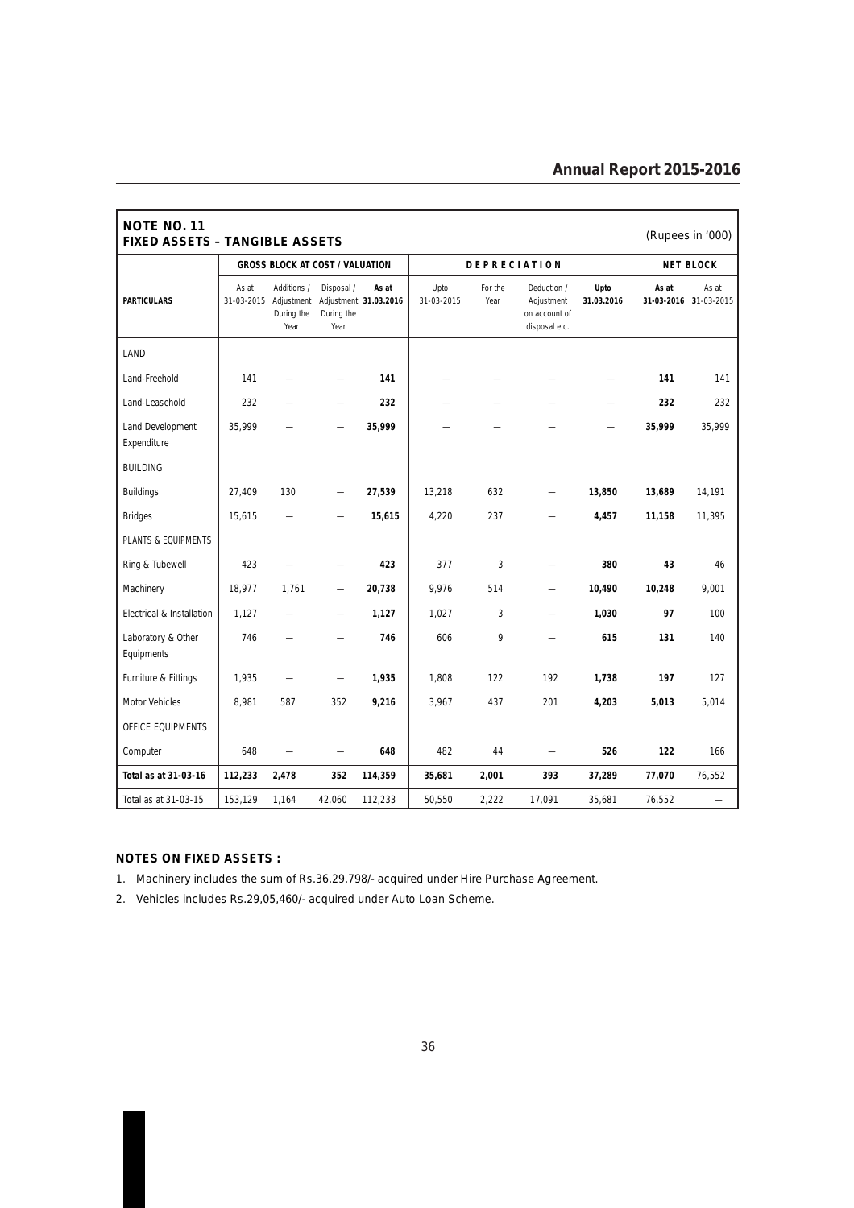## NOTE NO. 11
## FIXED ASSETS – TANGIBLE ASSETS

(Rupees in '000)

| PARTICULARS | GROSS BLOCK AT COST / VALUATION | | | | DEPRECIATION | | | | NET BLOCK | |
|---|---|---|---|---|---|---|---|---|---|---|
| | As at 31-03-2015 | Additions / Adjustment During the Year | Disposal / Adjustment During the Year | **As at 31.03.2016** | Upto 31-03-2015 | For the Year | Deduction / Adjustment on account of disposal etc. | **Upto 31.03.2016** | **As at 31-03-2016** | As at 31-03-2015 |
| LAND | | | | | | | | | | |
| Land-Freehold | 141 | — | — | **141** | — | — | — | — | **141** | 141 |
| Land-Leasehold | 232 | — | — | **232** | — | — | — | — | **232** | 232 |
| Land Development Expenditure | 35,999 | — | — | **35,999** | — | — | — | — | **35,999** | 35,999 |
| BUILDING | | | | | | | | | | |
| Buildings | 27,409 | 130 | — | **27,539** | 13,218 | 632 | — | **13,850** | **13,689** | 14,191 |
| Bridges | 15,615 | — | — | **15,615** | 4,220 | 237 | — | **4,457** | **11,158** | 11,395 |
| PLANTS & EQUIPMENTS | | | | | | | | | | |
| Ring & Tubewell | 423 | — | — | **423** | 377 | 3 | — | **380** | **43** | 46 |
| Machinery | 18,977 | 1,761 | — | **20,738** | 9,976 | 514 | — | **10,490** | **10,248** | 9,001 |
| Electrical & Installation | 1,127 | — | — | **1,127** | 1,027 | 3 | — | **1,030** | **97** | 100 |
| Laboratory & Other Equipments | 746 | — | — | **746** | 606 | 9 | — | **615** | **131** | 140 |
| Furniture & Fittings | 1,935 | — | — | **1,935** | 1,808 | 122 | 192 | **1,738** | **197** | 127 |
| Motor Vehicles | 8,981 | 587 | 352 | **9,216** | 3,967 | 437 | 201 | **4,203** | **5,013** | 5,014 |
| OFFICE EQUIPMENTS | | | | | | | | | | |
| Computer | 648 | — | — | **648** | 482 | 44 | — | **526** | **122** | 166 |
| **Total as at 31-03-16** | **112,233** | **2,478** | **352** | **114,359** | **35,681** | **2,001** | **393** | **37,289** | **77,070** | 76,552 |
| Total as at 31-03-15 | 153,129 | 1,164 | 42,060 | 112,233 | 50,550 | 2,222 | 17,091 | 35,681 | 76,552 | — |

**NOTES ON FIXED ASSETS :**

1. Machinery includes the sum of Rs.36,29,798/- acquired under Hire Purchase Agreement.
2. Vehicles includes Rs.29,05,460/- acquired under Auto Loan Scheme.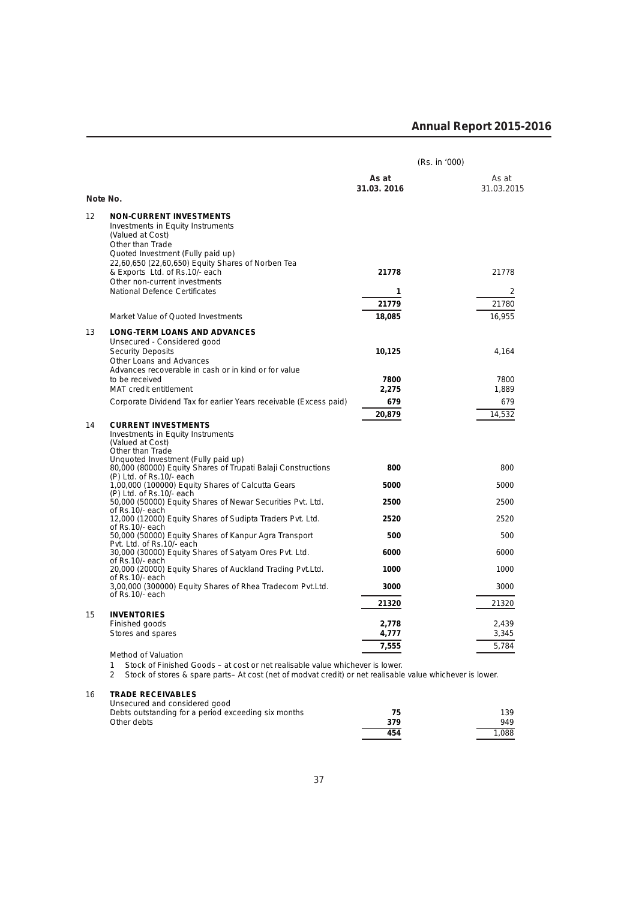| Note No. | | As at 31.03. 2016 | As at 31.03.2015 |
|---|---|---|---|
| | | (Rs. in '000) | |
| 12 | **NON-CURRENT INVESTMENTS** | | |
| | Investments in Equity Instruments | | |
| | (Valued at Cost) | | |
| | Other than Trade | | |
| | Quoted Investment (Fully paid up) | | |
| | 22,60,650 (22,60,650) Equity Shares of Norben Tea & Exports Ltd. of Rs.10/- each | **21778** | 21778 |
| | Other non-current investments | | |
| | National Defence Certificates | **1** | 2 |
| | | **21779** | 21780 |
| | Market Value of Quoted Investments | **18,085** | 16,955 |
| 13 | **LONG-TERM LOANS AND ADVANCES** | | |
| | Unsecured - Considered good | | |
| | Security Deposits | **10,125** | 4,164 |
| | Other Loans and Advances | | |
| | Advances recoverable in cash or in kind or for value to be received | **7800** | 7800 |
| | MAT credit entitlement | **2,275** | 1,889 |
| | Corporate Dividend Tax for earlier Years receivable (Excess paid) | **679** | 679 |
| | | **20,879** | 14,532 |
| 14 | **CURRENT INVESTMENTS** | | |
| | Investments in Equity Instruments | | |
| | (Valued at Cost) | | |
| | Other than Trade | | |
| | Unquoted Investment (Fully paid up) | | |
| | 80,000 (80000) Equity Shares of Trupati Balaji Constructions (P) Ltd. of Rs.10/- each | **800** | 800 |
| | 1,00,000 (100000) Equity Shares of Calcutta Gears (P) Ltd. of Rs.10/- each | **5000** | 5000 |
| | 50,000 (50000) Equity Shares of Newar Securities Pvt. Ltd. of Rs.10/- each | **2500** | 2500 |
| | 12,000 (12000) Equity Shares of Sudipta Traders Pvt. Ltd. of Rs.10/- each | **2520** | 2520 |
| | 50,000 (50000) Equity Shares of Kanpur Agra Transport Pvt. Ltd. of Rs.10/- each | **500** | 500 |
| | 30,000 (30000) Equity Shares of Satyam Ores Pvt. Ltd. of Rs.10/- each | **6000** | 6000 |
| | 20,000 (20000) Equity Shares of Auckland Trading Pvt.Ltd. of Rs.10/- each | **1000** | 1000 |
| | 3,00,000 (300000) Equity Shares of Rhea Tradecom Pvt.Ltd. of Rs.10/- each | **3000** | 3000 |
| | | **21320** | 21320 |
| 15 | **INVENTORIES** | | |
| | Finished goods | **2,778** | 2,439 |
| | Stores and spares | **4,777** | 3,345 |
| | | **7,555** | 5,784 |

Method of Valuation

1 Stock of Finished Goods – at cost or net realisable value whichever is lower.

2 Stock of stores & spare parts– At cost (net of modvat credit) or net realisable value whichever is lower.

| Note No. | | As at 31.03. 2016 | As at 31.03.2015 |
|---|---|---|---|
| 16 | **TRADE RECEIVABLES** | | |
| | Unsecured and considered good | | |
| | Debts outstanding for a period exceeding six months | **75** | 139 |
| | Other debts | **379** | 949 |
| | | **454** | 1,088 |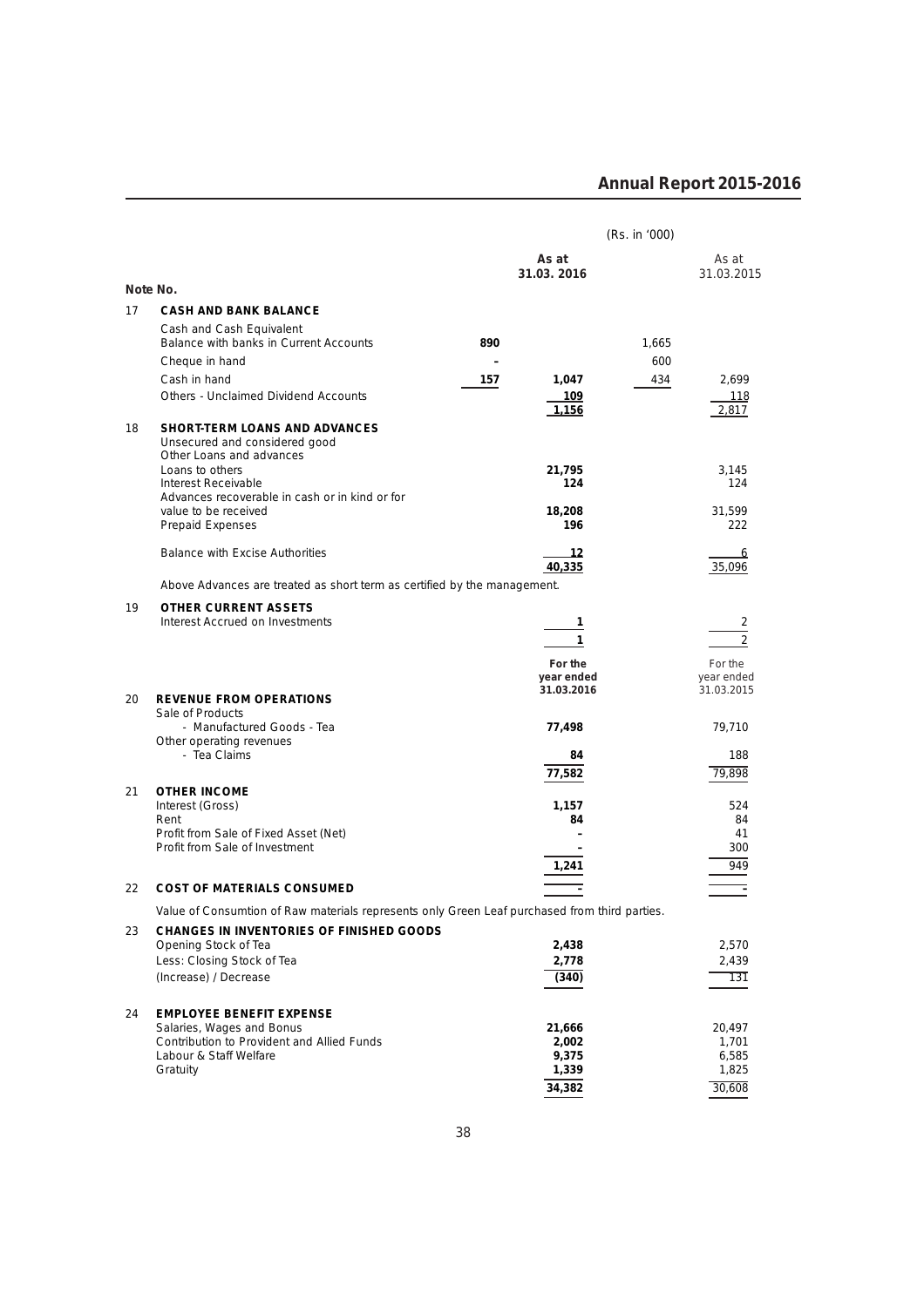(Rs. in '000)

| Note No. | | | As at 31.03. 2016 | | As at 31.03.2015 |
|---|---|---|---|---|---|
| 17 | **CASH AND BANK BALANCE** | | | | |
| | Cash and Cash Equivalent | | | | |
| | Balance with banks in Current Accounts | 890 | | 1,665 | |
| | Cheque in hand | - | | 600 | |
| | Cash in hand | 157 | 1,047 | 434 | 2,699 |
| | Others - Unclaimed Dividend Accounts | | 109 | | 118 |
| | | | 1,156 | | 2,817 |
| 18 | **SHORT-TERM LOANS AND ADVANCES** | | | | |
| | Unsecured and considered good | | | | |
| | Other Loans and advances | | | | |
| | Loans to others | | 21,795 | | 3,145 |
| | Interest Receivable | | 124 | | 124 |
| | Advances recoverable in cash or in kind or for value to be received | | 18,208 | | 31,599 |
| | Prepaid Expenses | | 196 | | 222 |
| | Balance with Excise Authorities | | 12 | | 6 |
| | | | 40,335 | | 35,096 |

Above Advances are treated as short term as certified by the management.

| Note No. | | | |
|---|---|---|---|
| 19 | **OTHER CURRENT ASSETS** | | |
| | Interest Accrued on Investments | 1 | 2 |
| | | 1 | 2 |

| Note No. | | For the year ended 31.03.2016 | For the year ended 31.03.2015 |
|---|---|---|---|
| 20 | **REVENUE FROM OPERATIONS** | | |
| | Sale of Products | | |
| | - Manufactured Goods - Tea | 77,498 | 79,710 |
| | Other operating revenues | | |
| | - Tea Claims | 84 | 188 |
| | | 77,582 | 79,898 |
| 21 | **OTHER INCOME** | | |
| | Interest (Gross) | 1,157 | 524 |
| | Rent | 84 | 84 |
| | Profit from Sale of Fixed Asset (Net) | - | 41 |
| | Profit from Sale of Investment | - | 300 |
| | | 1,241 | 949 |
| 22 | **COST OF MATERIALS CONSUMED** | - | - |

Value of Consumtion of Raw materials represents only Green Leaf purchased from third parties.

| Note No. | | For the year ended 31.03.2016 | For the year ended 31.03.2015 |
|---|---|---|---|
| 23 | **CHANGES IN INVENTORIES OF FINISHED GOODS** | | |
| | Opening Stock of Tea | 2,438 | 2,570 |
| | Less: Closing Stock of Tea | 2,778 | 2,439 |
| | (Increase) / Decrease | (340) | 131 |
| 24 | **EMPLOYEE BENEFIT EXPENSE** | | |
| | Salaries, Wages and Bonus | 21,666 | 20,497 |
| | Contribution to Provident and Allied Funds | 2,002 | 1,701 |
| | Labour & Staff Welfare | 9,375 | 6,585 |
| | Gratuity | 1,339 | 1,825 |
| | | 34,382 | 30,608 |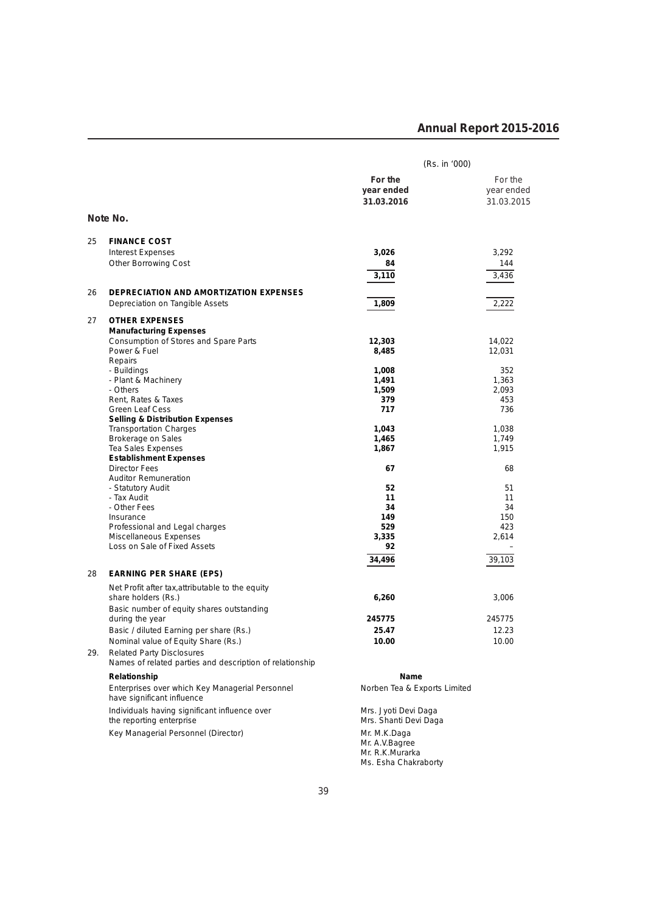(Rs. in '000)

| Note No. | | For the year ended 31.03.2016 | For the year ended 31.03.2015 |
|---|---|---|---|
| 25 | **FINANCE COST** | | |
| | Interest Expenses | **3,026** | 3,292 |
| | Other Borrowing Cost | **84** | 144 |
| | | **3,110** | 3,436 |
| 26 | **DEPRECIATION AND AMORTIZATION EXPENSES** | | |
| | Depreciation on Tangible Assets | **1,809** | 2,222 |
| 27 | **OTHER EXPENSES** | | |
| | **Manufacturing Expenses** | | |
| | Consumption of Stores and Spare Parts | **12,303** | 14,022 |
| | Power & Fuel | **8,485** | 12,031 |
| | Repairs | | |
| | - Buildings | **1,008** | 352 |
| | - Plant & Machinery | **1,491** | 1,363 |
| | - Others | **1,509** | 2,093 |
| | Rent, Rates & Taxes | **379** | 453 |
| | Green Leaf Cess | **717** | 736 |
| | **Selling & Distribution Expenses** | | |
| | Transportation Charges | **1,043** | 1,038 |
| | Brokerage on Sales | **1,465** | 1,749 |
| | Tea Sales Expenses | **1,867** | 1,915 |
| | **Establishment Expenses** | | |
| | Director Fees | **67** | 68 |
| | Auditor Remuneration | | |
| | - Statutory Audit | **52** | 51 |
| | - Tax Audit | **11** | 11 |
| | - Other Fees | **34** | 34 |
| | Insurance | **149** | 150 |
| | Professional and Legal charges | **529** | 423 |
| | Miscellaneous Expenses | **3,335** | 2,614 |
| | Loss on Sale of Fixed Assets | **92** | - |
| | | **34,496** | 39,103 |
| 28 | **EARNING PER SHARE (EPS)** | | |
| | Net Profit after tax,attributable to the equity share holders (Rs.) | **6,260** | 3,006 |
| | Basic number of equity shares outstanding during the year | **245775** | 245775 |
| | Basic / diluted Earning per share (Rs.) | **25.47** | 12.23 |
| | Nominal value of Equity Share (Rs.) | **10.00** | 10.00 |

29. Related Party Disclosures

Names of related parties and description of relationship

| Relationship | Name |
|---|---|
| Enterprises over which Key Managerial Personnel have significant influence | Norben Tea & Exports Limited |
| Individuals having significant influence over the reporting enterprise | Mrs. Jyoti Devi Daga<br>Mrs. Shanti Devi Daga |
| Key Managerial Personnel (Director) | Mr. M.K.Daga<br>Mr. A.V.Bagree<br>Mr. R.K.Murarka<br>Ms. Esha Chakraborty |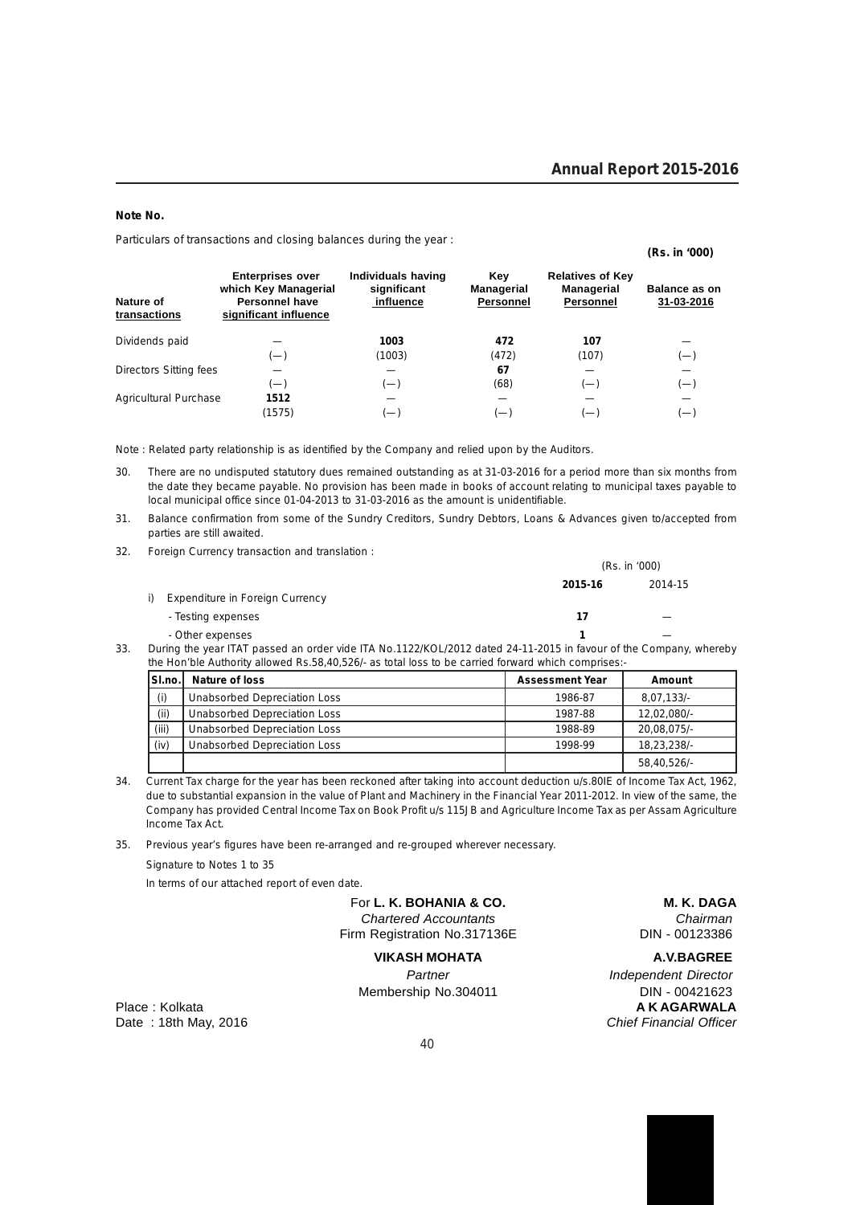**Note No.**

Particulars of transactions and closing balances during the year :

**(Rs. in '000)**

| Nature of transactions | Enterprises over which Key Managerial Personnel have significant influence | Individuals having significant influence | Key Managerial Personnel | Relatives of Key Managerial Personnel | Balance as on 31-03-2016 |
|---|---|---|---|---|---|
| Dividends paid | — | **1003** | **472** | **107** | — |
| | (—) | (1003) | (472) | (107) | (—) |
| Directors Sitting fees | — | — | **67** | — | — |
| | (—) | (—) | (68) | (—) | (—) |
| Agricultural Purchase | **1512** | — | — | — | — |
| | (1575) | (—) | (—) | (—) | (—) |

Note : Related party relationship is as identified by the Company and relied upon by the Auditors.

30. There are no undisputed statutory dues remained outstanding as at 31-03-2016 for a period more than six months from the date they became payable. No provision has been made in books of account relating to municipal taxes payable to local municipal office since 01-04-2013 to 31-03-2016 as the amount is unidentifiable.

31. Balance confirmation from some of the Sundry Creditors, Sundry Debtors, Loans & Advances given to/accepted from parties are still awaited.

32. Foreign Currency transaction and translation :

| | (Rs. in '000) | |
|---|---|---|
| | **2015-16** | 2014-15 |
| i) Expenditure in Foreign Currency | | |
| - Testing expenses | **17** | — |
| - Other expenses | **1** | — |

33. During the year ITAT passed an order vide ITA No.1122/KOL/2012 dated 24-11-2015 in favour of the Company, whereby the Hon'ble Authority allowed Rs.58,40,526/- as total loss to be carried forward which comprises:-

| Sl.no. | Nature of loss | Assessment Year | Amount |
|---|---|---|---|
| (i) | Unabsorbed Depreciation Loss | 1986-87 | 8,07,133/- |
| (ii) | Unabsorbed Depreciation Loss | 1987-88 | 12,02,080/- |
| (iii) | Unabsorbed Depreciation Loss | 1988-89 | 20,08,075/- |
| (iv) | Unabsorbed Depreciation Loss | 1998-99 | 18,23,238/- |
| | | | 58,40,526/- |

34. Current Tax charge for the year has been reckoned after taking into account deduction u/s.80IE of Income Tax Act, 1962, due to substantial expansion in the value of Plant and Machinery in the Financial Year 2011-2012. In view of the same, the Company has provided Central Income Tax on Book Profit u/s 115JB and Agriculture Income Tax as per Assam Agriculture Income Tax Act.

35. Previous year's figures have been re-arranged and re-grouped wherever necessary.

Signature to Notes 1 to 35

In terms of our attached report of even date.

For **L. K. BOHANIA & CO.**
*Chartered Accountants*
Firm Registration No.317136E

**VIKASH MOHATA**
*Partner*
Membership No.304011

**M. K. DAGA**
*Chairman*
DIN - 00123386

**A.V.BAGREE**
*Independent Director*
DIN - 00421623

**A K AGARWALA**
*Chief Financial Officer*

Place : Kolkata
Date : 18th May, 2016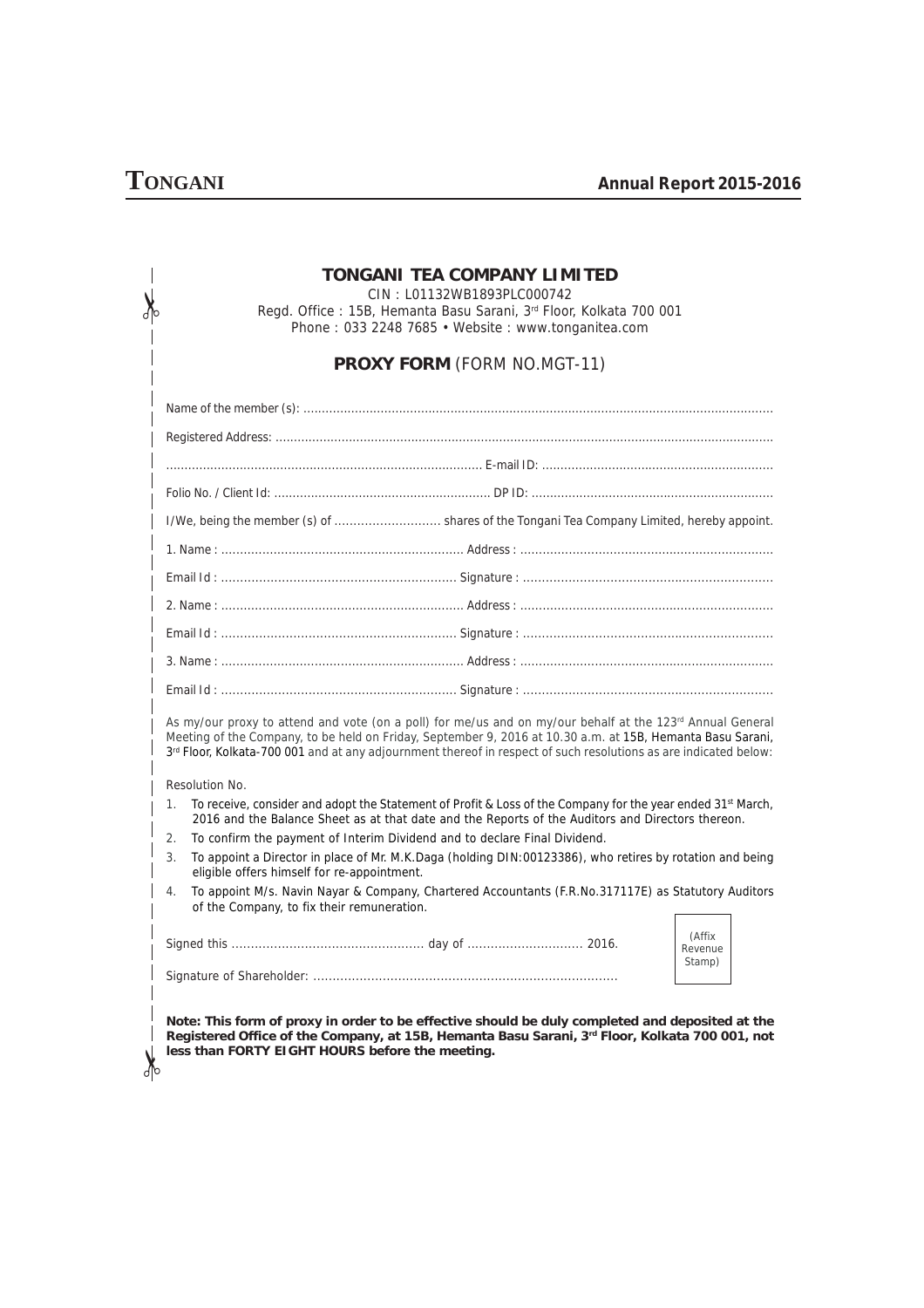# TONGANI TEA COMPANY LIMITED

CIN : L01132WB1893PLC000742
Regd. Office : 15B, Hemanta Basu Sarani, 3rd Floor, Kolkata 700 001
Phone : 033 2248 7685 • Website : www.tonganitea.com

## PROXY FORM (FORM NO.MGT-11)

Name of the member (s): ..............................................................................................................................

Registered Address: ......................................................................................................................................

..................................................................................... E-mail ID: ..............................................................

Folio No. / Client Id: .......................................................... DP ID: .................................................................

I/We, being the member (s) of ............................ shares of the Tongani Tea Company Limited, hereby appoint.

1. Name : ................................................................ Address : ...................................................................

Email Id : .............................................................. Signature : ..................................................................

2. Name : ................................................................ Address : ...................................................................

Email Id : .............................................................. Signature : ..................................................................

3. Name : ................................................................ Address : ...................................................................

Email Id : .............................................................. Signature : ..................................................................

As my/our proxy to attend and vote (on a poll) for me/us and on my/our behalf at the 123rd Annual General Meeting of the Company, to be held on Friday, September 9, 2016 at 10.30 a.m. at 15B, Hemanta Basu Sarani, 3rd Floor, Kolkata-700 001 and at any adjournment thereof in respect of such resolutions as are indicated below:

Resolution No.

1. To receive, consider and adopt the Statement of Profit & Loss of the Company for the year ended 31st March, 2016 and the Balance Sheet as at that date and the Reports of the Auditors and Directors thereon.
2. To confirm the payment of Interim Dividend and to declare Final Dividend.
3. To appoint a Director in place of Mr. M.K.Daga (holding DIN:00123386), who retires by rotation and being eligible offers himself for re-appointment.
4. To appoint M/s. Navin Nayar & Company, Chartered Accountants (F.R.No.317117E) as Statutory Auditors of the Company, to fix their remuneration.

Signed this .................................................. day of .............................. 2016.

(Affix Revenue Stamp)

Signature of Shareholder: ..............................................................................

**Note: This form of proxy in order to be effective should be duly completed and deposited at the Registered Office of the Company, at 15B, Hemanta Basu Sarani, 3rd Floor, Kolkata 700 001, not less than FORTY EIGHT HOURS before the meeting.**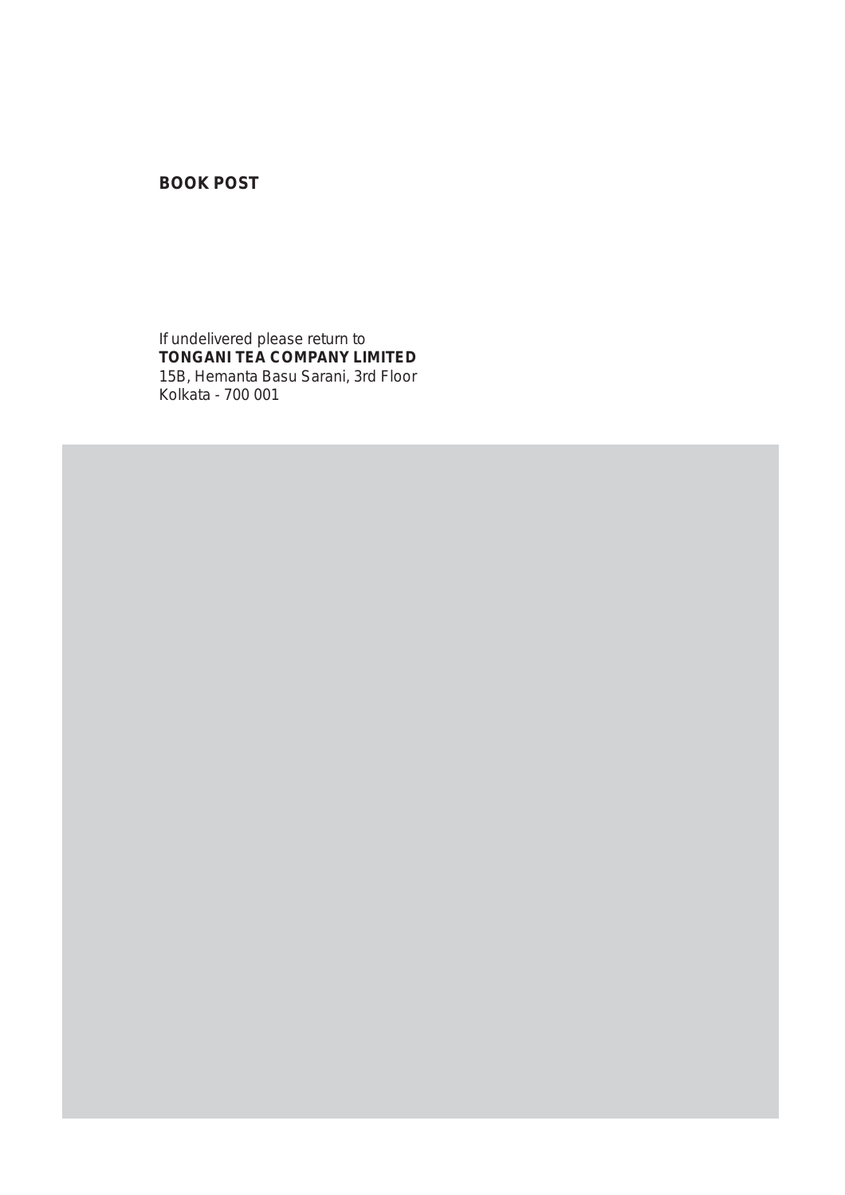**BOOK POST**

If undelivered please return to
**TONGANI TEA COMPANY LIMITED**
15B, Hemanta Basu Sarani, 3rd Floor
Kolkata - 700 001